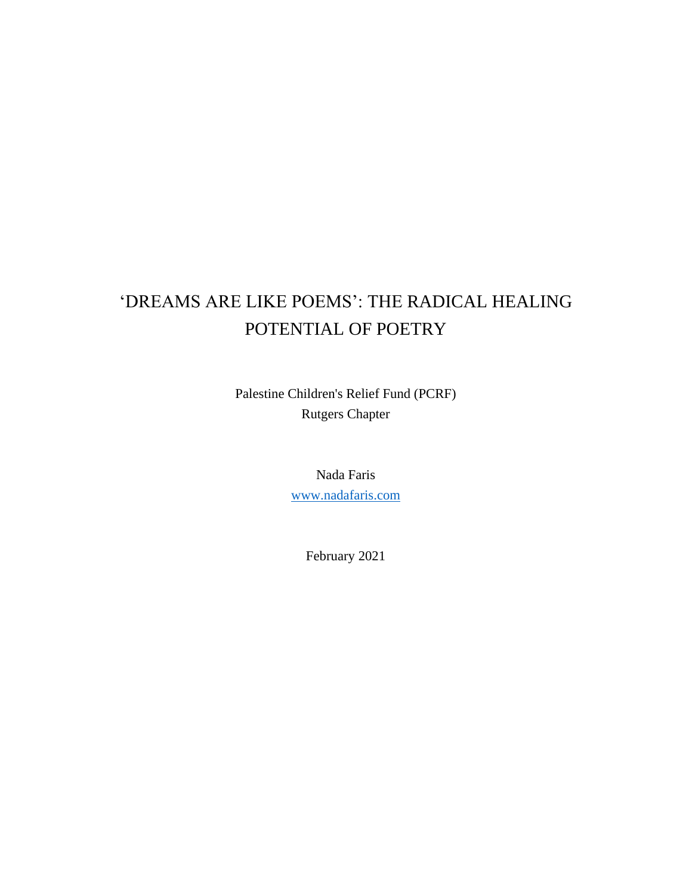# 'DREAMS ARE LIKE POEMS': THE RADICAL HEALING POTENTIAL OF POETRY

Palestine Children's Relief Fund (PCRF)
Rutgers Chapter

Nada Faris
www.nadafaris.com

February 2021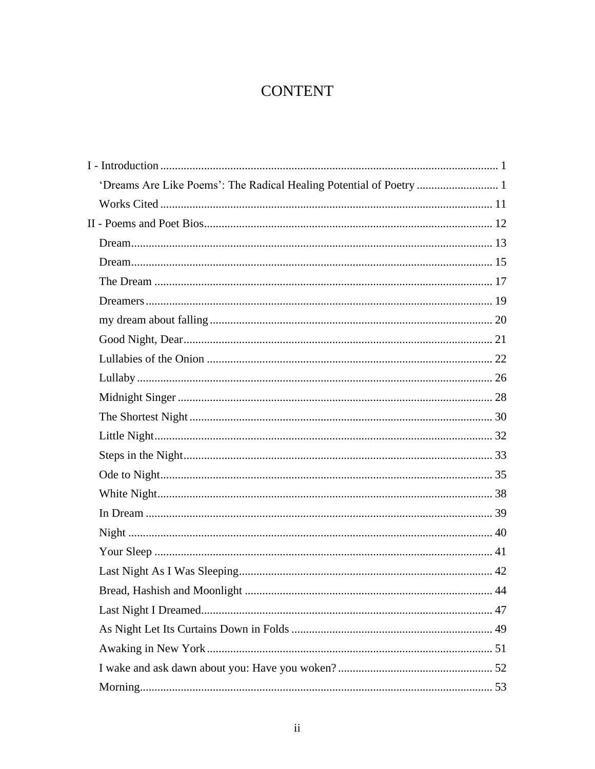# CONTENT

I - Introduction ..... 1

- 'Dreams Are Like Poems': The Radical Healing Potential of Poetry ..... 1
- Works Cited ..... 11

II - Poems and Poet Bios ..... 12

- Dream ..... 13
- Dream ..... 15
- The Dream ..... 17
- Dreamers ..... 19
- my dream about falling ..... 20
- Good Night, Dear ..... 21
- Lullabies of the Onion ..... 22
- Lullaby ..... 26
- Midnight Singer ..... 28
- The Shortest Night ..... 30
- Little Night ..... 32
- Steps in the Night ..... 33
- Ode to Night ..... 35
- White Night ..... 38
- In Dream ..... 39
- Night ..... 40
- Your Sleep ..... 41
- Last Night As I Was Sleeping ..... 42
- Bread, Hashish and Moonlight ..... 44
- Last Night I Dreamed ..... 47
- As Night Let Its Curtains Down in Folds ..... 49
- Awaking in New York ..... 51
- I wake and ask dawn about you: Have you woken? ..... 52
- Morning ..... 53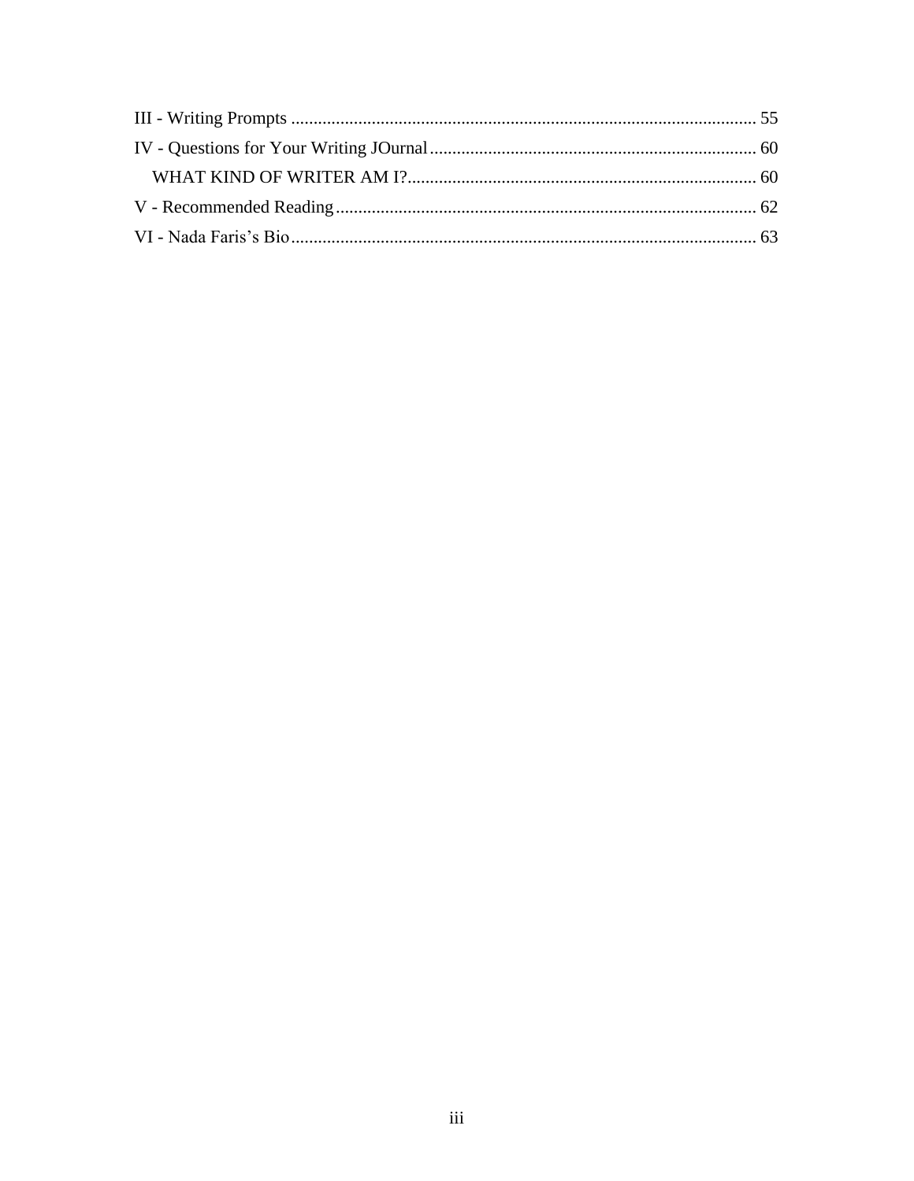III - Writing Prompts ........................................................................................................ 55

IV - Questions for Your Writing JOurnal ......................................................................... 60

WHAT KIND OF WRITER AM I? .............................................................................. 60

V - Recommended Reading ............................................................................................. 62

VI - Nada Faris's Bio ........................................................................................................ 63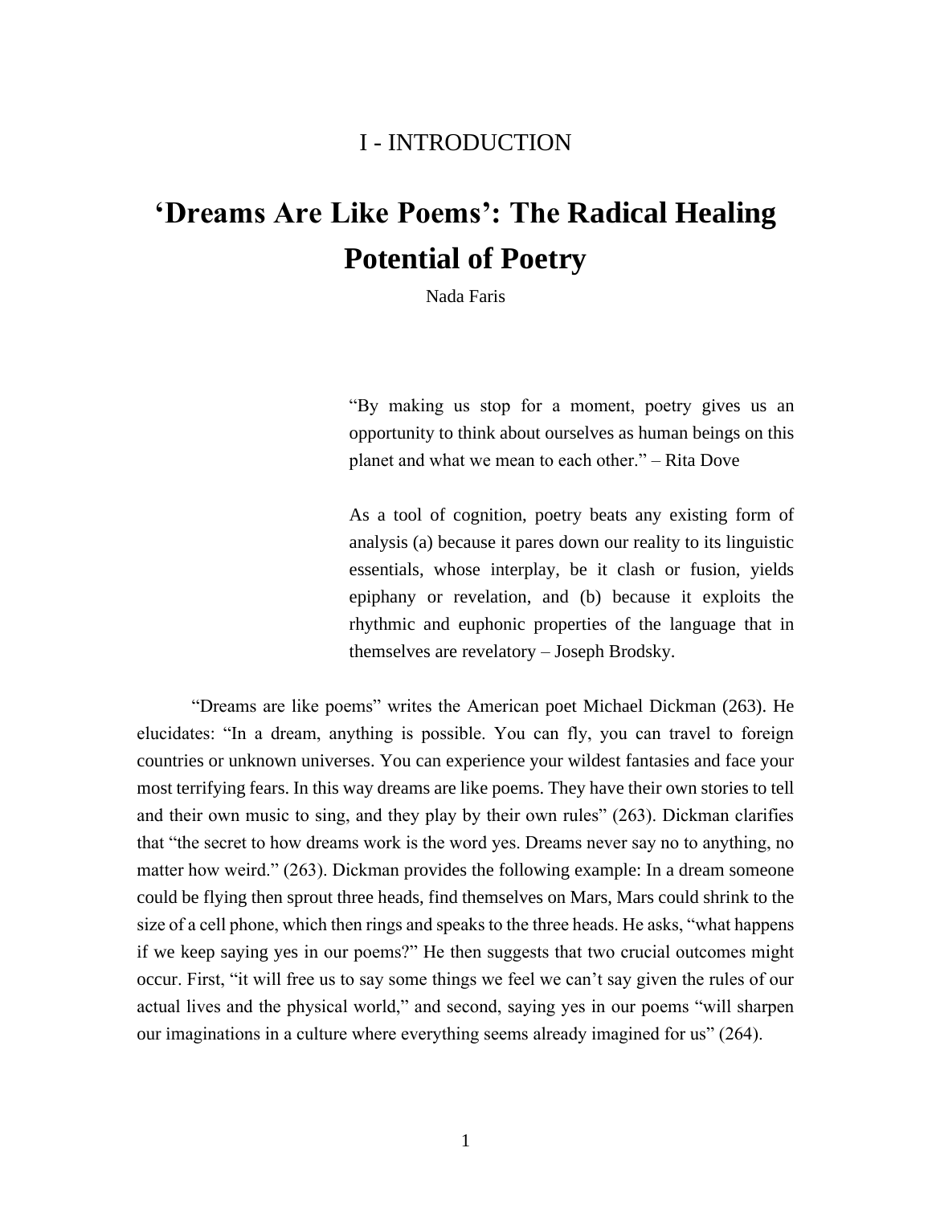## I - INTRODUCTION

# 'Dreams Are Like Poems': The Radical Healing Potential of Poetry

Nada Faris

> "By making us stop for a moment, poetry gives us an opportunity to think about ourselves as human beings on this planet and what we mean to each other." – Rita Dove

> As a tool of cognition, poetry beats any existing form of analysis (a) because it pares down our reality to its linguistic essentials, whose interplay, be it clash or fusion, yields epiphany or revelation, and (b) because it exploits the rhythmic and euphonic properties of the language that in themselves are revelatory – Joseph Brodsky.

"Dreams are like poems" writes the American poet Michael Dickman (263). He elucidates: "In a dream, anything is possible. You can fly, you can travel to foreign countries or unknown universes. You can experience your wildest fantasies and face your most terrifying fears. In this way dreams are like poems. They have their own stories to tell and their own music to sing, and they play by their own rules" (263). Dickman clarifies that "the secret to how dreams work is the word yes. Dreams never say no to anything, no matter how weird." (263). Dickman provides the following example: In a dream someone could be flying then sprout three heads, find themselves on Mars, Mars could shrink to the size of a cell phone, which then rings and speaks to the three heads. He asks, "what happens if we keep saying yes in our poems?" He then suggests that two crucial outcomes might occur. First, "it will free us to say some things we feel we can't say given the rules of our actual lives and the physical world," and second, saying yes in our poems "will sharpen our imaginations in a culture where everything seems already imagined for us" (264).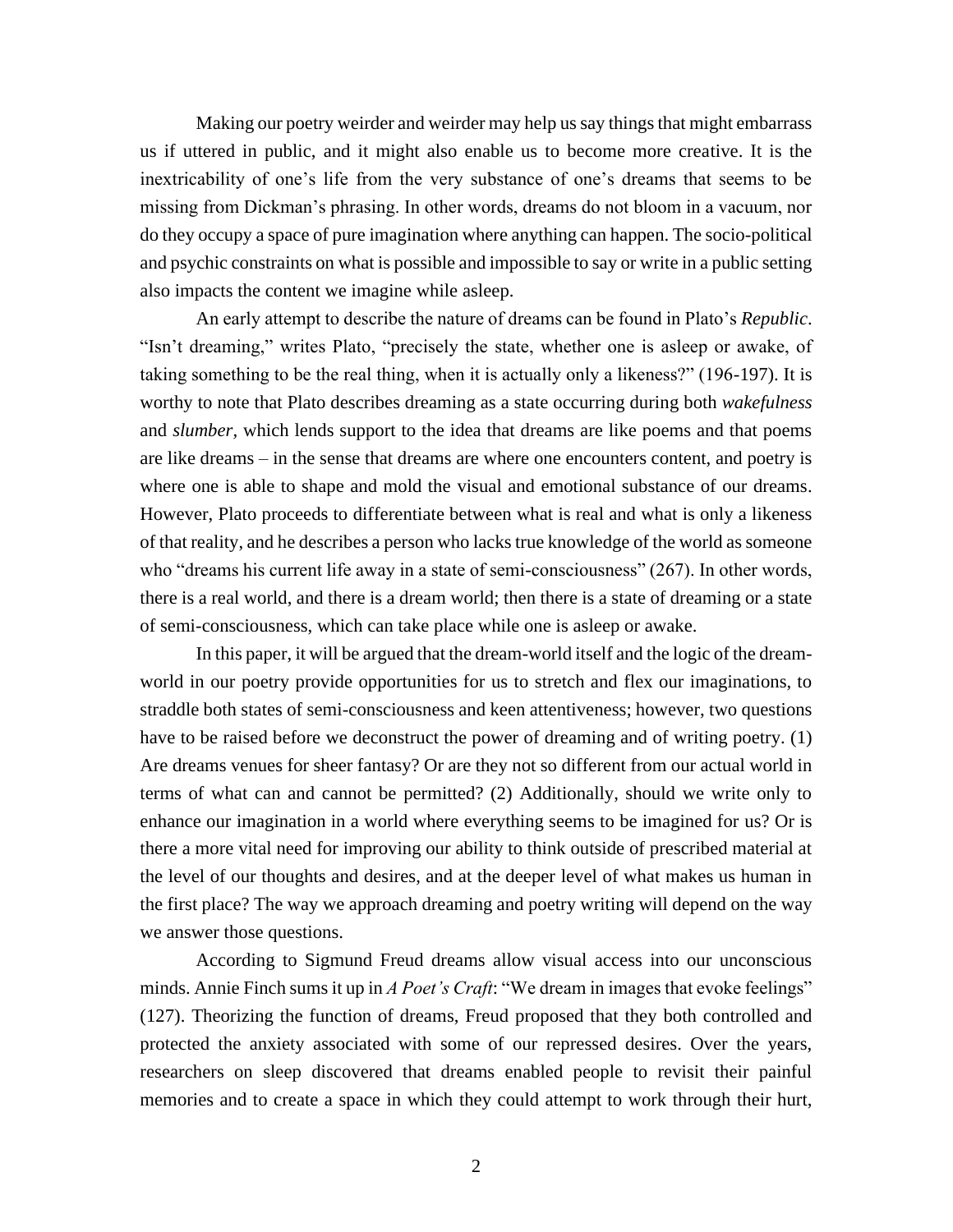Making our poetry weirder and weirder may help us say things that might embarrass us if uttered in public, and it might also enable us to become more creative. It is the inextricability of one's life from the very substance of one's dreams that seems to be missing from Dickman's phrasing. In other words, dreams do not bloom in a vacuum, nor do they occupy a space of pure imagination where anything can happen. The socio-political and psychic constraints on what is possible and impossible to say or write in a public setting also impacts the content we imagine while asleep.

An early attempt to describe the nature of dreams can be found in Plato's *Republic*. "Isn't dreaming," writes Plato, "precisely the state, whether one is asleep or awake, of taking something to be the real thing, when it is actually only a likeness?" (196-197). It is worthy to note that Plato describes dreaming as a state occurring during both *wakefulness* and *slumber*, which lends support to the idea that dreams are like poems and that poems are like dreams – in the sense that dreams are where one encounters content, and poetry is where one is able to shape and mold the visual and emotional substance of our dreams. However, Plato proceeds to differentiate between what is real and what is only a likeness of that reality, and he describes a person who lacks true knowledge of the world as someone who "dreams his current life away in a state of semi-consciousness" (267). In other words, there is a real world, and there is a dream world; then there is a state of dreaming or a state of semi-consciousness, which can take place while one is asleep or awake.

In this paper, it will be argued that the dream-world itself and the logic of the dream-world in our poetry provide opportunities for us to stretch and flex our imaginations, to straddle both states of semi-consciousness and keen attentiveness; however, two questions have to be raised before we deconstruct the power of dreaming and of writing poetry. (1) Are dreams venues for sheer fantasy? Or are they not so different from our actual world in terms of what can and cannot be permitted? (2) Additionally, should we write only to enhance our imagination in a world where everything seems to be imagined for us? Or is there a more vital need for improving our ability to think outside of prescribed material at the level of our thoughts and desires, and at the deeper level of what makes us human in the first place? The way we approach dreaming and poetry writing will depend on the way we answer those questions.

According to Sigmund Freud dreams allow visual access into our unconscious minds. Annie Finch sums it up in *A Poet's Craft*: "We dream in images that evoke feelings" (127). Theorizing the function of dreams, Freud proposed that they both controlled and protected the anxiety associated with some of our repressed desires. Over the years, researchers on sleep discovered that dreams enabled people to revisit their painful memories and to create a space in which they could attempt to work through their hurt,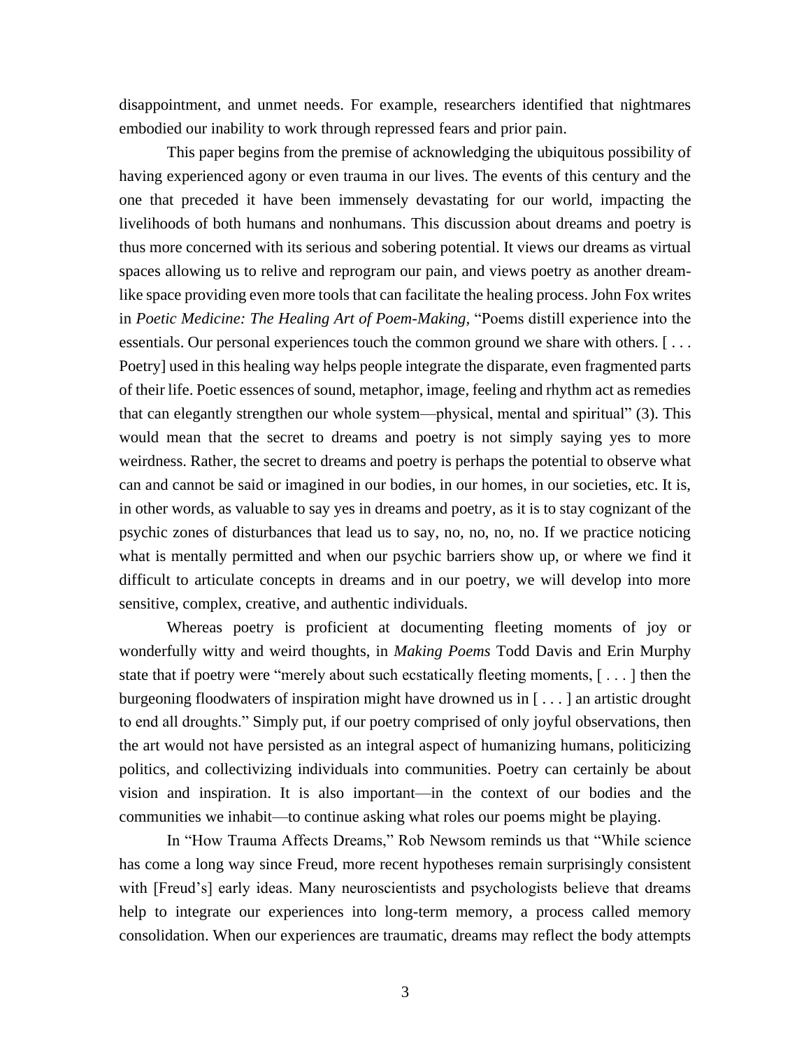disappointment, and unmet needs. For example, researchers identified that nightmares embodied our inability to work through repressed fears and prior pain.

This paper begins from the premise of acknowledging the ubiquitous possibility of having experienced agony or even trauma in our lives. The events of this century and the one that preceded it have been immensely devastating for our world, impacting the livelihoods of both humans and nonhumans. This discussion about dreams and poetry is thus more concerned with its serious and sobering potential. It views our dreams as virtual spaces allowing us to relive and reprogram our pain, and views poetry as another dream-like space providing even more tools that can facilitate the healing process. John Fox writes in *Poetic Medicine: The Healing Art of Poem-Making*, "Poems distill experience into the essentials. Our personal experiences touch the common ground we share with others. [ . . . Poetry] used in this healing way helps people integrate the disparate, even fragmented parts of their life. Poetic essences of sound, metaphor, image, feeling and rhythm act as remedies that can elegantly strengthen our whole system—physical, mental and spiritual" (3). This would mean that the secret to dreams and poetry is not simply saying yes to more weirdness. Rather, the secret to dreams and poetry is perhaps the potential to observe what can and cannot be said or imagined in our bodies, in our homes, in our societies, etc. It is, in other words, as valuable to say yes in dreams and poetry, as it is to stay cognizant of the psychic zones of disturbances that lead us to say, no, no, no, no. If we practice noticing what is mentally permitted and when our psychic barriers show up, or where we find it difficult to articulate concepts in dreams and in our poetry, we will develop into more sensitive, complex, creative, and authentic individuals.

Whereas poetry is proficient at documenting fleeting moments of joy or wonderfully witty and weird thoughts, in *Making Poems* Todd Davis and Erin Murphy state that if poetry were "merely about such ecstatically fleeting moments, [ . . . ] then the burgeoning floodwaters of inspiration might have drowned us in [ . . . ] an artistic drought to end all droughts." Simply put, if our poetry comprised of only joyful observations, then the art would not have persisted as an integral aspect of humanizing humans, politicizing politics, and collectivizing individuals into communities. Poetry can certainly be about vision and inspiration. It is also important—in the context of our bodies and the communities we inhabit—to continue asking what roles our poems might be playing.

In "How Trauma Affects Dreams," Rob Newsom reminds us that "While science has come a long way since Freud, more recent hypotheses remain surprisingly consistent with [Freud's] early ideas. Many neuroscientists and psychologists believe that dreams help to integrate our experiences into long-term memory, a process called memory consolidation. When our experiences are traumatic, dreams may reflect the body attempts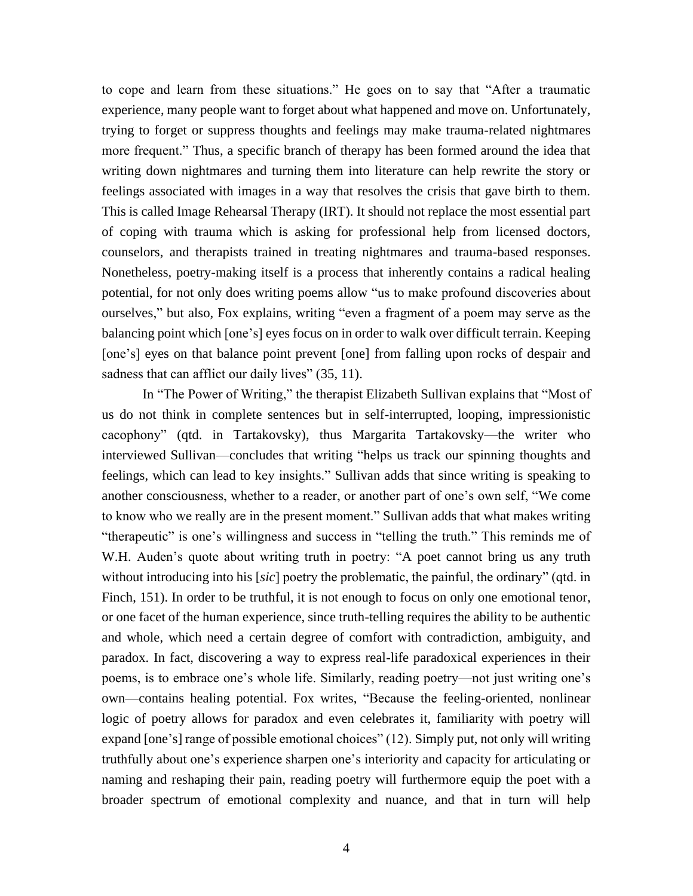to cope and learn from these situations." He goes on to say that "After a traumatic experience, many people want to forget about what happened and move on. Unfortunately, trying to forget or suppress thoughts and feelings may make trauma-related nightmares more frequent." Thus, a specific branch of therapy has been formed around the idea that writing down nightmares and turning them into literature can help rewrite the story or feelings associated with images in a way that resolves the crisis that gave birth to them. This is called Image Rehearsal Therapy (IRT). It should not replace the most essential part of coping with trauma which is asking for professional help from licensed doctors, counselors, and therapists trained in treating nightmares and trauma-based responses. Nonetheless, poetry-making itself is a process that inherently contains a radical healing potential, for not only does writing poems allow "us to make profound discoveries about ourselves," but also, Fox explains, writing "even a fragment of a poem may serve as the balancing point which [one's] eyes focus on in order to walk over difficult terrain. Keeping [one's] eyes on that balance point prevent [one] from falling upon rocks of despair and sadness that can afflict our daily lives" (35, 11).

In "The Power of Writing," the therapist Elizabeth Sullivan explains that "Most of us do not think in complete sentences but in self-interrupted, looping, impressionistic cacophony" (qtd. in Tartakovsky), thus Margarita Tartakovsky—the writer who interviewed Sullivan—concludes that writing "helps us track our spinning thoughts and feelings, which can lead to key insights." Sullivan adds that since writing is speaking to another consciousness, whether to a reader, or another part of one's own self, "We come to know who we really are in the present moment." Sullivan adds that what makes writing "therapeutic" is one's willingness and success in "telling the truth." This reminds me of W.H. Auden's quote about writing truth in poetry: "A poet cannot bring us any truth without introducing into his [*sic*] poetry the problematic, the painful, the ordinary" (qtd. in Finch, 151). In order to be truthful, it is not enough to focus on only one emotional tenor, or one facet of the human experience, since truth-telling requires the ability to be authentic and whole, which need a certain degree of comfort with contradiction, ambiguity, and paradox. In fact, discovering a way to express real-life paradoxical experiences in their poems, is to embrace one's whole life. Similarly, reading poetry—not just writing one's own—contains healing potential. Fox writes, "Because the feeling-oriented, nonlinear logic of poetry allows for paradox and even celebrates it, familiarity with poetry will expand [one's] range of possible emotional choices" (12). Simply put, not only will writing truthfully about one's experience sharpen one's interiority and capacity for articulating or naming and reshaping their pain, reading poetry will furthermore equip the poet with a broader spectrum of emotional complexity and nuance, and that in turn will help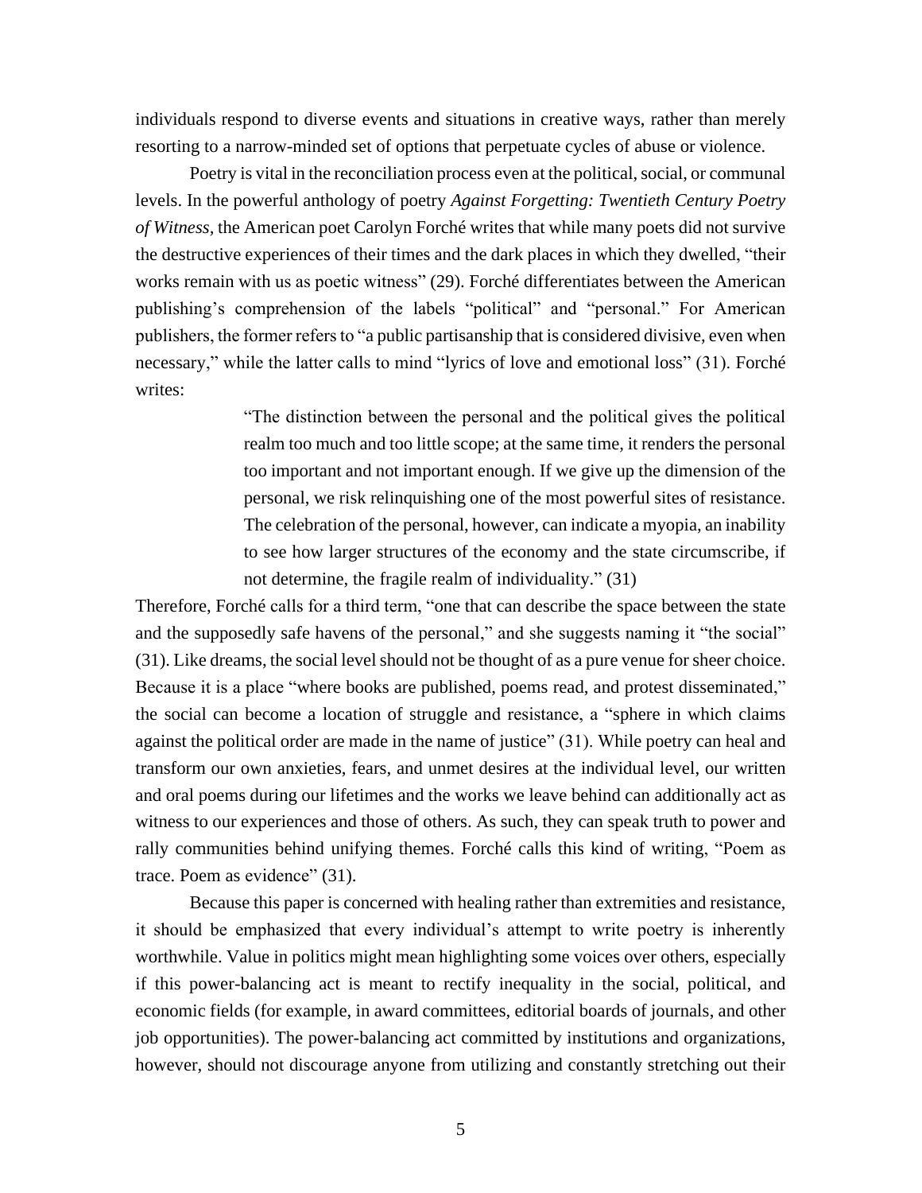individuals respond to diverse events and situations in creative ways, rather than merely resorting to a narrow-minded set of options that perpetuate cycles of abuse or violence.

Poetry is vital in the reconciliation process even at the political, social, or communal levels. In the powerful anthology of poetry *Against Forgetting: Twentieth Century Poetry of Witness,* the American poet Carolyn Forché writes that while many poets did not survive the destructive experiences of their times and the dark places in which they dwelled, "their works remain with us as poetic witness" (29). Forché differentiates between the American publishing's comprehension of the labels "political" and "personal." For American publishers, the former refers to "a public partisanship that is considered divisive, even when necessary," while the latter calls to mind "lyrics of love and emotional loss" (31). Forché writes:

> "The distinction between the personal and the political gives the political realm too much and too little scope; at the same time, it renders the personal too important and not important enough. If we give up the dimension of the personal, we risk relinquishing one of the most powerful sites of resistance. The celebration of the personal, however, can indicate a myopia, an inability to see how larger structures of the economy and the state circumscribe, if not determine, the fragile realm of individuality." (31)

Therefore, Forché calls for a third term, "one that can describe the space between the state and the supposedly safe havens of the personal," and she suggests naming it "the social" (31). Like dreams, the social level should not be thought of as a pure venue for sheer choice. Because it is a place "where books are published, poems read, and protest disseminated," the social can become a location of struggle and resistance, a "sphere in which claims against the political order are made in the name of justice" (31). While poetry can heal and transform our own anxieties, fears, and unmet desires at the individual level, our written and oral poems during our lifetimes and the works we leave behind can additionally act as witness to our experiences and those of others. As such, they can speak truth to power and rally communities behind unifying themes. Forché calls this kind of writing, "Poem as trace. Poem as evidence" (31).

Because this paper is concerned with healing rather than extremities and resistance, it should be emphasized that every individual's attempt to write poetry is inherently worthwhile. Value in politics might mean highlighting some voices over others, especially if this power-balancing act is meant to rectify inequality in the social, political, and economic fields (for example, in award committees, editorial boards of journals, and other job opportunities). The power-balancing act committed by institutions and organizations, however, should not discourage anyone from utilizing and constantly stretching out their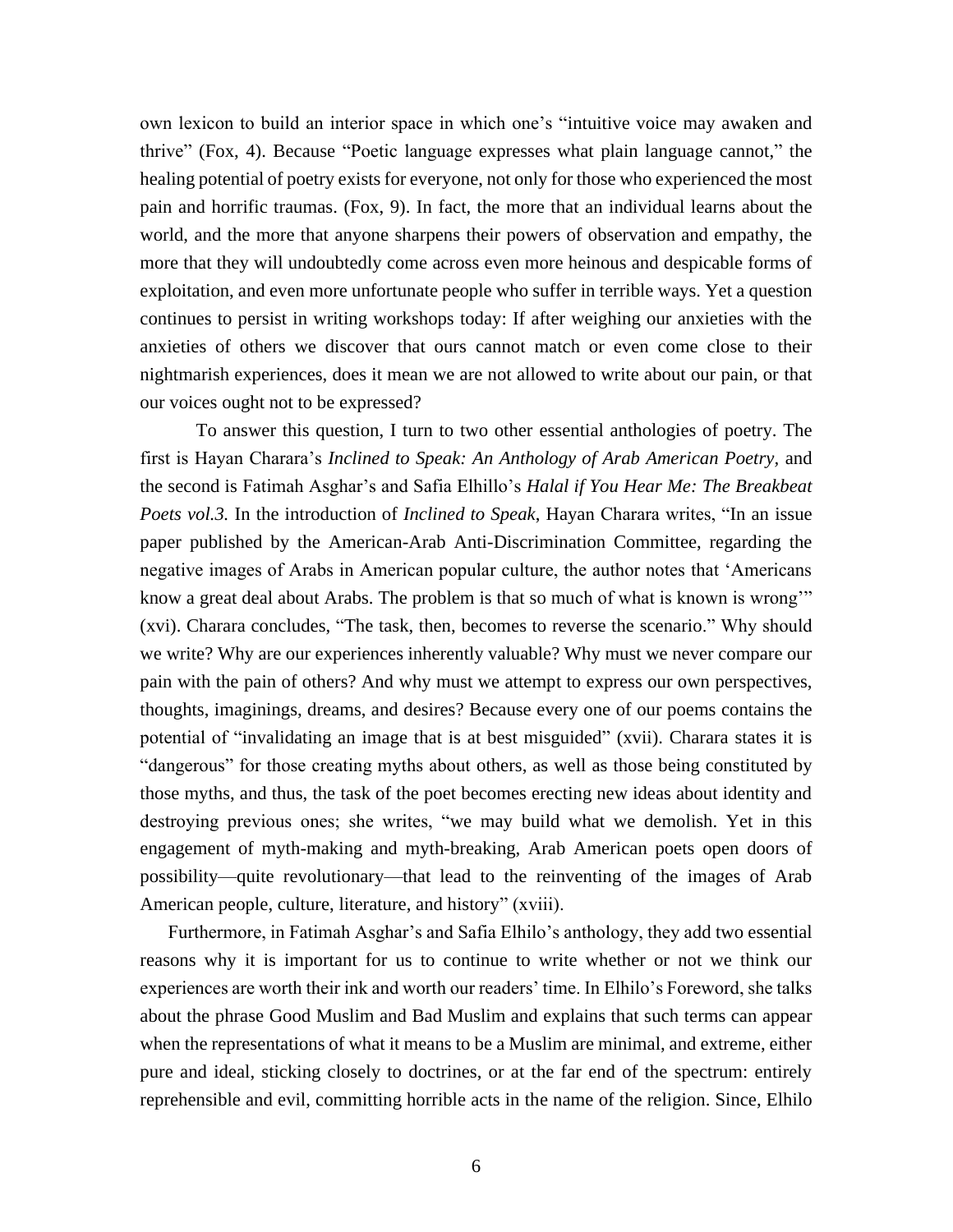own lexicon to build an interior space in which one's "intuitive voice may awaken and thrive" (Fox, 4). Because "Poetic language expresses what plain language cannot," the healing potential of poetry exists for everyone, not only for those who experienced the most pain and horrific traumas. (Fox, 9). In fact, the more that an individual learns about the world, and the more that anyone sharpens their powers of observation and empathy, the more that they will undoubtedly come across even more heinous and despicable forms of exploitation, and even more unfortunate people who suffer in terrible ways. Yet a question continues to persist in writing workshops today: If after weighing our anxieties with the anxieties of others we discover that ours cannot match or even come close to their nightmarish experiences, does it mean we are not allowed to write about our pain, or that our voices ought not to be expressed?

To answer this question, I turn to two other essential anthologies of poetry. The first is Hayan Charara's *Inclined to Speak: An Anthology of Arab American Poetry,* and the second is Fatimah Asghar's and Safia Elhillo's *Halal if You Hear Me: The Breakbeat Poets vol.3.* In the introduction of *Inclined to Speak*, Hayan Charara writes, "In an issue paper published by the American-Arab Anti-Discrimination Committee, regarding the negative images of Arabs in American popular culture, the author notes that 'Americans know a great deal about Arabs. The problem is that so much of what is known is wrong'" (xvi). Charara concludes, "The task, then, becomes to reverse the scenario." Why should we write? Why are our experiences inherently valuable? Why must we never compare our pain with the pain of others? And why must we attempt to express our own perspectives, thoughts, imaginings, dreams, and desires? Because every one of our poems contains the potential of "invalidating an image that is at best misguided" (xvii). Charara states it is "dangerous" for those creating myths about others, as well as those being constituted by those myths, and thus, the task of the poet becomes erecting new ideas about identity and destroying previous ones; she writes, "we may build what we demolish. Yet in this engagement of myth-making and myth-breaking, Arab American poets open doors of possibility—quite revolutionary—that lead to the reinventing of the images of Arab American people, culture, literature, and history" (xviii).

Furthermore, in Fatimah Asghar's and Safia Elhilo's anthology, they add two essential reasons why it is important for us to continue to write whether or not we think our experiences are worth their ink and worth our readers' time. In Elhilo's Foreword, she talks about the phrase Good Muslim and Bad Muslim and explains that such terms can appear when the representations of what it means to be a Muslim are minimal, and extreme, either pure and ideal, sticking closely to doctrines, or at the far end of the spectrum: entirely reprehensible and evil, committing horrible acts in the name of the religion. Since, Elhilo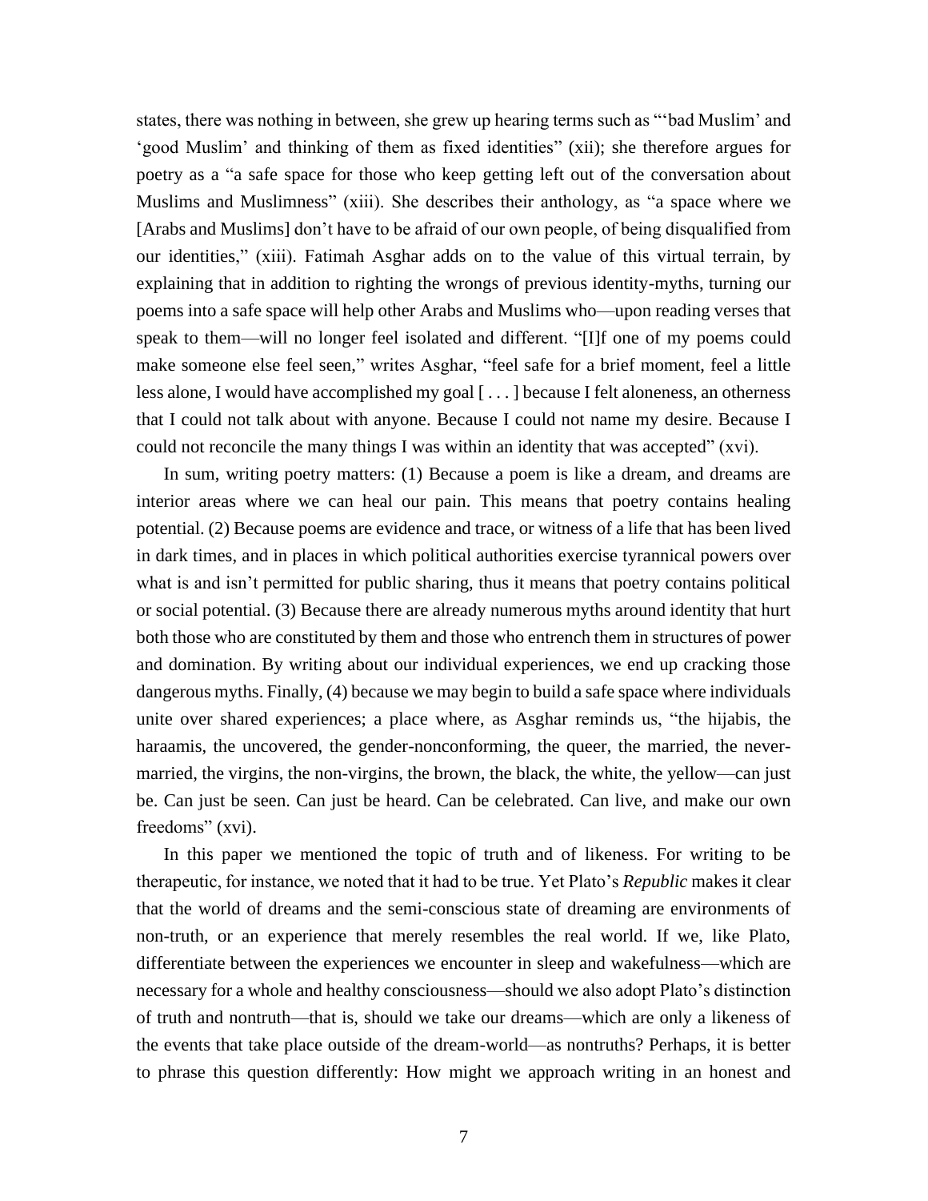states, there was nothing in between, she grew up hearing terms such as "'bad Muslim' and 'good Muslim' and thinking of them as fixed identities" (xii); she therefore argues for poetry as a "a safe space for those who keep getting left out of the conversation about Muslims and Muslimness" (xiii). She describes their anthology, as "a space where we [Arabs and Muslims] don't have to be afraid of our own people, of being disqualified from our identities," (xiii). Fatimah Asghar adds on to the value of this virtual terrain, by explaining that in addition to righting the wrongs of previous identity-myths, turning our poems into a safe space will help other Arabs and Muslims who—upon reading verses that speak to them—will no longer feel isolated and different. "[I]f one of my poems could make someone else feel seen," writes Asghar, "feel safe for a brief moment, feel a little less alone, I would have accomplished my goal [ . . . ] because I felt aloneness, an otherness that I could not talk about with anyone. Because I could not name my desire. Because I could not reconcile the many things I was within an identity that was accepted" (xvi).

In sum, writing poetry matters: (1) Because a poem is like a dream, and dreams are interior areas where we can heal our pain. This means that poetry contains healing potential. (2) Because poems are evidence and trace, or witness of a life that has been lived in dark times, and in places in which political authorities exercise tyrannical powers over what is and isn't permitted for public sharing, thus it means that poetry contains political or social potential. (3) Because there are already numerous myths around identity that hurt both those who are constituted by them and those who entrench them in structures of power and domination. By writing about our individual experiences, we end up cracking those dangerous myths. Finally, (4) because we may begin to build a safe space where individuals unite over shared experiences; a place where, as Asghar reminds us, "the hijabis, the haraamis, the uncovered, the gender-nonconforming, the queer, the married, the never-married, the virgins, the non-virgins, the brown, the black, the white, the yellow—can just be. Can just be seen. Can just be heard. Can be celebrated. Can live, and make our own freedoms" (xvi).

In this paper we mentioned the topic of truth and of likeness. For writing to be therapeutic, for instance, we noted that it had to be true. Yet Plato's *Republic* makes it clear that the world of dreams and the semi-conscious state of dreaming are environments of non-truth, or an experience that merely resembles the real world. If we, like Plato, differentiate between the experiences we encounter in sleep and wakefulness—which are necessary for a whole and healthy consciousness—should we also adopt Plato's distinction of truth and nontruth—that is, should we take our dreams—which are only a likeness of the events that take place outside of the dream-world—as nontruths? Perhaps, it is better to phrase this question differently: How might we approach writing in an honest and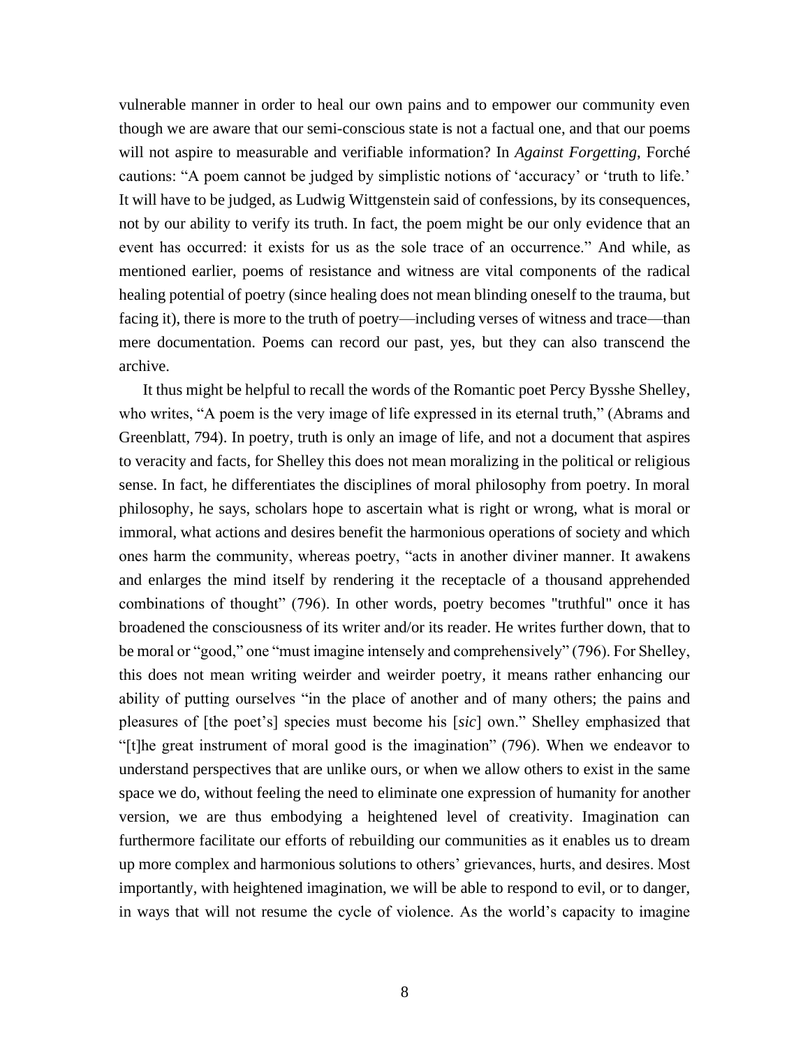vulnerable manner in order to heal our own pains and to empower our community even though we are aware that our semi-conscious state is not a factual one, and that our poems will not aspire to measurable and verifiable information? In *Against Forgetting*, Forché cautions: "A poem cannot be judged by simplistic notions of 'accuracy' or 'truth to life.' It will have to be judged, as Ludwig Wittgenstein said of confessions, by its consequences, not by our ability to verify its truth. In fact, the poem might be our only evidence that an event has occurred: it exists for us as the sole trace of an occurrence." And while, as mentioned earlier, poems of resistance and witness are vital components of the radical healing potential of poetry (since healing does not mean blinding oneself to the trauma, but facing it), there is more to the truth of poetry—including verses of witness and trace—than mere documentation. Poems can record our past, yes, but they can also transcend the archive.

It thus might be helpful to recall the words of the Romantic poet Percy Bysshe Shelley, who writes, "A poem is the very image of life expressed in its eternal truth," (Abrams and Greenblatt, 794). In poetry, truth is only an image of life, and not a document that aspires to veracity and facts, for Shelley this does not mean moralizing in the political or religious sense. In fact, he differentiates the disciplines of moral philosophy from poetry. In moral philosophy, he says, scholars hope to ascertain what is right or wrong, what is moral or immoral, what actions and desires benefit the harmonious operations of society and which ones harm the community, whereas poetry, "acts in another diviner manner. It awakens and enlarges the mind itself by rendering it the receptacle of a thousand apprehended combinations of thought" (796). In other words, poetry becomes "truthful" once it has broadened the consciousness of its writer and/or its reader. He writes further down, that to be moral or "good," one "must imagine intensely and comprehensively" (796). For Shelley, this does not mean writing weirder and weirder poetry, it means rather enhancing our ability of putting ourselves "in the place of another and of many others; the pains and pleasures of [the poet's] species must become his [*sic*] own." Shelley emphasized that "[t]he great instrument of moral good is the imagination" (796). When we endeavor to understand perspectives that are unlike ours, or when we allow others to exist in the same space we do, without feeling the need to eliminate one expression of humanity for another version, we are thus embodying a heightened level of creativity. Imagination can furthermore facilitate our efforts of rebuilding our communities as it enables us to dream up more complex and harmonious solutions to others' grievances, hurts, and desires. Most importantly, with heightened imagination, we will be able to respond to evil, or to danger, in ways that will not resume the cycle of violence. As the world's capacity to imagine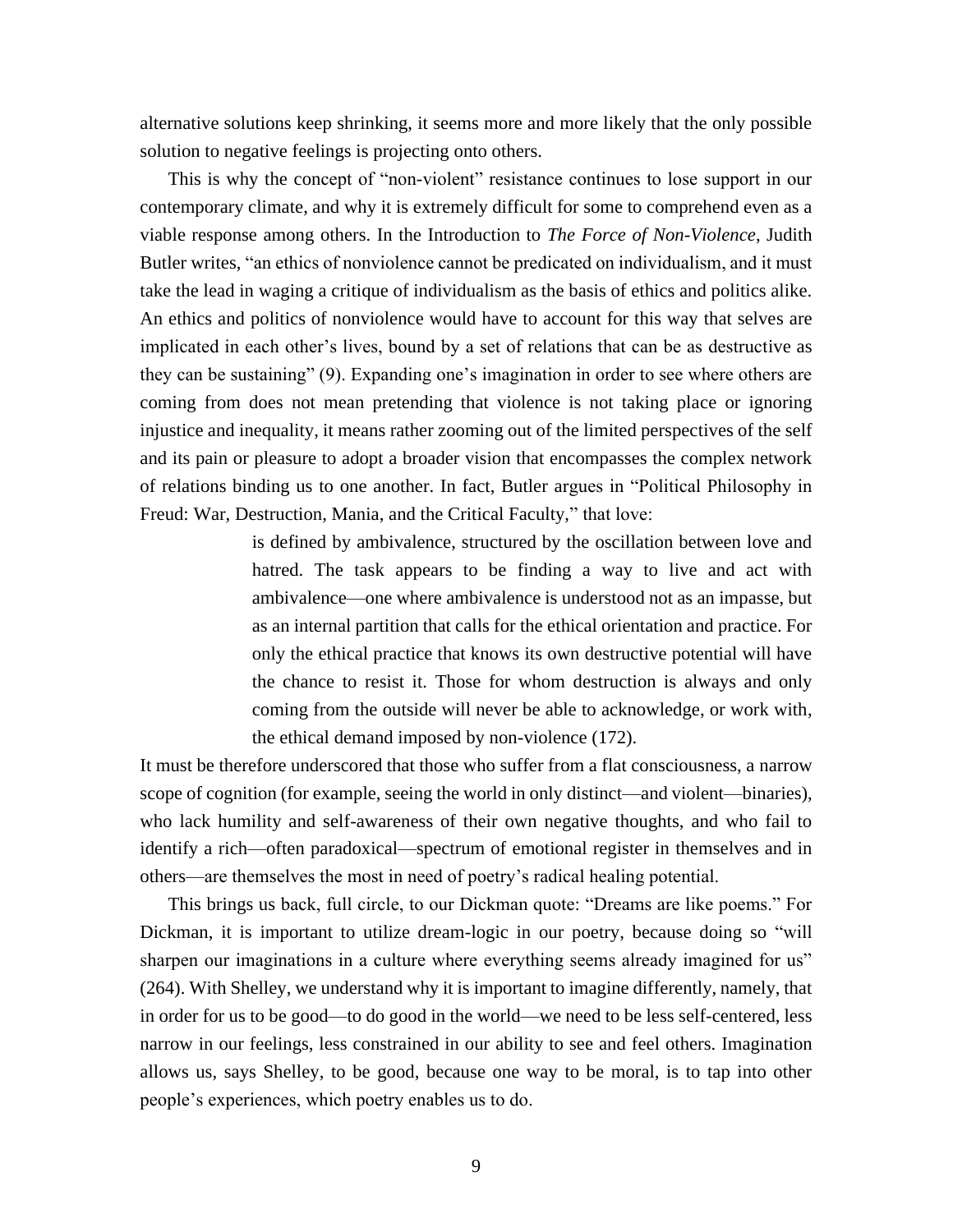alternative solutions keep shrinking, it seems more and more likely that the only possible solution to negative feelings is projecting onto others.

This is why the concept of "non-violent" resistance continues to lose support in our contemporary climate, and why it is extremely difficult for some to comprehend even as a viable response among others. In the Introduction to *The Force of Non-Violence*, Judith Butler writes, "an ethics of nonviolence cannot be predicated on individualism, and it must take the lead in waging a critique of individualism as the basis of ethics and politics alike. An ethics and politics of nonviolence would have to account for this way that selves are implicated in each other's lives, bound by a set of relations that can be as destructive as they can be sustaining" (9). Expanding one's imagination in order to see where others are coming from does not mean pretending that violence is not taking place or ignoring injustice and inequality, it means rather zooming out of the limited perspectives of the self and its pain or pleasure to adopt a broader vision that encompasses the complex network of relations binding us to one another. In fact, Butler argues in "Political Philosophy in Freud: War, Destruction, Mania, and the Critical Faculty," that love:

> is defined by ambivalence, structured by the oscillation between love and hatred. The task appears to be finding a way to live and act with ambivalence—one where ambivalence is understood not as an impasse, but as an internal partition that calls for the ethical orientation and practice. For only the ethical practice that knows its own destructive potential will have the chance to resist it. Those for whom destruction is always and only coming from the outside will never be able to acknowledge, or work with, the ethical demand imposed by non-violence (172).

It must be therefore underscored that those who suffer from a flat consciousness, a narrow scope of cognition (for example, seeing the world in only distinct—and violent—binaries), who lack humility and self-awareness of their own negative thoughts, and who fail to identify a rich—often paradoxical—spectrum of emotional register in themselves and in others—are themselves the most in need of poetry's radical healing potential.

This brings us back, full circle, to our Dickman quote: "Dreams are like poems." For Dickman, it is important to utilize dream-logic in our poetry, because doing so "will sharpen our imaginations in a culture where everything seems already imagined for us" (264). With Shelley, we understand why it is important to imagine differently, namely, that in order for us to be good—to do good in the world—we need to be less self-centered, less narrow in our feelings, less constrained in our ability to see and feel others. Imagination allows us, says Shelley, to be good, because one way to be moral, is to tap into other people's experiences, which poetry enables us to do.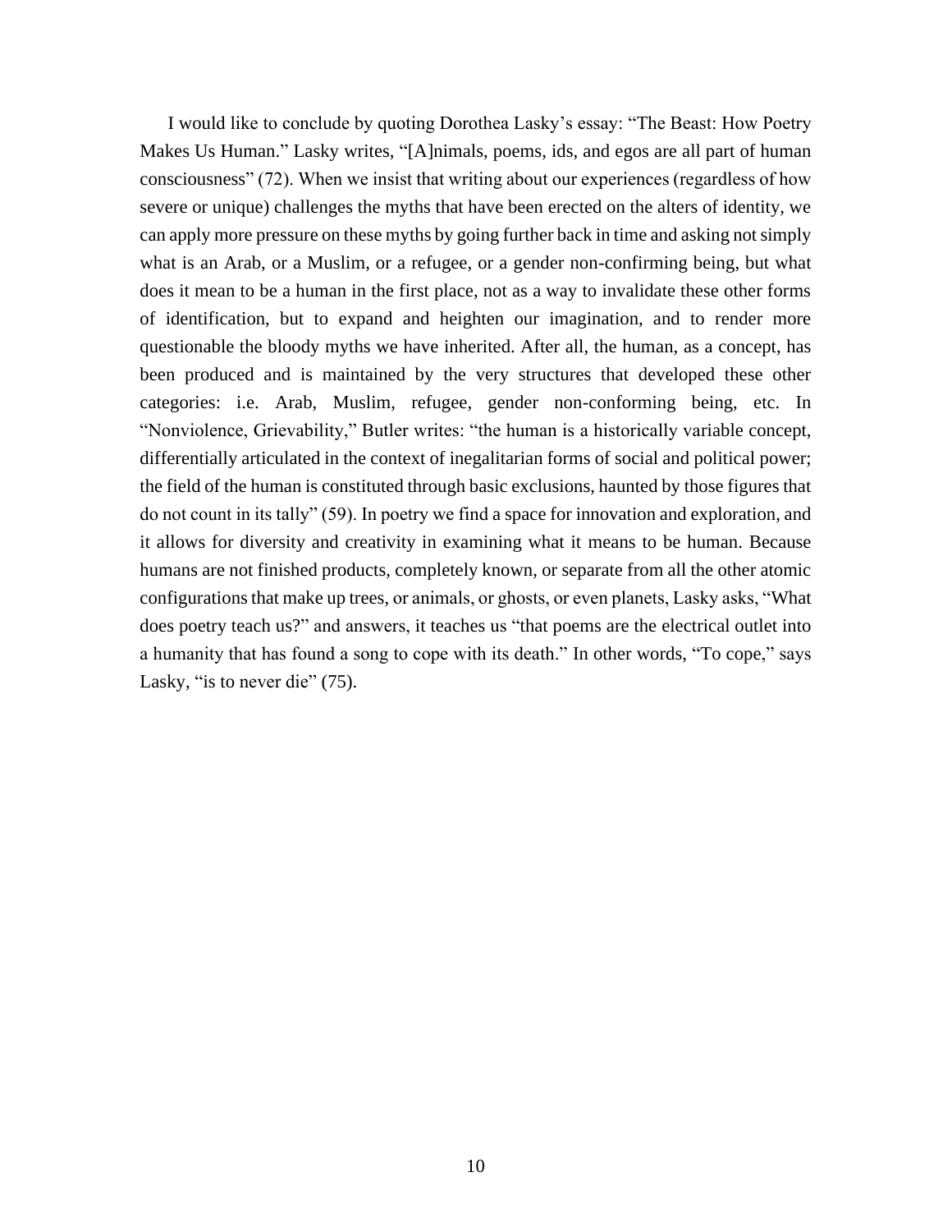I would like to conclude by quoting Dorothea Lasky's essay: "The Beast: How Poetry Makes Us Human." Lasky writes, "[A]nimals, poems, ids, and egos are all part of human consciousness" (72). When we insist that writing about our experiences (regardless of how severe or unique) challenges the myths that have been erected on the alters of identity, we can apply more pressure on these myths by going further back in time and asking not simply what is an Arab, or a Muslim, or a refugee, or a gender non-confirming being, but what does it mean to be a human in the first place, not as a way to invalidate these other forms of identification, but to expand and heighten our imagination, and to render more questionable the bloody myths we have inherited. After all, the human, as a concept, has been produced and is maintained by the very structures that developed these other categories: i.e. Arab, Muslim, refugee, gender non-conforming being, etc. In "Nonviolence, Grievability," Butler writes: "the human is a historically variable concept, differentially articulated in the context of inegalitarian forms of social and political power; the field of the human is constituted through basic exclusions, haunted by those figures that do not count in its tally" (59). In poetry we find a space for innovation and exploration, and it allows for diversity and creativity in examining what it means to be human. Because humans are not finished products, completely known, or separate from all the other atomic configurations that make up trees, or animals, or ghosts, or even planets, Lasky asks, "What does poetry teach us?" and answers, it teaches us "that poems are the electrical outlet into a humanity that has found a song to cope with its death." In other words, "To cope," says Lasky, "is to never die" (75).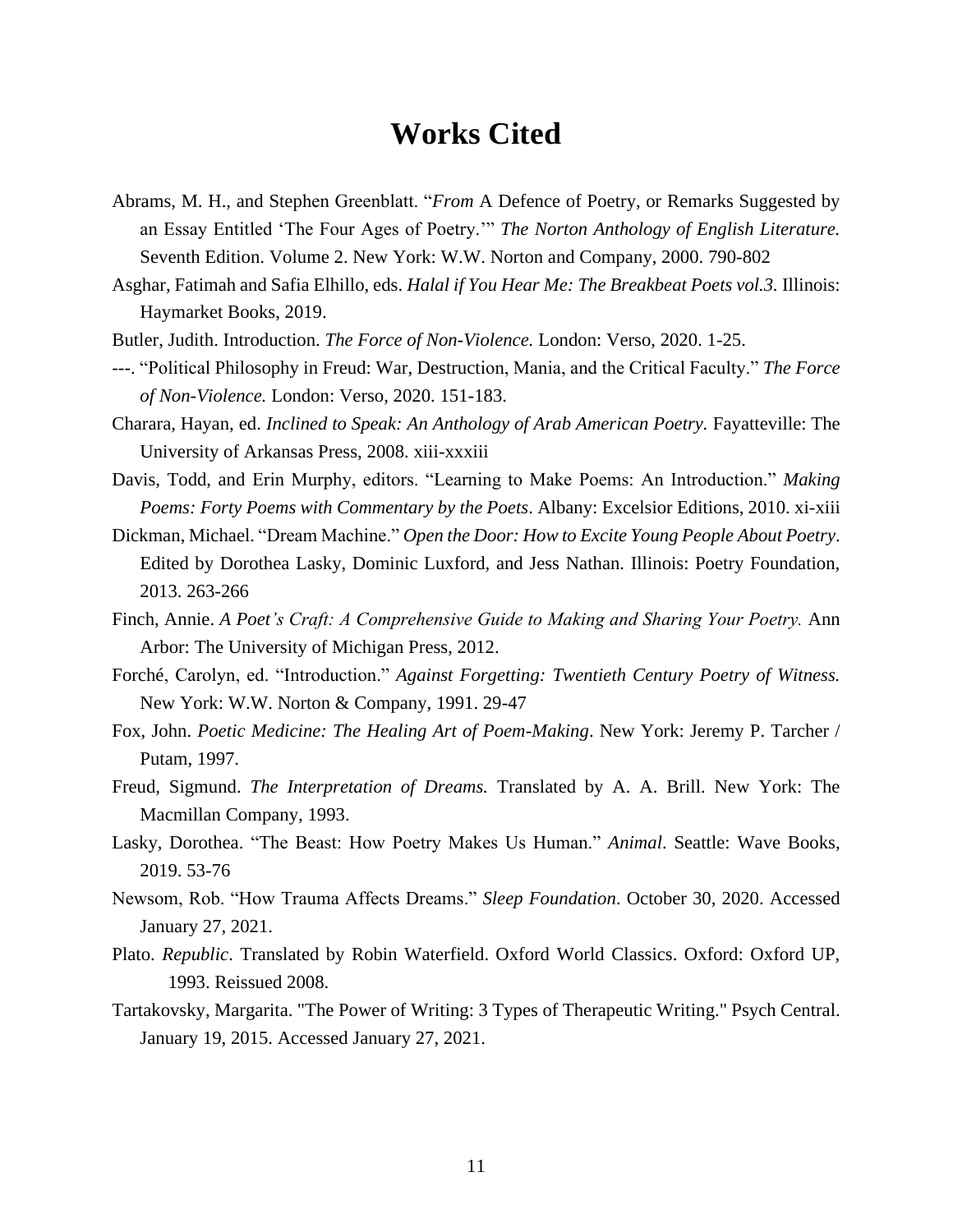# Works Cited

Abrams, M. H., and Stephen Greenblatt. "*From* A Defence of Poetry, or Remarks Suggested by an Essay Entitled 'The Four Ages of Poetry.'" *The Norton Anthology of English Literature.* Seventh Edition. Volume 2. New York: W.W. Norton and Company, 2000. 790-802

Asghar, Fatimah and Safia Elhillo, eds. *Halal if You Hear Me: The Breakbeat Poets vol.3.* Illinois: Haymarket Books, 2019.

Butler, Judith. Introduction. *The Force of Non-Violence.* London: Verso, 2020. 1-25.

---. "Political Philosophy in Freud: War, Destruction, Mania, and the Critical Faculty." *The Force of Non-Violence.* London: Verso, 2020. 151-183.

Charara, Hayan, ed. *Inclined to Speak: An Anthology of Arab American Poetry.* Fayatteville: The University of Arkansas Press, 2008. xiii-xxxiii

Davis, Todd, and Erin Murphy, editors. "Learning to Make Poems: An Introduction." *Making Poems: Forty Poems with Commentary by the Poets*. Albany: Excelsior Editions, 2010. xi-xiii

Dickman, Michael. "Dream Machine." *Open the Door: How to Excite Young People About Poetry*. Edited by Dorothea Lasky, Dominic Luxford, and Jess Nathan. Illinois: Poetry Foundation, 2013. 263-266

Finch, Annie. *A Poet's Craft: A Comprehensive Guide to Making and Sharing Your Poetry.* Ann Arbor: The University of Michigan Press, 2012.

Forché, Carolyn, ed. "Introduction." *Against Forgetting: Twentieth Century Poetry of Witness.* New York: W.W. Norton & Company, 1991. 29-47

Fox, John. *Poetic Medicine: The Healing Art of Poem-Making*. New York: Jeremy P. Tarcher / Putam, 1997.

Freud, Sigmund. *The Interpretation of Dreams.* Translated by A. A. Brill. New York: The Macmillan Company, 1993.

Lasky, Dorothea. "The Beast: How Poetry Makes Us Human." *Animal*. Seattle: Wave Books, 2019. 53-76

Newsom, Rob. "How Trauma Affects Dreams." *Sleep Foundation*. October 30, 2020. Accessed January 27, 2021.

Plato. *Republic*. Translated by Robin Waterfield. Oxford World Classics. Oxford: Oxford UP, 1993. Reissued 2008.

Tartakovsky, Margarita. "The Power of Writing: 3 Types of Therapeutic Writing." Psych Central. January 19, 2015. Accessed January 27, 2021.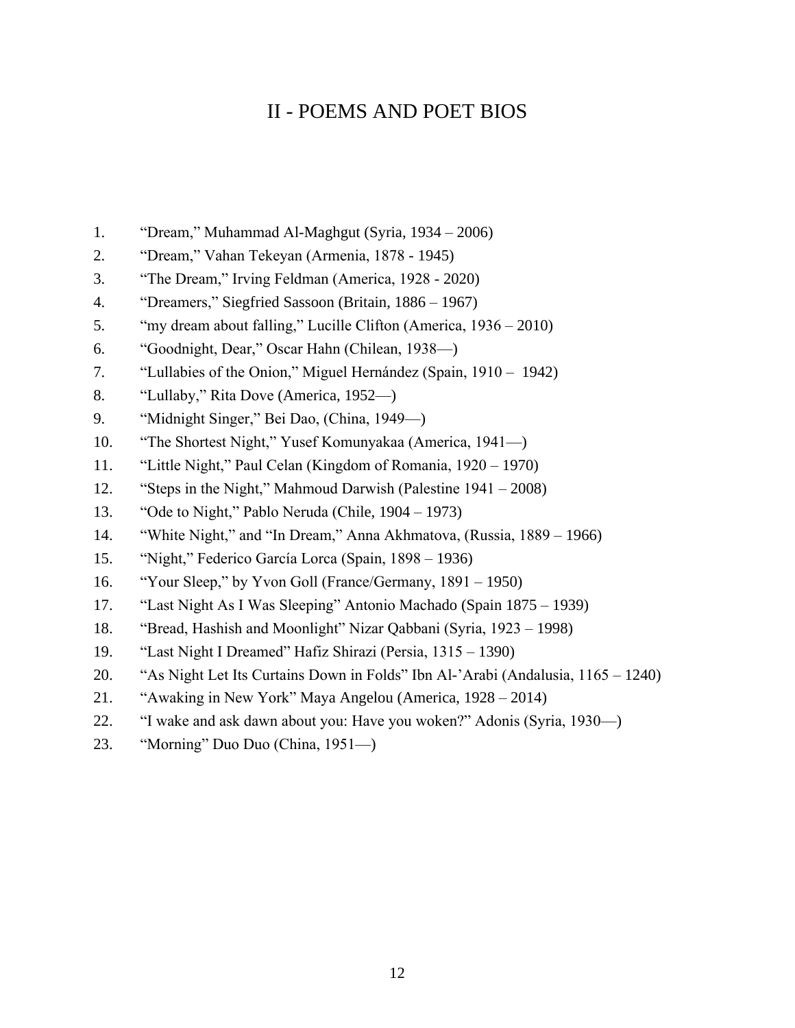# II - POEMS AND POET BIOS

1. "Dream," Muhammad Al-Maghgut (Syria, 1934 – 2006)
2. "Dream," Vahan Tekeyan (Armenia, 1878 - 1945)
3. "The Dream," Irving Feldman (America, 1928 - 2020)
4. "Dreamers," Siegfried Sassoon (Britain, 1886 – 1967)
5. "my dream about falling," Lucille Clifton (America, 1936 – 2010)
6. "Goodnight, Dear," Oscar Hahn (Chilean, 1938—)
7. "Lullabies of the Onion," Miguel Hernández (Spain, 1910 – 1942)
8. "Lullaby," Rita Dove (America, 1952—)
9. "Midnight Singer," Bei Dao, (China, 1949—)
10. "The Shortest Night," Yusef Komunyakaa (America, 1941—)
11. "Little Night," Paul Celan (Kingdom of Romania, 1920 – 1970)
12. "Steps in the Night," Mahmoud Darwish (Palestine 1941 – 2008)
13. "Ode to Night," Pablo Neruda (Chile, 1904 – 1973)
14. "White Night," and "In Dream," Anna Akhmatova, (Russia, 1889 – 1966)
15. "Night," Federico García Lorca (Spain, 1898 – 1936)
16. "Your Sleep," by Yvon Goll (France/Germany, 1891 – 1950)
17. "Last Night As I Was Sleeping" Antonio Machado (Spain 1875 – 1939)
18. "Bread, Hashish and Moonlight" Nizar Qabbani (Syria, 1923 – 1998)
19. "Last Night I Dreamed" Hafiz Shirazi (Persia, 1315 – 1390)
20. "As Night Let Its Curtains Down in Folds" Ibn Al-'Arabi (Andalusia, 1165 – 1240)
21. "Awaking in New York" Maya Angelou (America, 1928 – 2014)
22. "I wake and ask dawn about you: Have you woken?" Adonis (Syria, 1930—)
23. "Morning" Duo Duo (China, 1951—)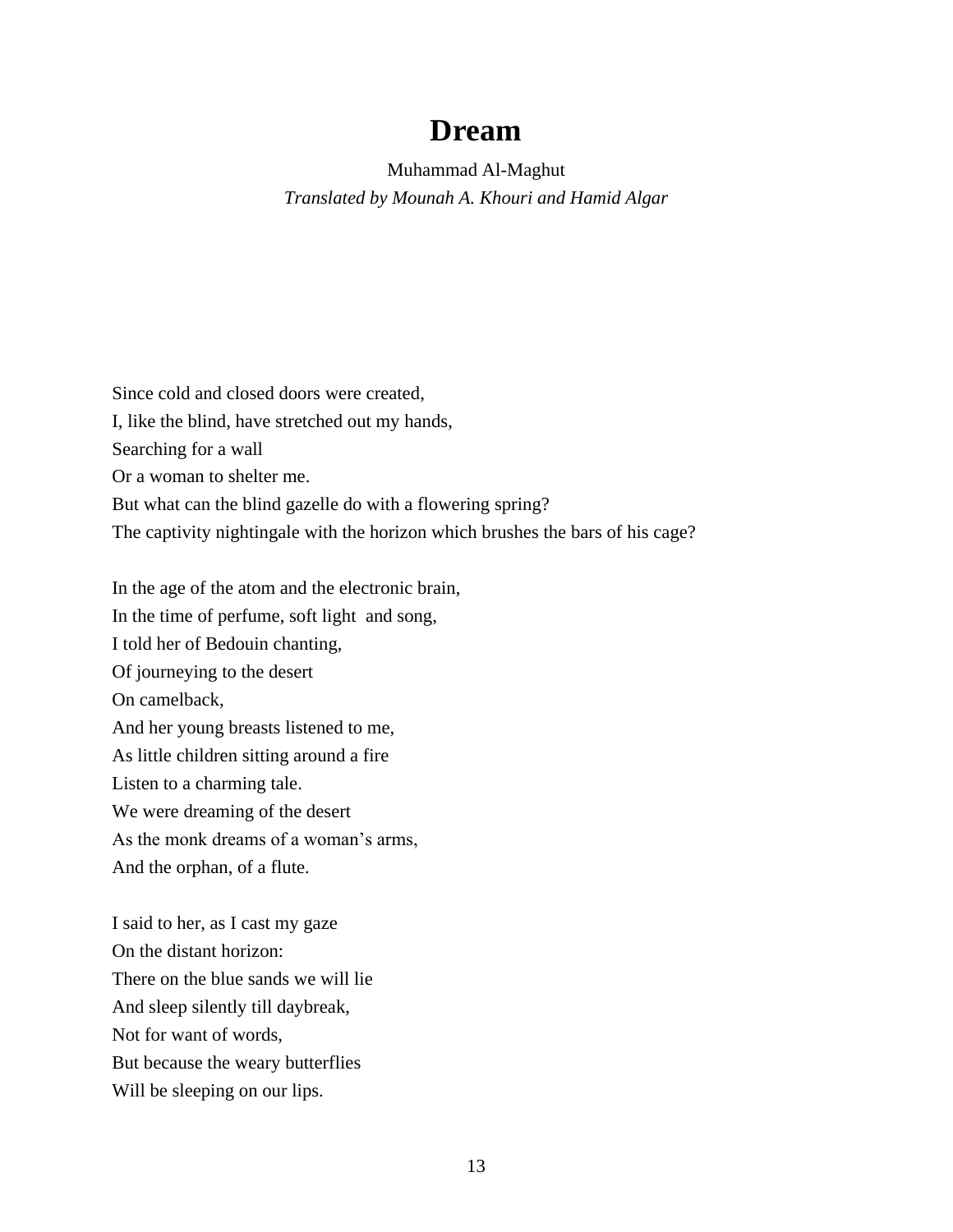# Dream

Muhammad Al-Maghut

*Translated by Mounah A. Khouri and Hamid Algar*

Since cold and closed doors were created,
I, like the blind, have stretched out my hands,
Searching for a wall
Or a woman to shelter me.
But what can the blind gazelle do with a flowering spring?
The captivity nightingale with the horizon which brushes the bars of his cage?

In the age of the atom and the electronic brain,
In the time of perfume, soft light and song,
I told her of Bedouin chanting,
Of journeying to the desert
On camelback,
And her young breasts listened to me,
As little children sitting around a fire
Listen to a charming tale.
We were dreaming of the desert
As the monk dreams of a woman's arms,
And the orphan, of a flute.

I said to her, as I cast my gaze
On the distant horizon:
There on the blue sands we will lie
And sleep silently till daybreak,
Not for want of words,
But because the weary butterflies
Will be sleeping on our lips.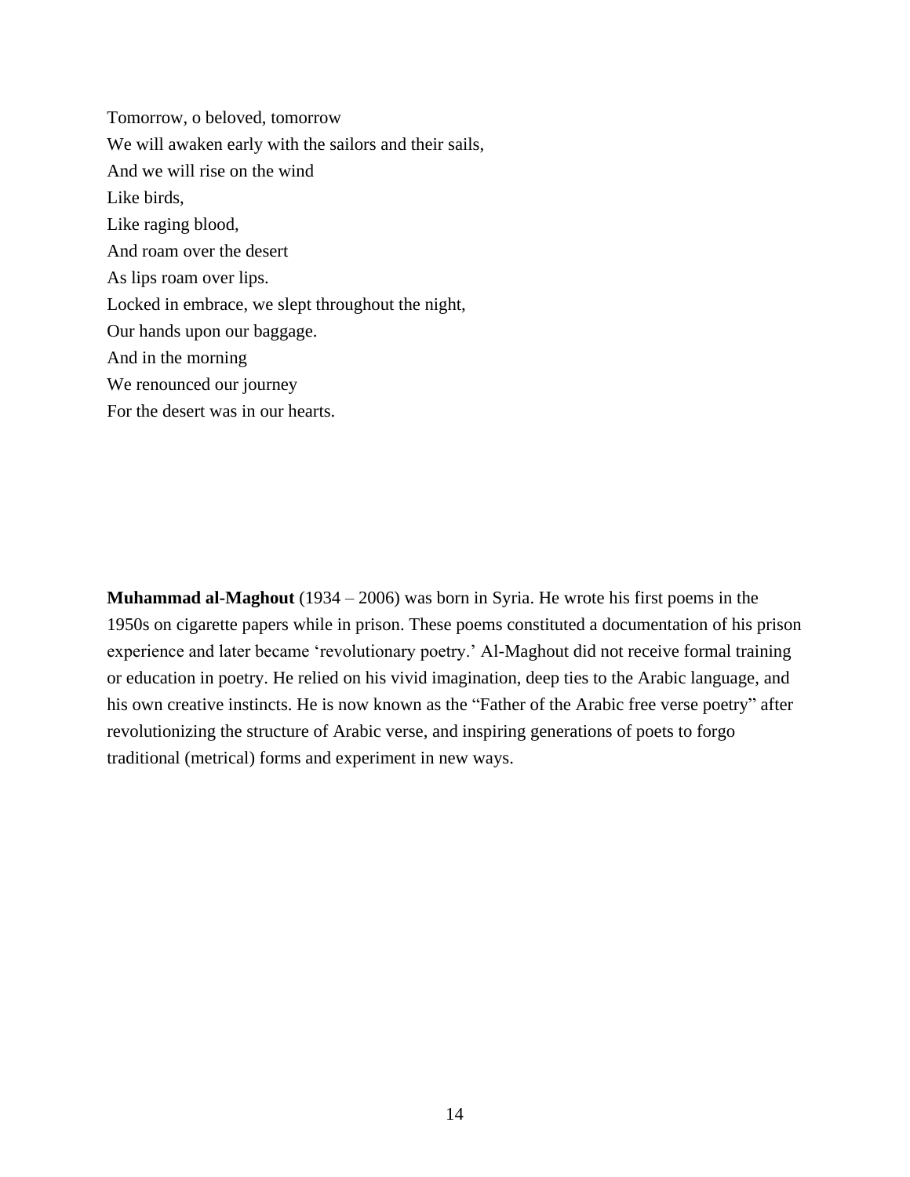Tomorrow, o beloved, tomorrow  
We will awaken early with the sailors and their sails,  
And we will rise on the wind  
Like birds,  
Like raging blood,  
And roam over the desert  
As lips roam over lips.  
Locked in embrace, we slept throughout the night,  
Our hands upon our baggage.  
And in the morning  
We renounced our journey  
For the desert was in our hearts.

**Muhammad al-Maghout** (1934 – 2006) was born in Syria. He wrote his first poems in the 1950s on cigarette papers while in prison. These poems constituted a documentation of his prison experience and later became 'revolutionary poetry.' Al-Maghout did not receive formal training or education in poetry. He relied on his vivid imagination, deep ties to the Arabic language, and his own creative instincts. He is now known as the "Father of the Arabic free verse poetry" after revolutionizing the structure of Arabic verse, and inspiring generations of poets to forgo traditional (metrical) forms and experiment in new ways.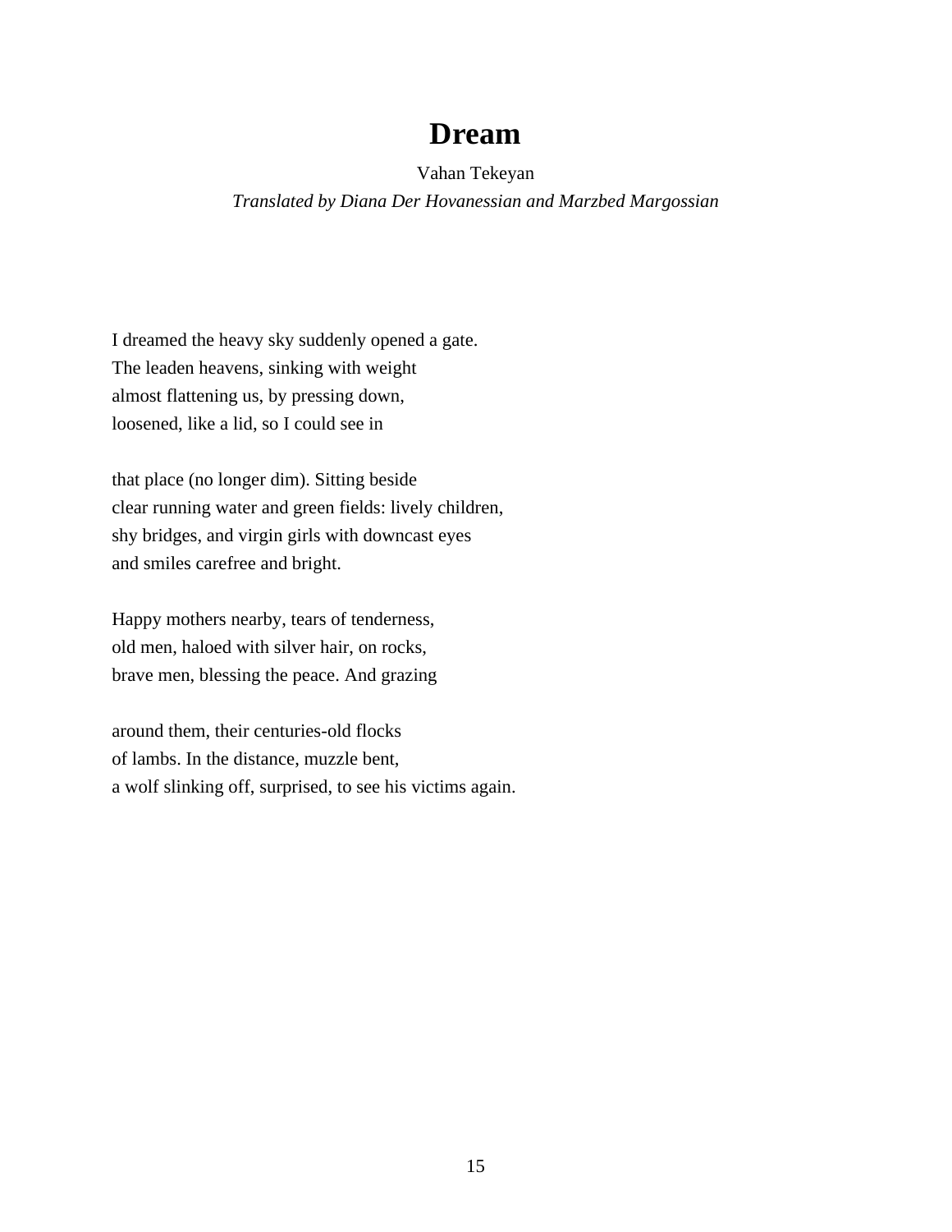# Dream

Vahan Tekeyan

*Translated by Diana Der Hovanessian and Marzbed Margossian*

I dreamed the heavy sky suddenly opened a gate.  
The leaden heavens, sinking with weight  
almost flattening us, by pressing down,  
loosened, like a lid, so I could see in

that place (no longer dim). Sitting beside  
clear running water and green fields: lively children,  
shy bridges, and virgin girls with downcast eyes  
and smiles carefree and bright.

Happy mothers nearby, tears of tenderness,  
old men, haloed with silver hair, on rocks,  
brave men, blessing the peace. And grazing

around them, their centuries-old flocks  
of lambs. In the distance, muzzle bent,  
a wolf slinking off, surprised, to see his victims again.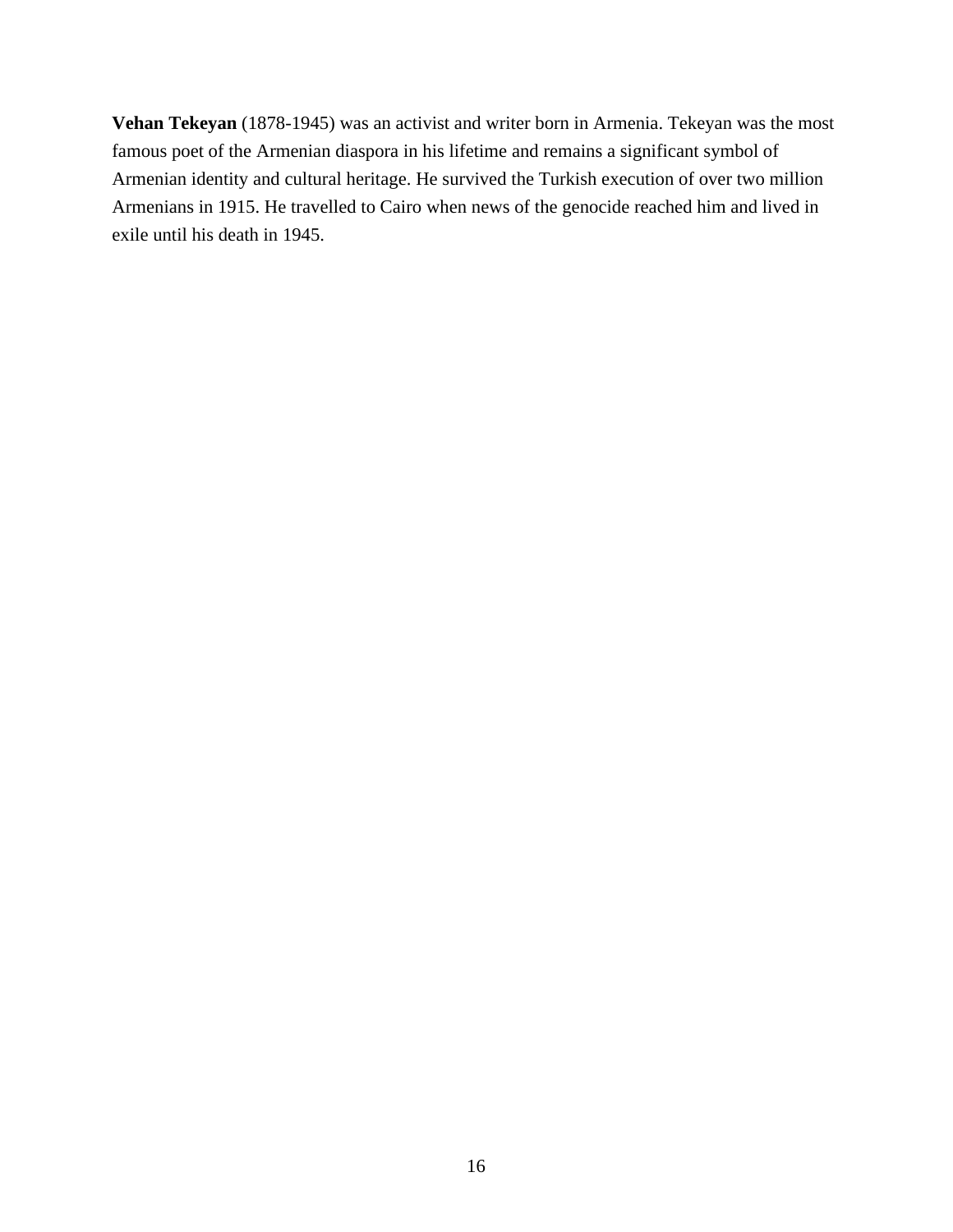**Vehan Tekeyan** (1878-1945) was an activist and writer born in Armenia. Tekeyan was the most famous poet of the Armenian diaspora in his lifetime and remains a significant symbol of Armenian identity and cultural heritage. He survived the Turkish execution of over two million Armenians in 1915. He travelled to Cairo when news of the genocide reached him and lived in exile until his death in 1945.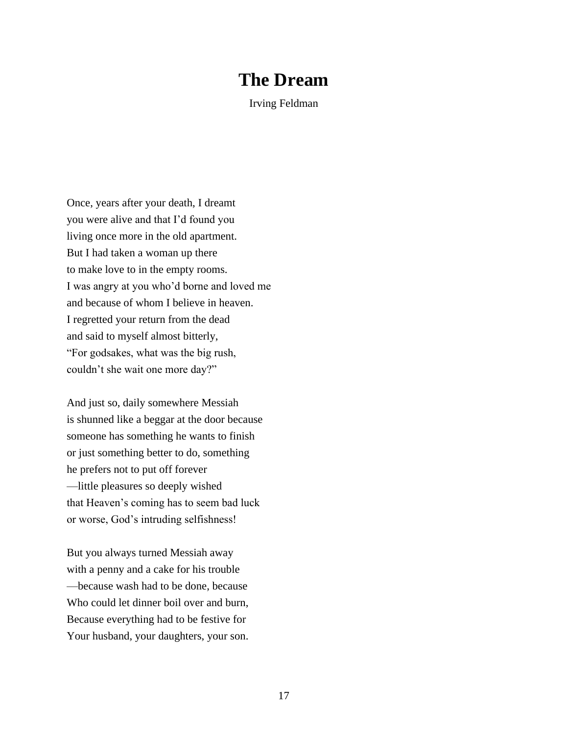# The Dream

Irving Feldman

Once, years after your death, I dreamt
you were alive and that I'd found you
living once more in the old apartment.
But I had taken a woman up there
to make love to in the empty rooms.
I was angry at you who'd borne and loved me
and because of whom I believe in heaven.
I regretted your return from the dead
and said to myself almost bitterly,
"For godsakes, what was the big rush,
couldn't she wait one more day?"

And just so, daily somewhere Messiah
is shunned like a beggar at the door because
someone has something he wants to finish
or just something better to do, something
he prefers not to put off forever
—little pleasures so deeply wished
that Heaven's coming has to seem bad luck
or worse, God's intruding selfishness!

But you always turned Messiah away
with a penny and a cake for his trouble
—because wash had to be done, because
Who could let dinner boil over and burn,
Because everything had to be festive for
Your husband, your daughters, your son.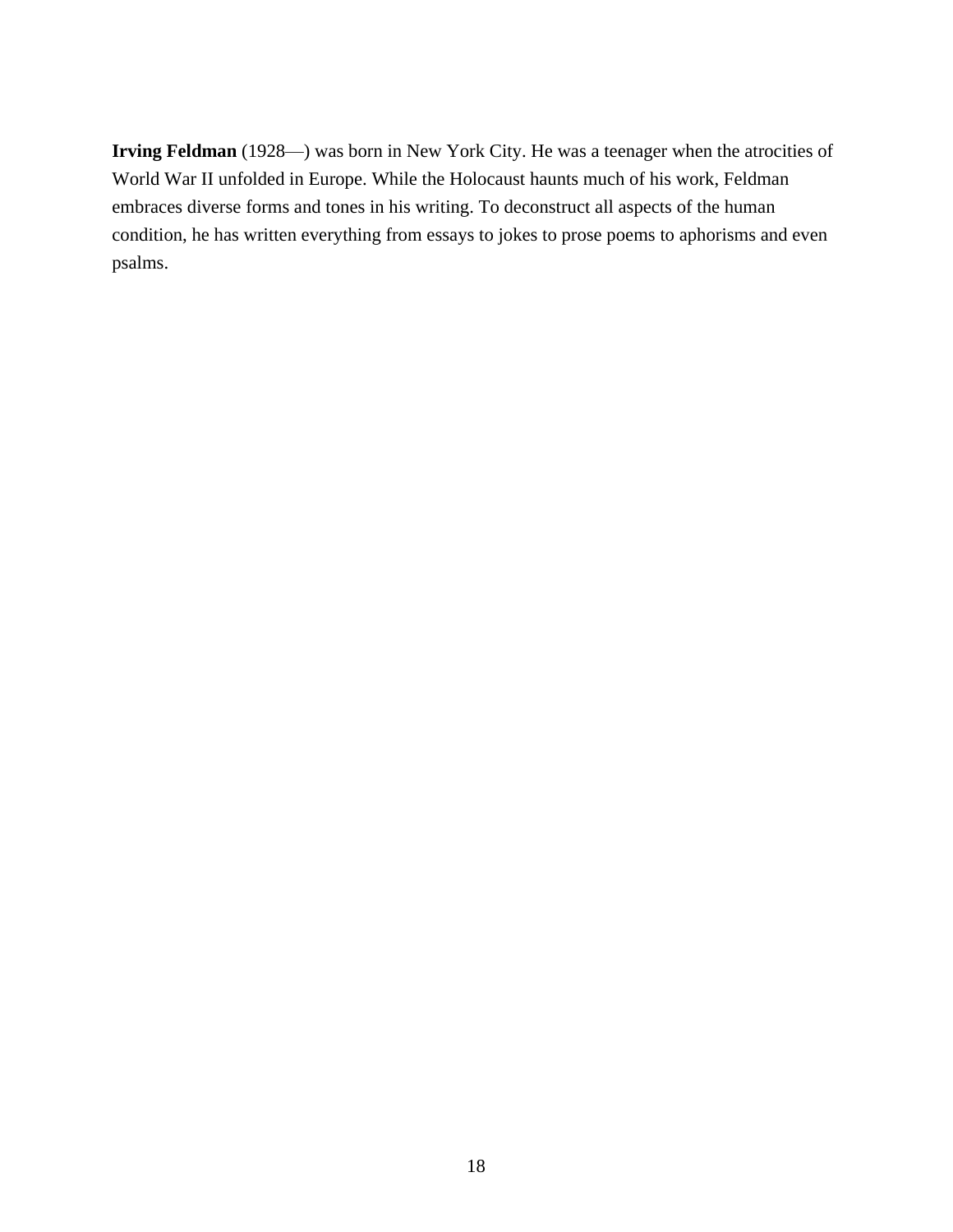**Irving Feldman** (1928—) was born in New York City. He was a teenager when the atrocities of World War II unfolded in Europe. While the Holocaust haunts much of his work, Feldman embraces diverse forms and tones in his writing. To deconstruct all aspects of the human condition, he has written everything from essays to jokes to prose poems to aphorisms and even psalms.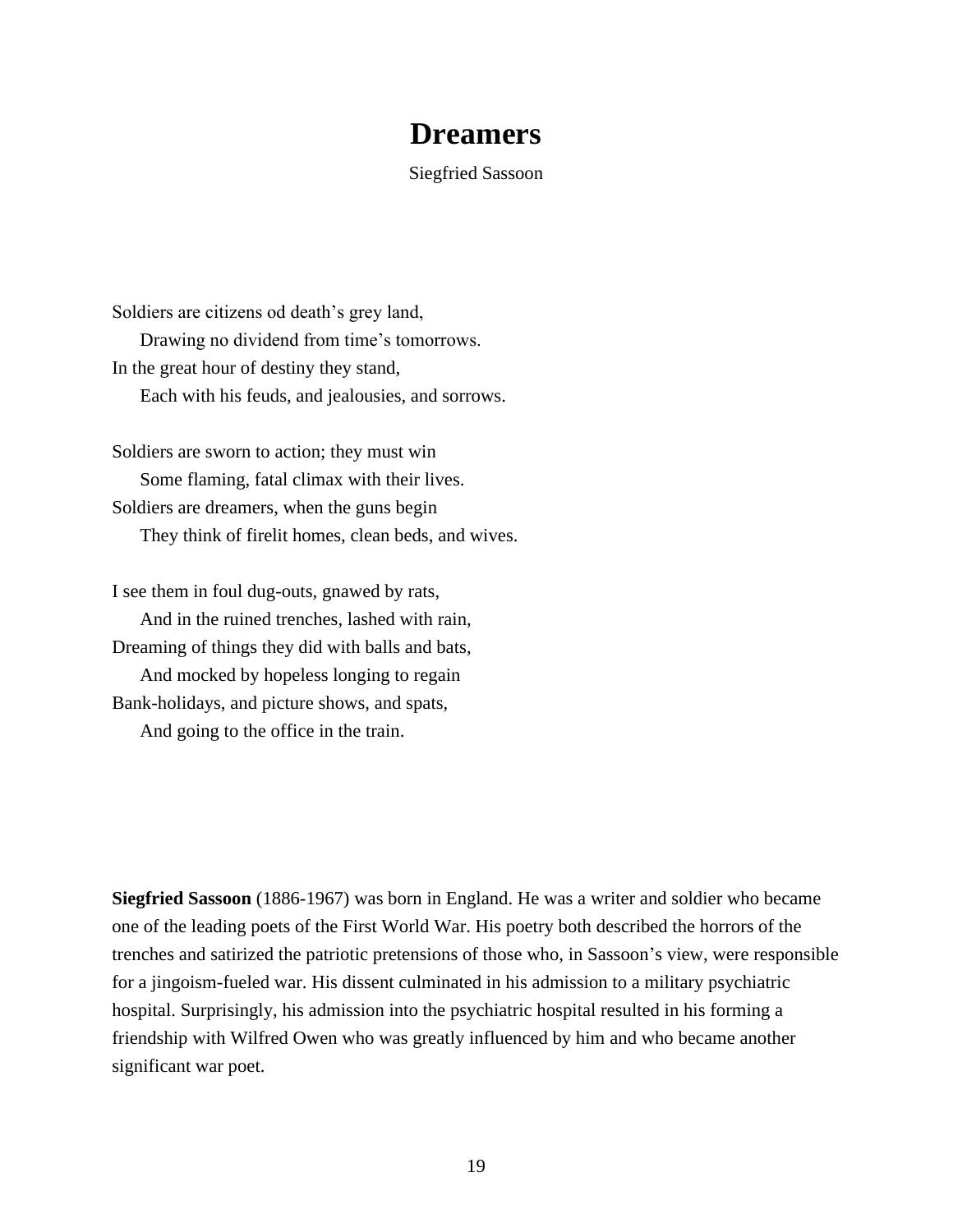# Dreamers

Siegfried Sassoon

Soldiers are citizens od death's grey land,
  Drawing no dividend from time's tomorrows.
In the great hour of destiny they stand,
  Each with his feuds, and jealousies, and sorrows.

Soldiers are sworn to action; they must win
  Some flaming, fatal climax with their lives.
Soldiers are dreamers, when the guns begin
  They think of firelit homes, clean beds, and wives.

I see them in foul dug-outs, gnawed by rats,
  And in the ruined trenches, lashed with rain,
Dreaming of things they did with balls and bats,
  And mocked by hopeless longing to regain
Bank-holidays, and picture shows, and spats,
  And going to the office in the train.

**Siegfried Sassoon** (1886-1967) was born in England. He was a writer and soldier who became one of the leading poets of the First World War. His poetry both described the horrors of the trenches and satirized the patriotic pretensions of those who, in Sassoon's view, were responsible for a jingoism-fueled war. His dissent culminated in his admission to a military psychiatric hospital. Surprisingly, his admission into the psychiatric hospital resulted in his forming a friendship with Wilfred Owen who was greatly influenced by him and who became another significant war poet.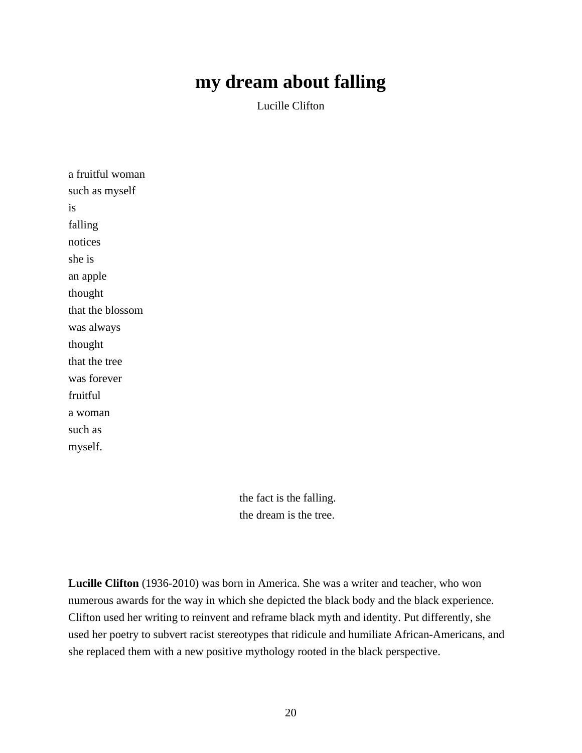# my dream about falling

Lucille Clifton

a fruitful woman  
such as myself  
is  
falling  
notices  
she is  
an apple  
thought  
that the blossom  
was always  
thought  
that the tree  
was forever  
fruitful  
a woman  
such as  
myself.

the fact is the falling.  
the dream is the tree.

**Lucille Clifton** (1936-2010) was born in America. She was a writer and teacher, who won numerous awards for the way in which she depicted the black body and the black experience. Clifton used her writing to reinvent and reframe black myth and identity. Put differently, she used her poetry to subvert racist stereotypes that ridicule and humiliate African-Americans, and she replaced them with a new positive mythology rooted in the black perspective.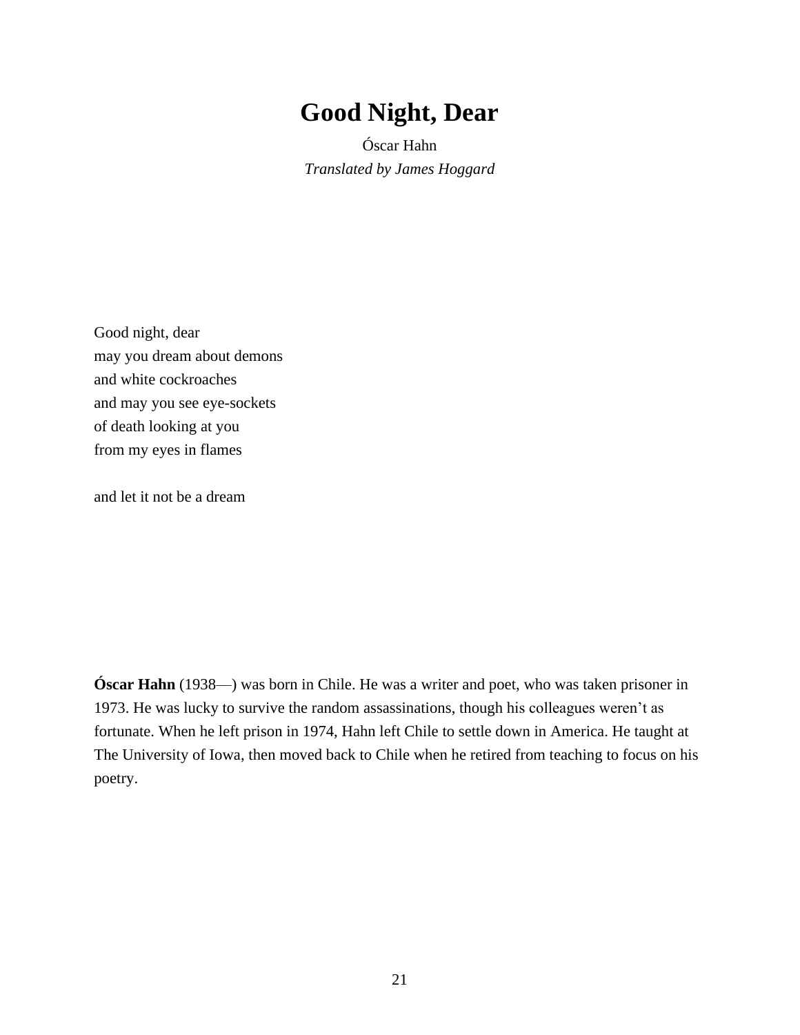# Good Night, Dear

Óscar Hahn
*Translated by James Hoggard*

Good night, dear
may you dream about demons
and white cockroaches
and may you see eye-sockets
of death looking at you
from my eyes in flames

and let it not be a dream

**Óscar Hahn** (1938—) was born in Chile. He was a writer and poet, who was taken prisoner in 1973. He was lucky to survive the random assassinations, though his colleagues weren't as fortunate. When he left prison in 1974, Hahn left Chile to settle down in America. He taught at The University of Iowa, then moved back to Chile when he retired from teaching to focus on his poetry.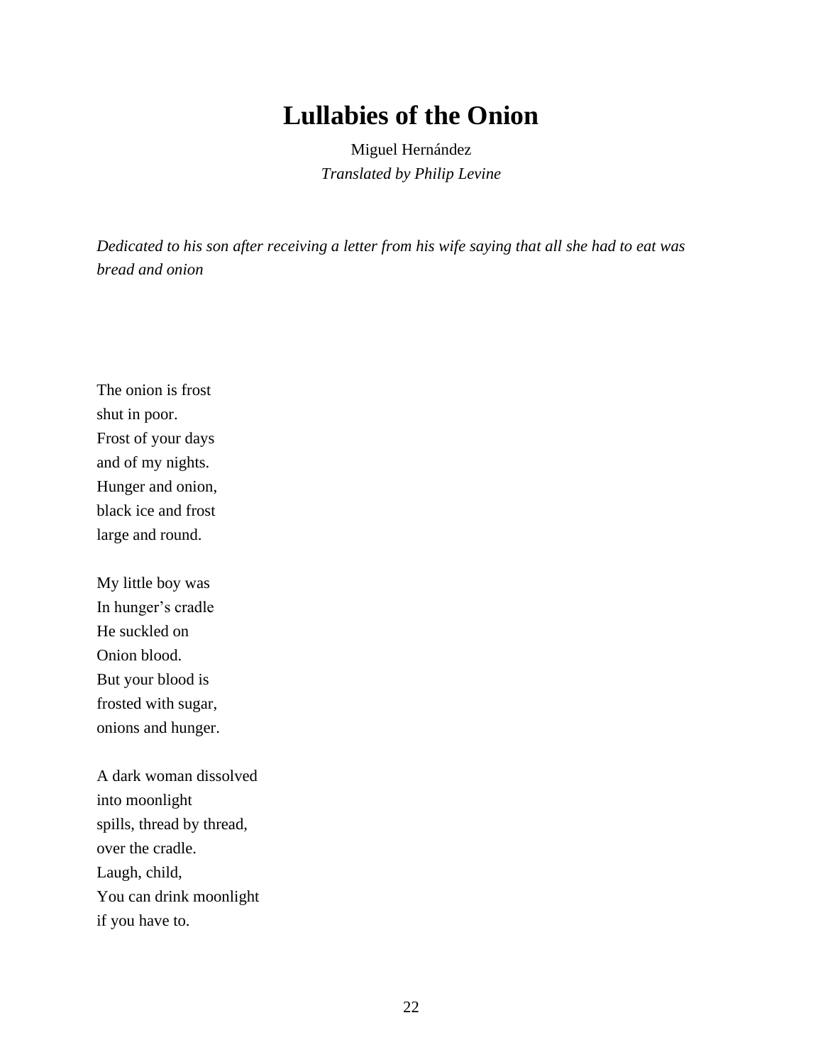# Lullabies of the Onion

Miguel Hernández
*Translated by Philip Levine*

*Dedicated to his son after receiving a letter from his wife saying that all she had to eat was bread and onion*

The onion is frost  
shut in poor.  
Frost of your days  
and of my nights.  
Hunger and onion,  
black ice and frost  
large and round.

My little boy was  
In hunger's cradle  
He suckled on  
Onion blood.  
But your blood is  
frosted with sugar,  
onions and hunger.

A dark woman dissolved  
into moonlight  
spills, thread by thread,  
over the cradle.  
Laugh, child,  
You can drink moonlight  
if you have to.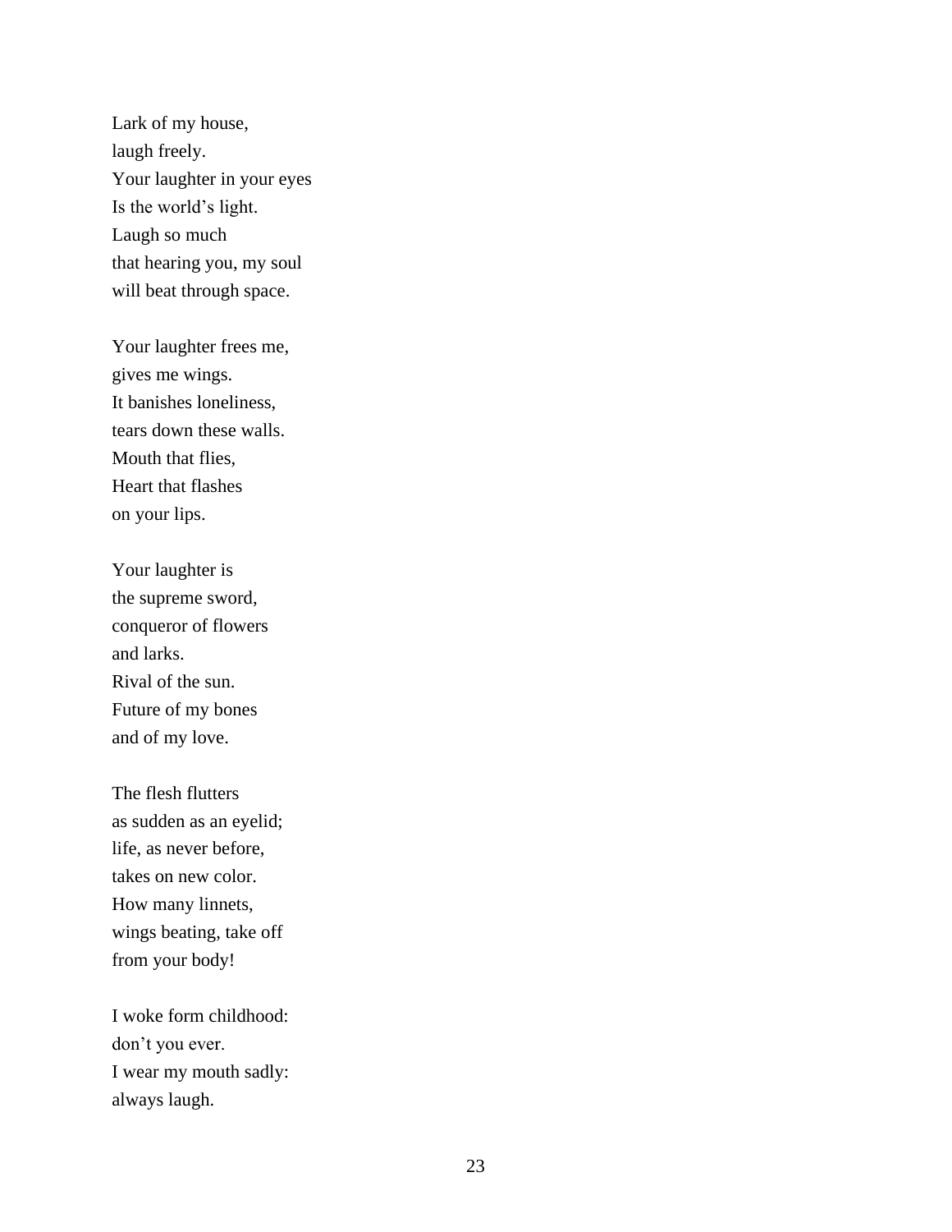Lark of my house,
laugh freely.
Your laughter in your eyes
Is the world's light.
Laugh so much
that hearing you, my soul
will beat through space.

Your laughter frees me,
gives me wings.
It banishes loneliness,
tears down these walls.
Mouth that flies,
Heart that flashes
on your lips.

Your laughter is
the supreme sword,
conqueror of flowers
and larks.
Rival of the sun.
Future of my bones
and of my love.

The flesh flutters
as sudden as an eyelid;
life, as never before,
takes on new color.
How many linnets,
wings beating, take off
from your body!

I woke form childhood:
don't you ever.
I wear my mouth sadly:
always laugh.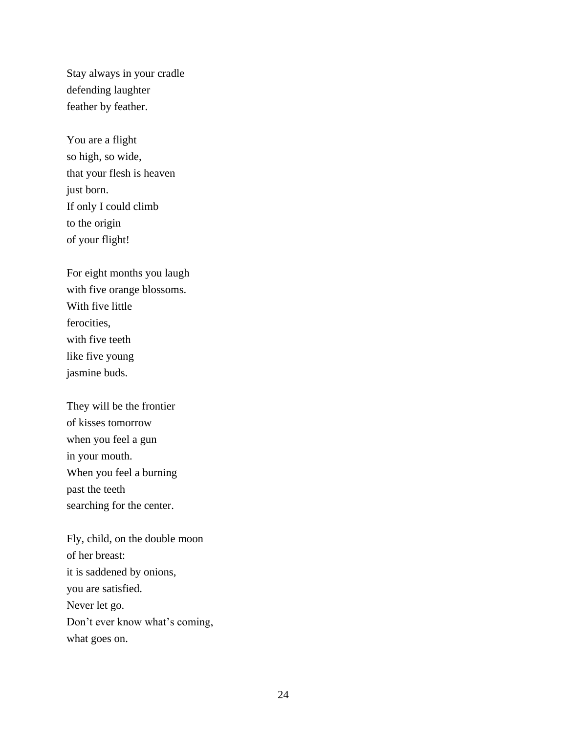Stay always in your cradle  
defending laughter  
feather by feather.

You are a flight  
so high, so wide,  
that your flesh is heaven  
just born.  
If only I could climb  
to the origin  
of your flight!

For eight months you laugh  
with five orange blossoms.  
With five little  
ferocities,  
with five teeth  
like five young  
jasmine buds.

They will be the frontier  
of kisses tomorrow  
when you feel a gun  
in your mouth.  
When you feel a burning  
past the teeth  
searching for the center.

Fly, child, on the double moon  
of her breast:  
it is saddened by onions,  
you are satisfied.  
Never let go.  
Don't ever know what's coming,  
what goes on.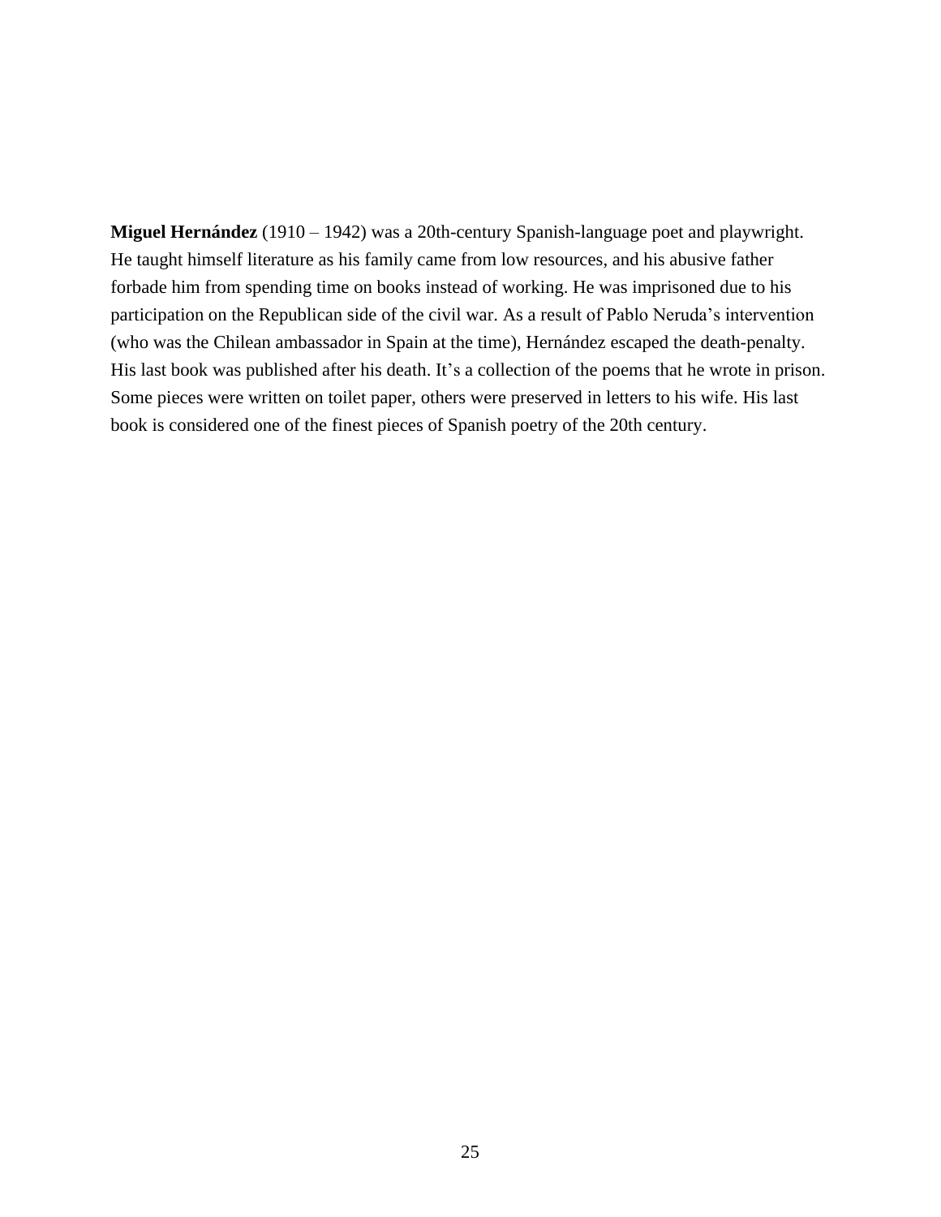**Miguel Hernández** (1910 – 1942) was a 20th-century Spanish-language poet and playwright. He taught himself literature as his family came from low resources, and his abusive father forbade him from spending time on books instead of working. He was imprisoned due to his participation on the Republican side of the civil war. As a result of Pablo Neruda's intervention (who was the Chilean ambassador in Spain at the time), Hernández escaped the death-penalty. His last book was published after his death. It's a collection of the poems that he wrote in prison. Some pieces were written on toilet paper, others were preserved in letters to his wife. His last book is considered one of the finest pieces of Spanish poetry of the 20th century.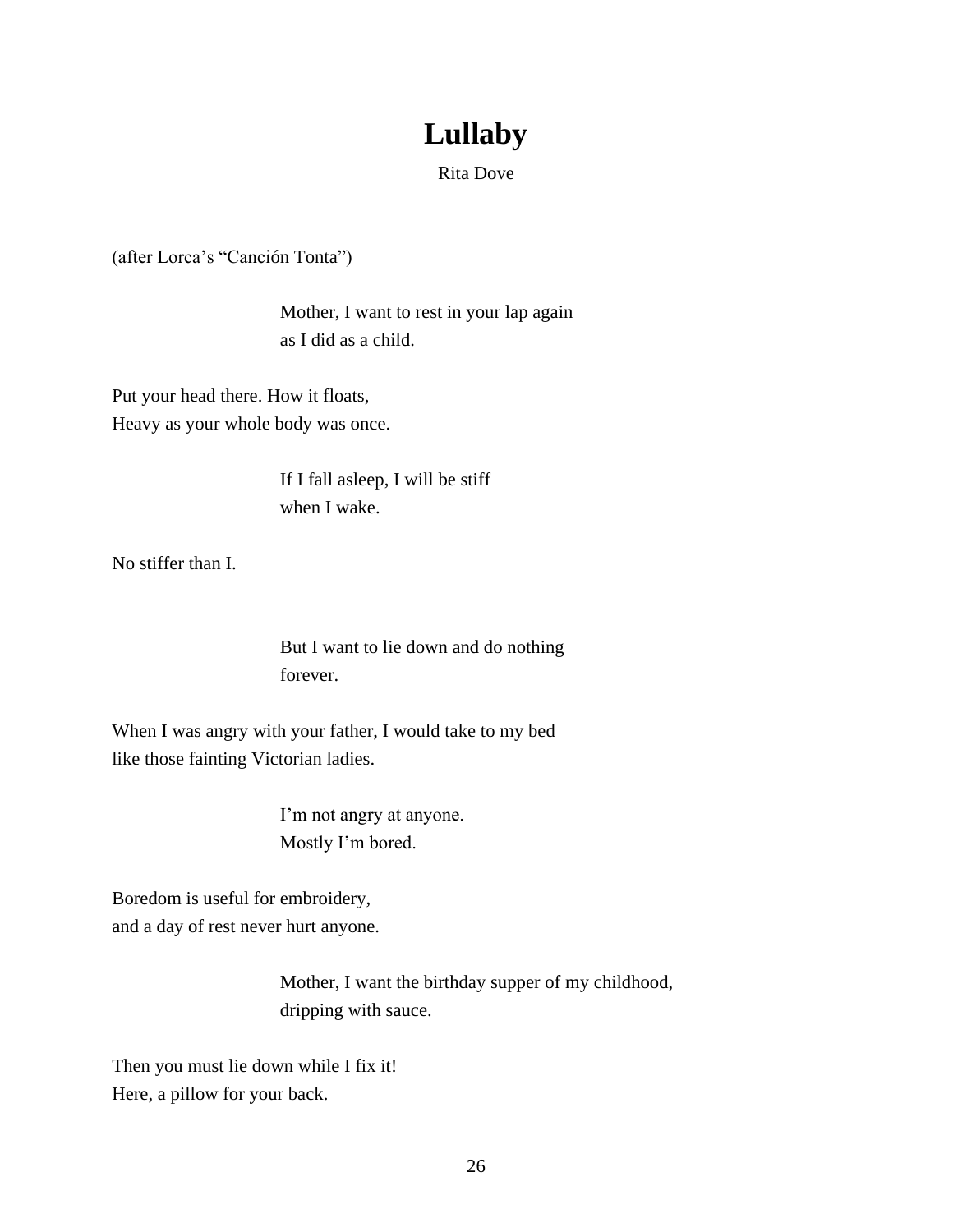# Lullaby

Rita Dove

(after Lorca's "Canción Tonta")

> Mother, I want to rest in your lap again
> as I did as a child.

Put your head there. How it floats,
Heavy as your whole body was once.

> If I fall asleep, I will be stiff
> when I wake.

No stiffer than I.

> But I want to lie down and do nothing
> forever.

When I was angry with your father, I would take to my bed
like those fainting Victorian ladies.

> I'm not angry at anyone.
> Mostly I'm bored.

Boredom is useful for embroidery,
and a day of rest never hurt anyone.

> Mother, I want the birthday supper of my childhood,
> dripping with sauce.

Then you must lie down while I fix it!
Here, a pillow for your back.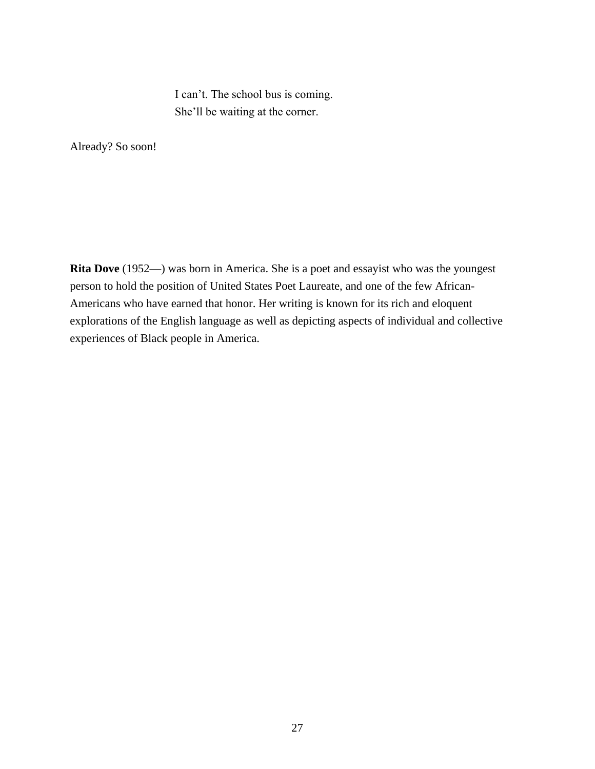I can't. The school bus is coming.  
She'll be waiting at the corner.

Already? So soon!

**Rita Dove** (1952—) was born in America. She is a poet and essayist who was the youngest person to hold the position of United States Poet Laureate, and one of the few African-Americans who have earned that honor. Her writing is known for its rich and eloquent explorations of the English language as well as depicting aspects of individual and collective experiences of Black people in America.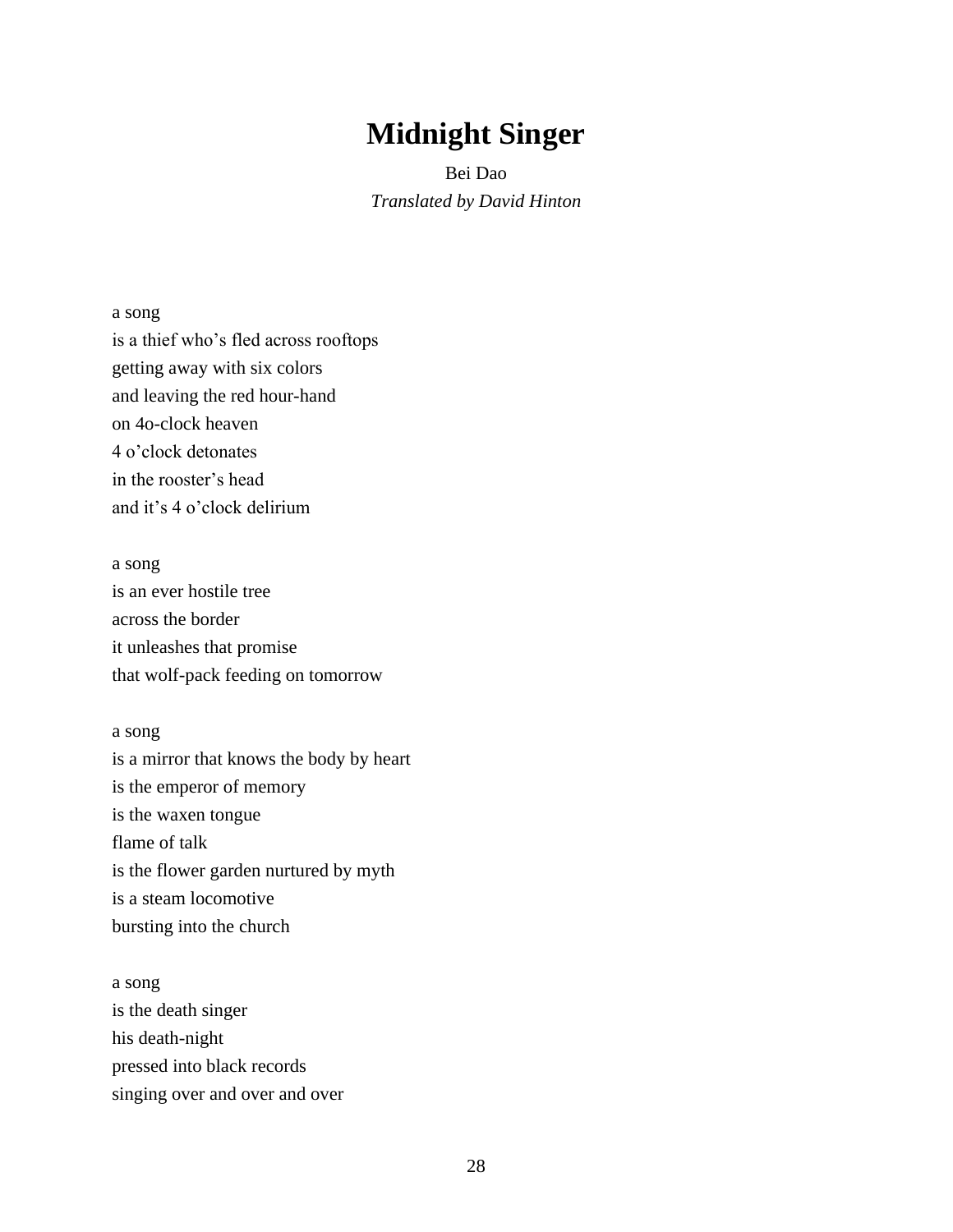# Midnight Singer

Bei Dao

*Translated by David Hinton*

a song
is a thief who's fled across rooftops
getting away with six colors
and leaving the red hour-hand
on 4o-clock heaven
4 o'clock detonates
in the rooster's head
and it's 4 o'clock delirium

a song
is an ever hostile tree
across the border
it unleashes that promise
that wolf-pack feeding on tomorrow

a song
is a mirror that knows the body by heart
is the emperor of memory
is the waxen tongue
flame of talk
is the flower garden nurtured by myth
is a steam locomotive
bursting into the church

a song
is the death singer
his death-night
pressed into black records
singing over and over and over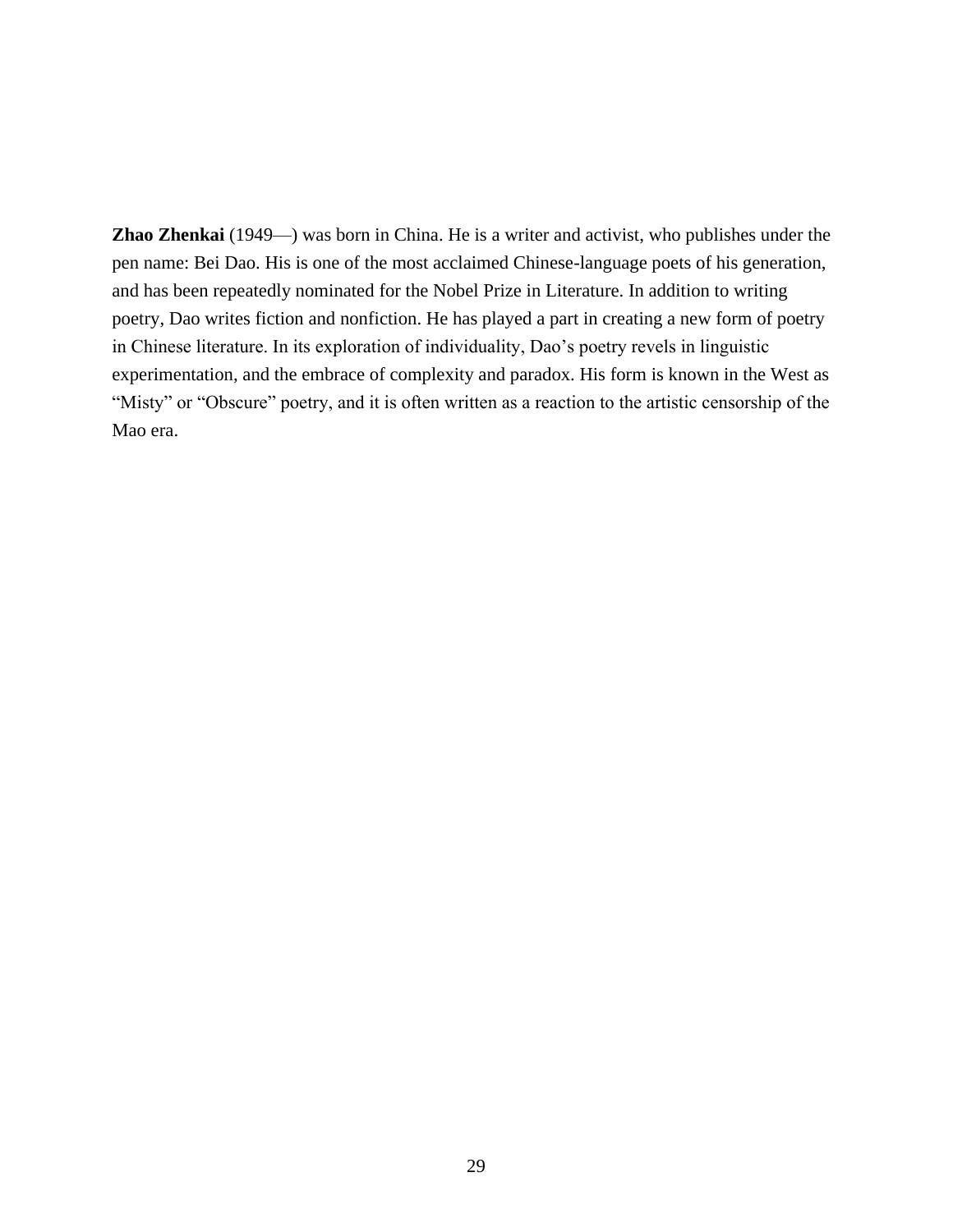**Zhao Zhenkai** (1949—) was born in China. He is a writer and activist, who publishes under the pen name: Bei Dao. His is one of the most acclaimed Chinese-language poets of his generation, and has been repeatedly nominated for the Nobel Prize in Literature. In addition to writing poetry, Dao writes fiction and nonfiction. He has played a part in creating a new form of poetry in Chinese literature. In its exploration of individuality, Dao's poetry revels in linguistic experimentation, and the embrace of complexity and paradox. His form is known in the West as "Misty" or "Obscure" poetry, and it is often written as a reaction to the artistic censorship of the Mao era.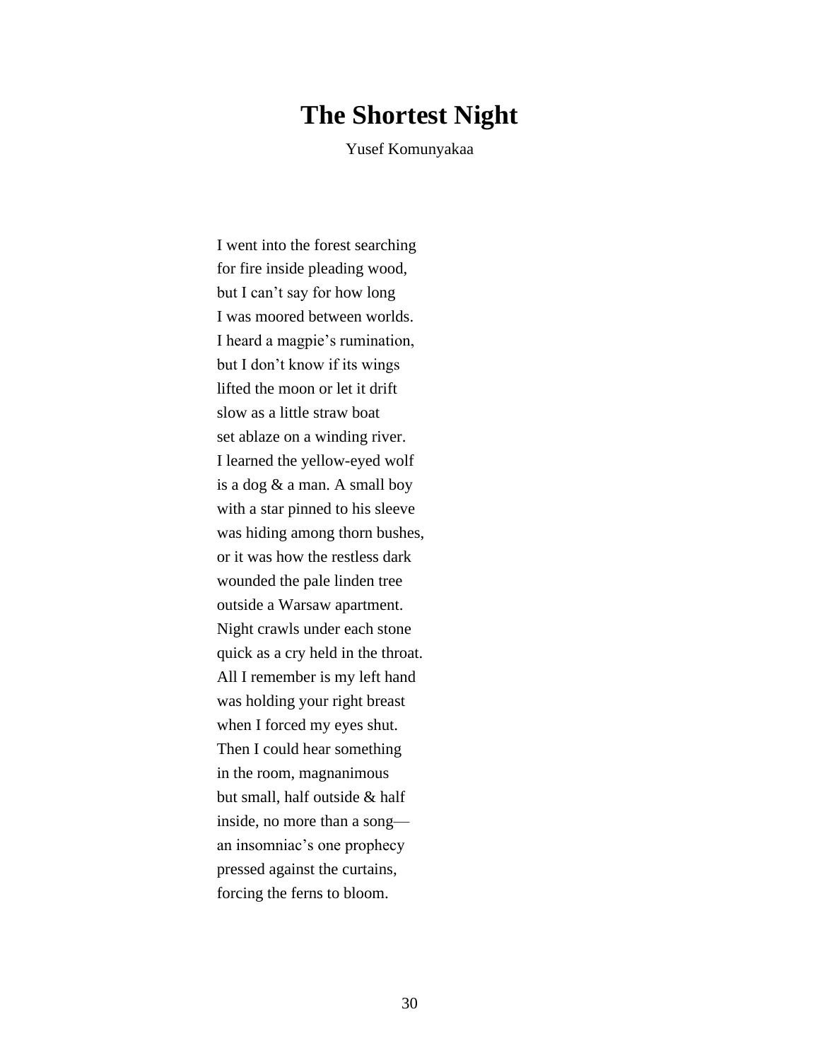# The Shortest Night

Yusef Komunyakaa

I went into the forest searching  
for fire inside pleading wood,  
but I can’t say for how long  
I was moored between worlds.  
I heard a magpie’s rumination,  
but I don’t know if its wings  
lifted the moon or let it drift  
slow as a little straw boat  
set ablaze on a winding river.  
I learned the yellow-eyed wolf  
is a dog & a man. A small boy  
with a star pinned to his sleeve  
was hiding among thorn bushes,  
or it was how the restless dark  
wounded the pale linden tree  
outside a Warsaw apartment.  
Night crawls under each stone  
quick as a cry held in the throat.  
All I remember is my left hand  
was holding your right breast  
when I forced my eyes shut.  
Then I could hear something  
in the room, magnanimous  
but small, half outside & half  
inside, no more than a song—  
an insomniac’s one prophecy  
pressed against the curtains,  
forcing the ferns to bloom.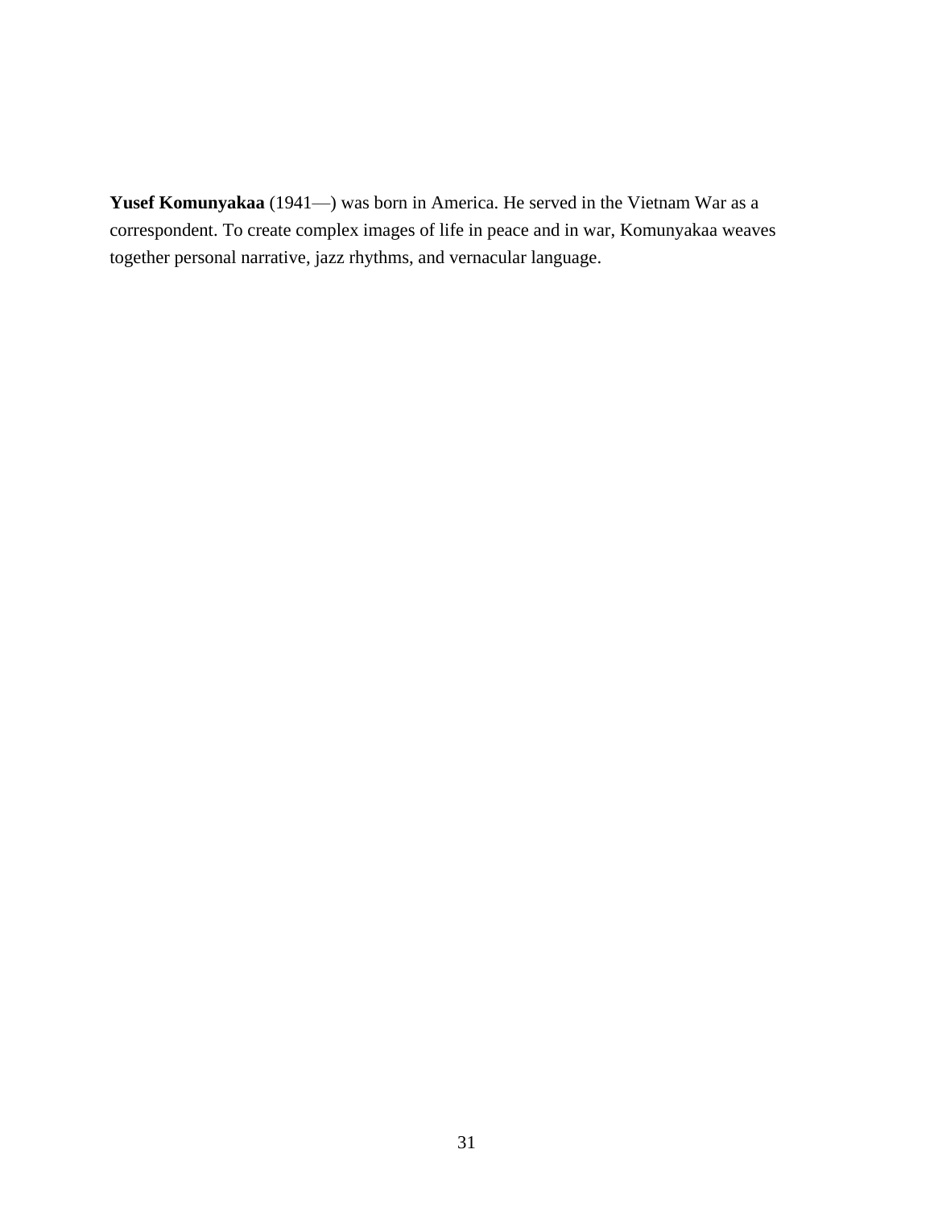**Yusef Komunyakaa** (1941—) was born in America. He served in the Vietnam War as a correspondent. To create complex images of life in peace and in war, Komunyakaa weaves together personal narrative, jazz rhythms, and vernacular language.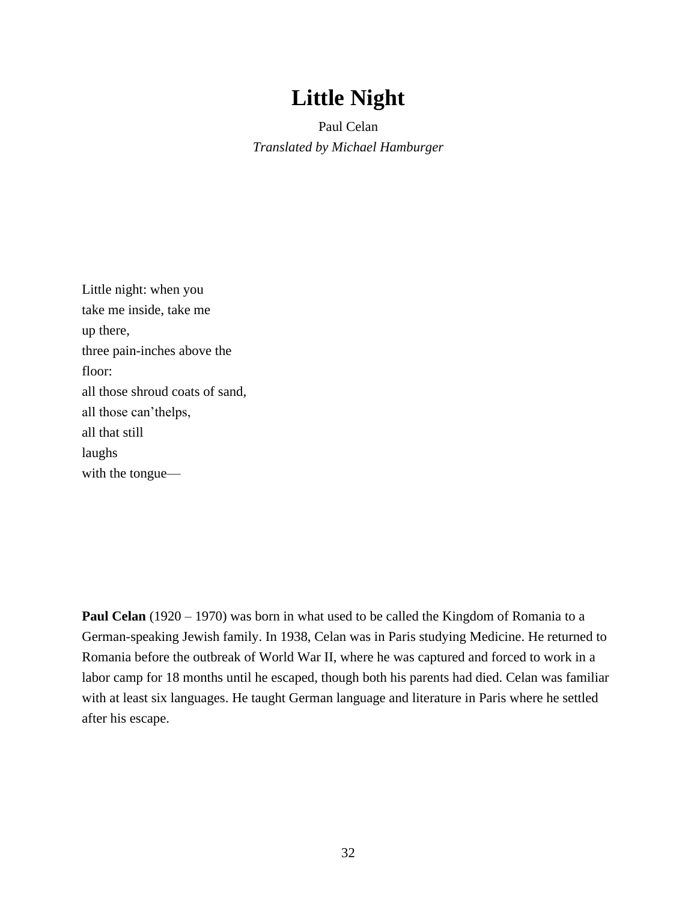# Little Night

Paul Celan

*Translated by Michael Hamburger*

Little night: when you  
take me inside, take me  
up there,  
three pain-inches above the  
floor:  
all those shroud coats of sand,  
all those can'thelps,  
all that still  
laughs  
with the tongue—

**Paul Celan** (1920 – 1970) was born in what used to be called the Kingdom of Romania to a German-speaking Jewish family. In 1938, Celan was in Paris studying Medicine. He returned to Romania before the outbreak of World War II, where he was captured and forced to work in a labor camp for 18 months until he escaped, though both his parents had died. Celan was familiar with at least six languages. He taught German language and literature in Paris where he settled after his escape.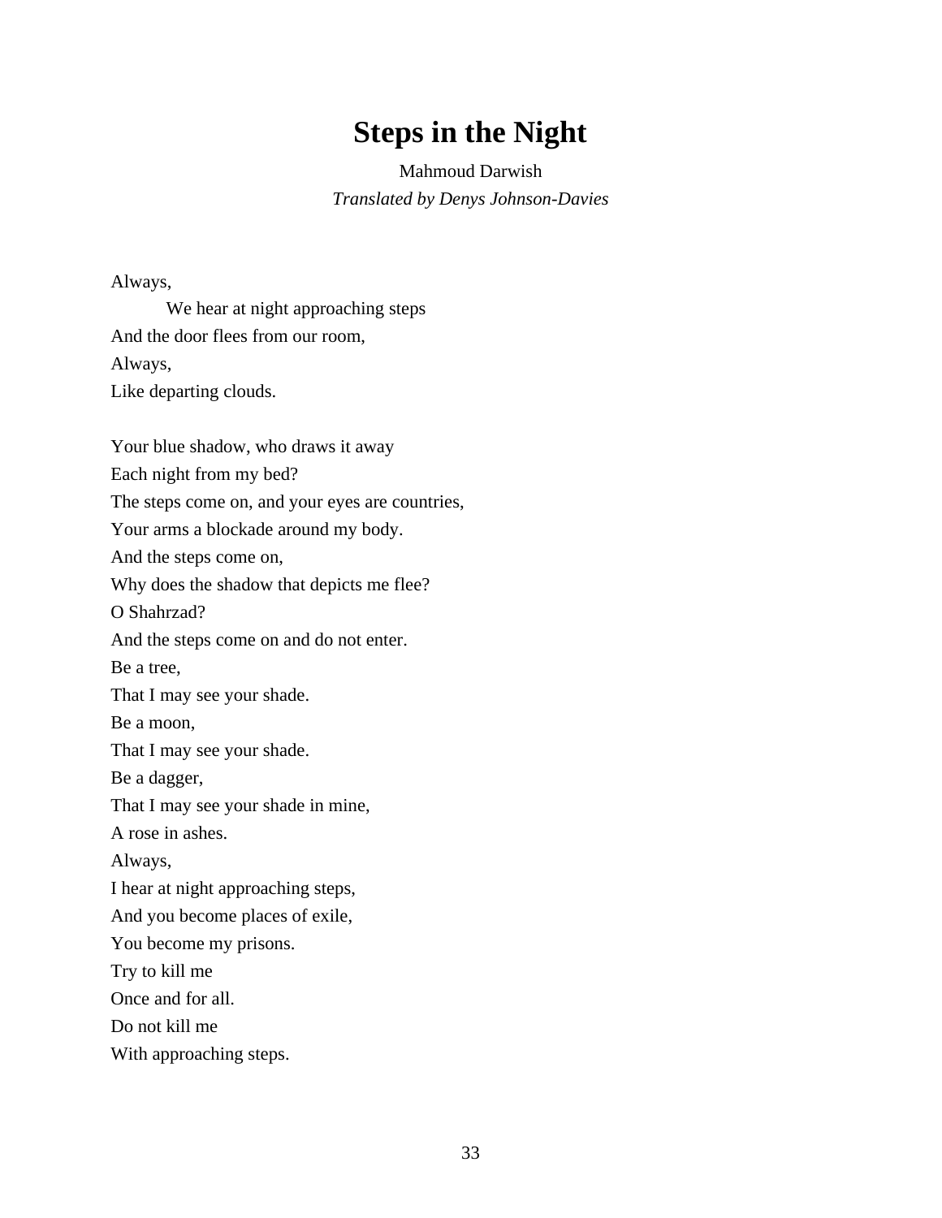# Steps in the Night

Mahmoud Darwish

*Translated by Denys Johnson-Davies*

Always,  
    We hear at night approaching steps  
And the door flees from our room,  
Always,  
Like departing clouds.

Your blue shadow, who draws it away  
Each night from my bed?  
The steps come on, and your eyes are countries,  
Your arms a blockade around my body.  
And the steps come on,  
Why does the shadow that depicts me flee?  
O Shahrzad?  
And the steps come on and do not enter.  
Be a tree,  
That I may see your shade.  
Be a moon,  
That I may see your shade.  
Be a dagger,  
That I may see your shade in mine,  
A rose in ashes.  
Always,  
I hear at night approaching steps,  
And you become places of exile,  
You become my prisons.  
Try to kill me  
Once and for all.  
Do not kill me  
With approaching steps.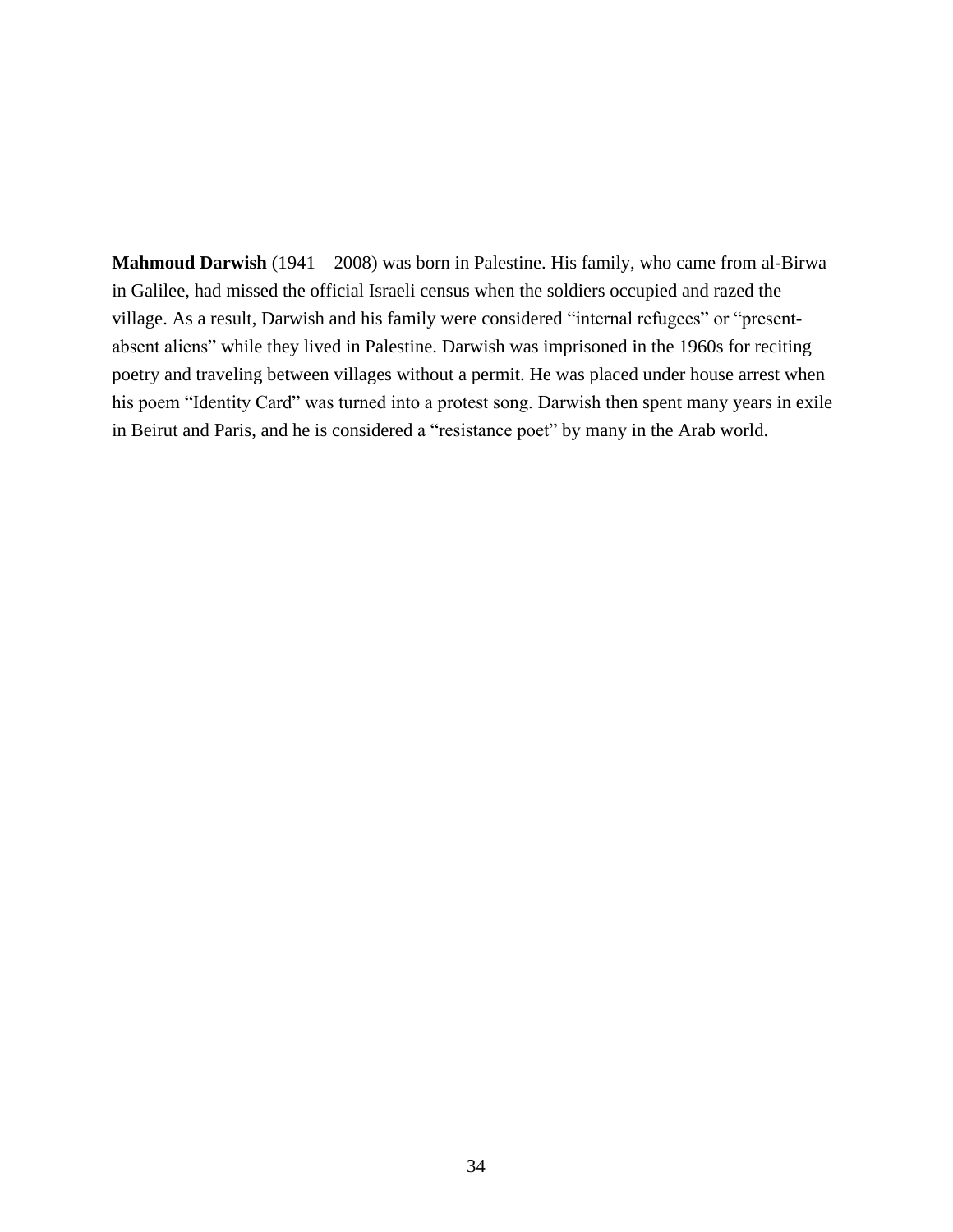**Mahmoud Darwish** (1941 – 2008) was born in Palestine. His family, who came from al-Birwa in Galilee, had missed the official Israeli census when the soldiers occupied and razed the village. As a result, Darwish and his family were considered “internal refugees” or “present-absent aliens” while they lived in Palestine. Darwish was imprisoned in the 1960s for reciting poetry and traveling between villages without a permit. He was placed under house arrest when his poem “Identity Card” was turned into a protest song. Darwish then spent many years in exile in Beirut and Paris, and he is considered a “resistance poet” by many in the Arab world.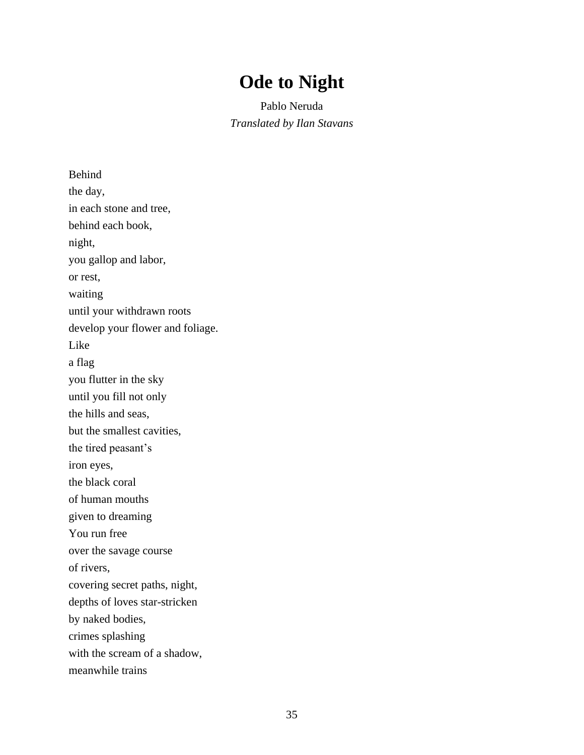# Ode to Night

Pablo Neruda

*Translated by Ilan Stavans*

Behind  
the day,  
in each stone and tree,  
behind each book,  
night,  
you gallop and labor,  
or rest,  
waiting  
until your withdrawn roots  
develop your flower and foliage.  
Like  
a flag  
you flutter in the sky  
until you fill not only  
the hills and seas,  
but the smallest cavities,  
the tired peasant's  
iron eyes,  
the black coral  
of human mouths  
given to dreaming  
You run free  
over the savage course  
of rivers,  
covering secret paths, night,  
depths of loves star-stricken  
by naked bodies,  
crimes splashing  
with the scream of a shadow,  
meanwhile trains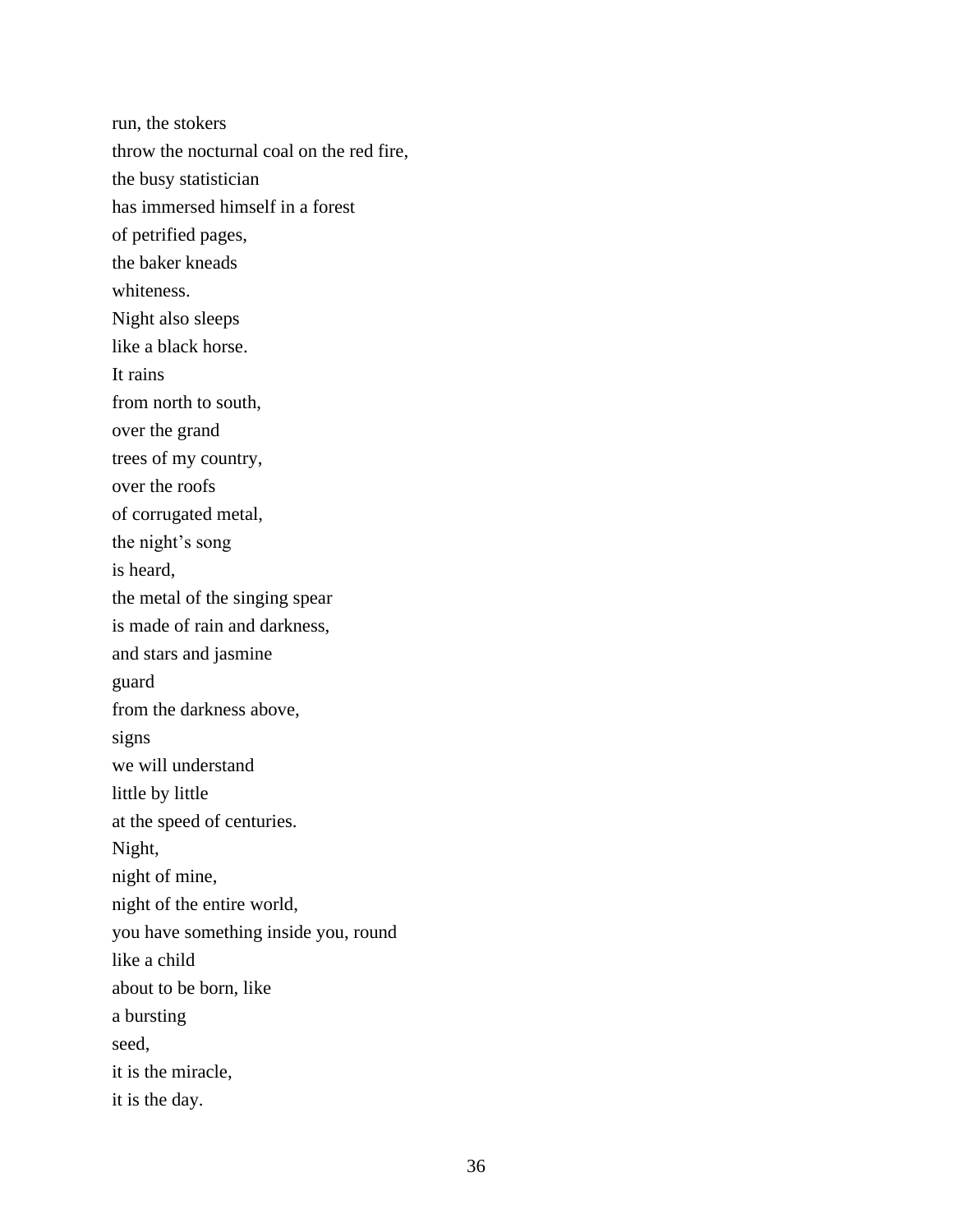run, the stokers
throw the nocturnal coal on the red fire,
the busy statistician
has immersed himself in a forest
of petrified pages,
the baker kneads
whiteness.
Night also sleeps
like a black horse.
It rains
from north to south,
over the grand
trees of my country,
over the roofs
of corrugated metal,
the night's song
is heard,
the metal of the singing spear
is made of rain and darkness,
and stars and jasmine
guard
from the darkness above,
signs
we will understand
little by little
at the speed of centuries.
Night,
night of mine,
night of the entire world,
you have something inside you, round
like a child
about to be born, like
a bursting
seed,
it is the miracle,
it is the day.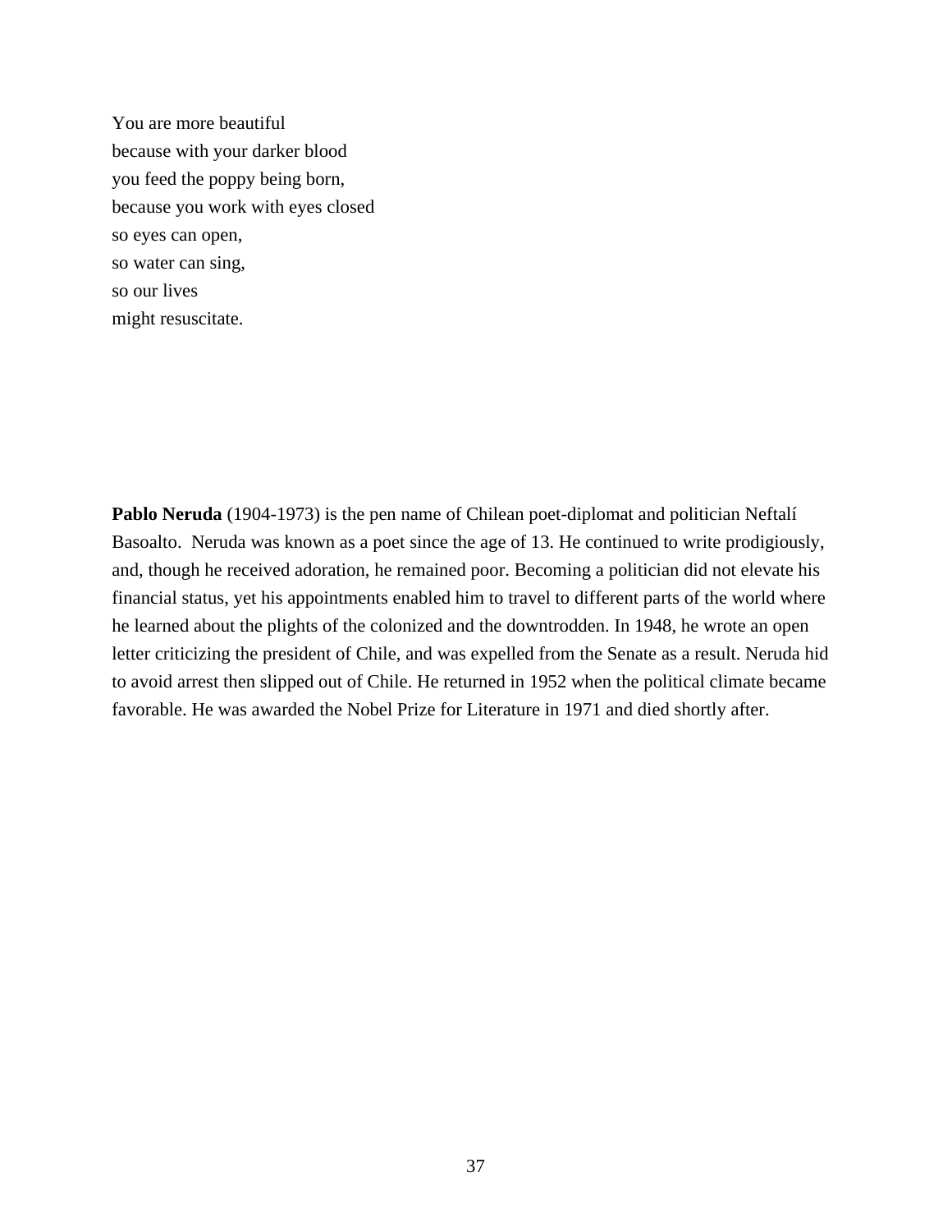You are more beautiful  
because with your darker blood  
you feed the poppy being born,  
because you work with eyes closed  
so eyes can open,  
so water can sing,  
so our lives  
might resuscitate.

**Pablo Neruda** (1904-1973) is the pen name of Chilean poet-diplomat and politician Neftalí Basoalto.  Neruda was known as a poet since the age of 13. He continued to write prodigiously, and, though he received adoration, he remained poor. Becoming a politician did not elevate his financial status, yet his appointments enabled him to travel to different parts of the world where he learned about the plights of the colonized and the downtrodden. In 1948, he wrote an open letter criticizing the president of Chile, and was expelled from the Senate as a result. Neruda hid to avoid arrest then slipped out of Chile. He returned in 1952 when the political climate became favorable. He was awarded the Nobel Prize for Literature in 1971 and died shortly after.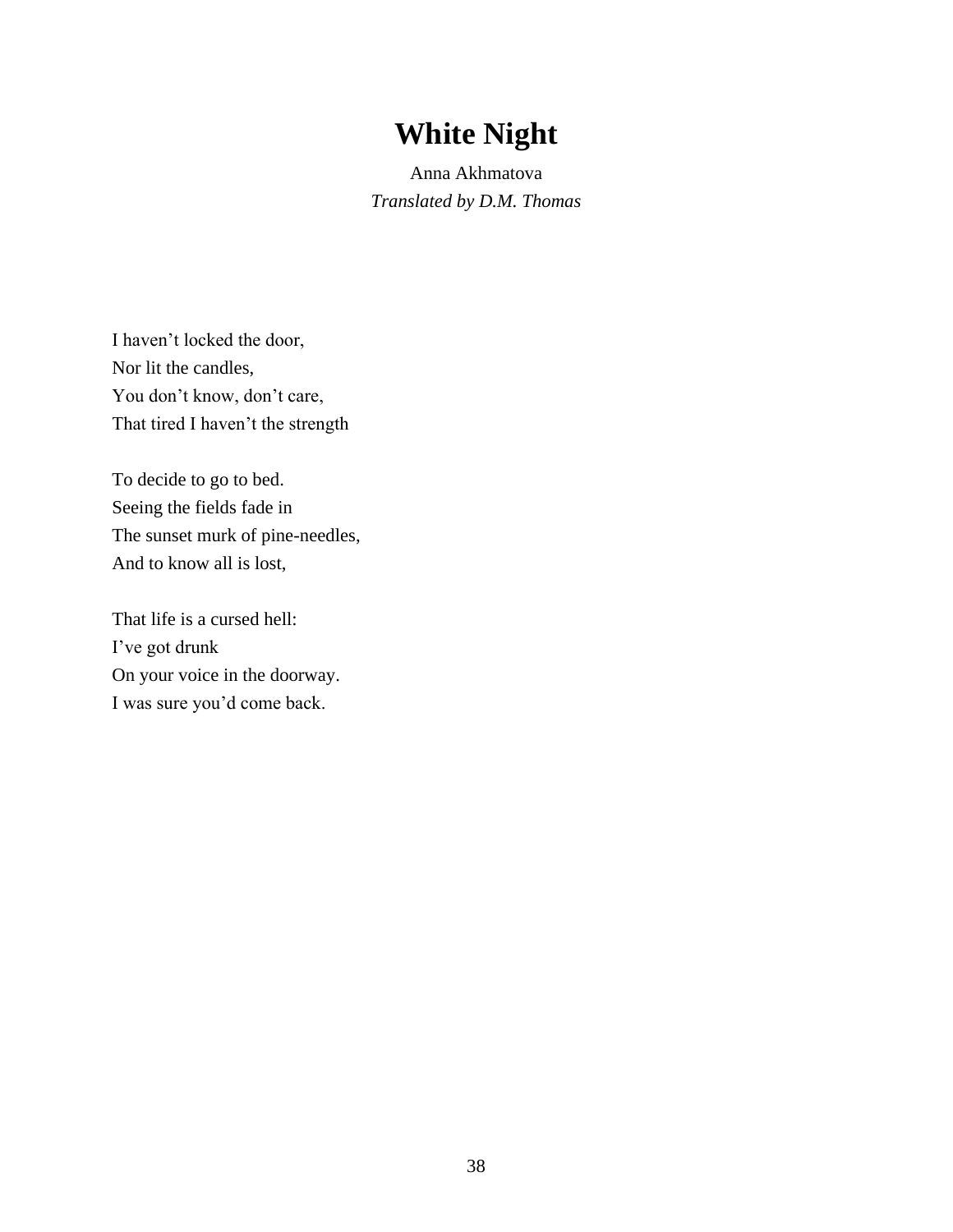# White Night

Anna Akhmatova

*Translated by D.M. Thomas*

I haven't locked the door,
Nor lit the candles,
You don't know, don't care,
That tired I haven't the strength

To decide to go to bed.
Seeing the fields fade in
The sunset murk of pine-needles,
And to know all is lost,

That life is a cursed hell:
I've got drunk
On your voice in the doorway.
I was sure you'd come back.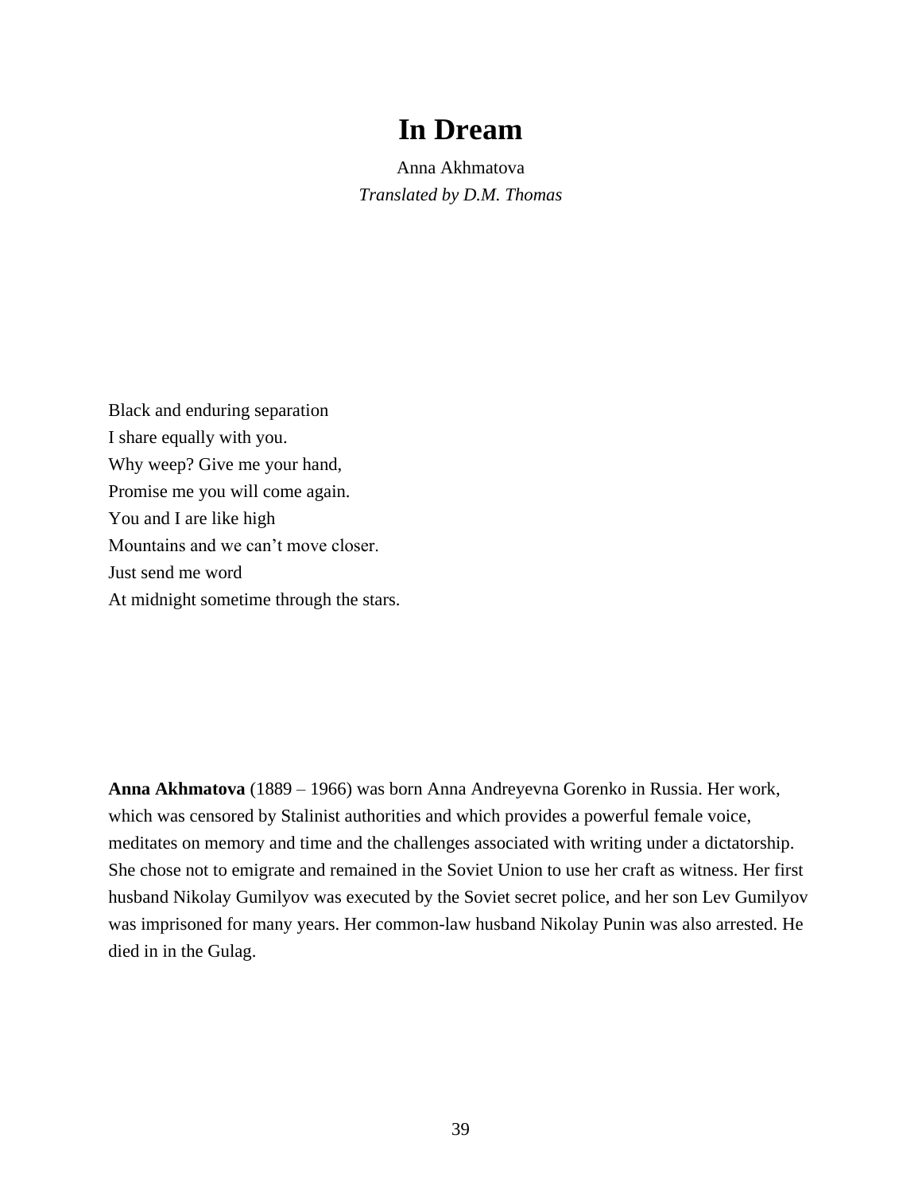# In Dream

Anna Akhmatova
*Translated by D.M. Thomas*

Black and enduring separation
I share equally with you.
Why weep? Give me your hand,
Promise me you will come again.
You and I are like high
Mountains and we can't move closer.
Just send me word
At midnight sometime through the stars.

**Anna Akhmatova** (1889 – 1966) was born Anna Andreyevna Gorenko in Russia. Her work, which was censored by Stalinist authorities and which provides a powerful female voice, meditates on memory and time and the challenges associated with writing under a dictatorship. She chose not to emigrate and remained in the Soviet Union to use her craft as witness. Her first husband Nikolay Gumilyov was executed by the Soviet secret police, and her son Lev Gumilyov was imprisoned for many years. Her common-law husband Nikolay Punin was also arrested. He died in in the Gulag.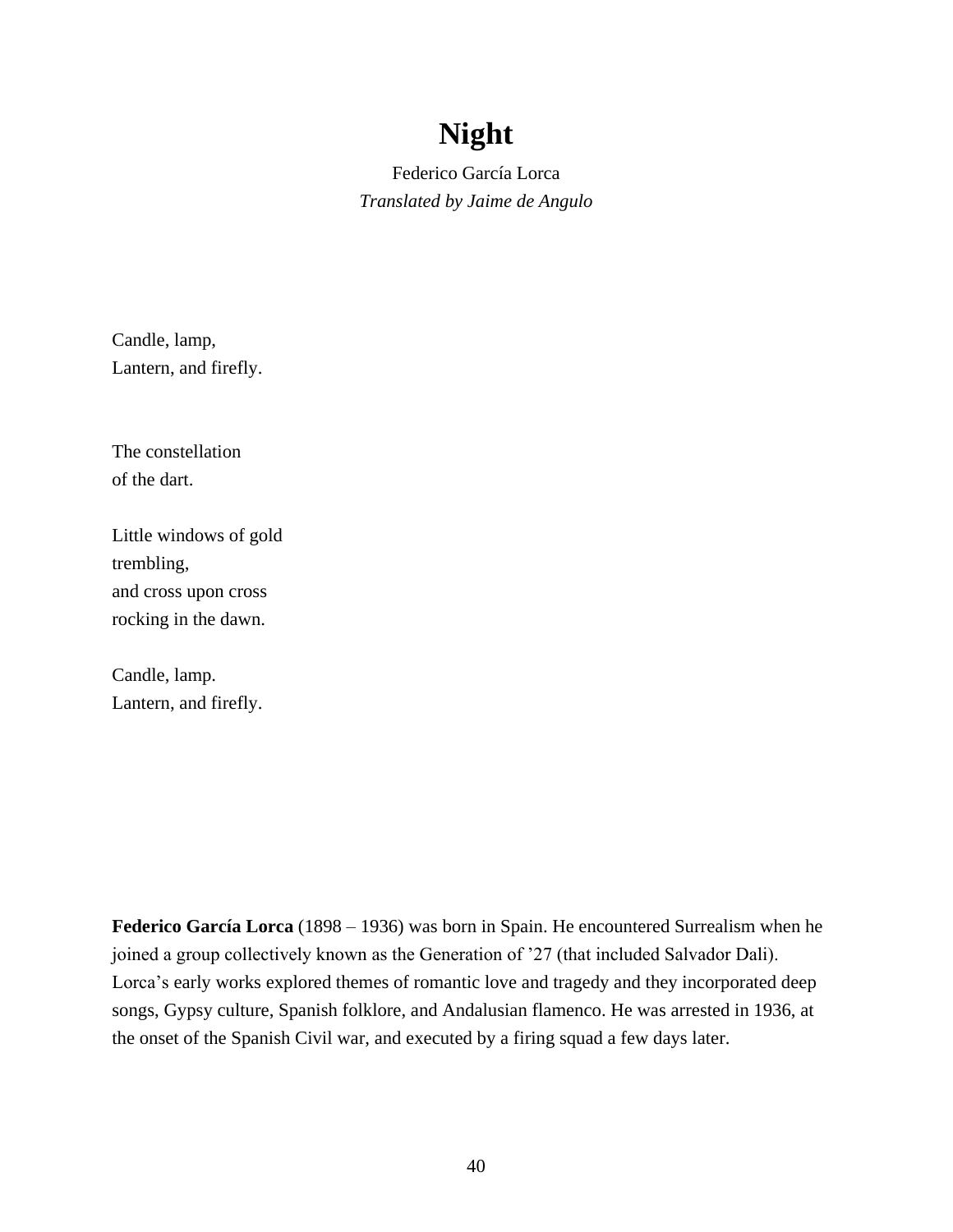# Night

Federico García Lorca
*Translated by Jaime de Angulo*

Candle, lamp,
Lantern, and firefly.

The constellation
of the dart.

Little windows of gold
trembling,
and cross upon cross
rocking in the dawn.

Candle, lamp.
Lantern, and firefly.

**Federico García Lorca** (1898 – 1936) was born in Spain. He encountered Surrealism when he joined a group collectively known as the Generation of '27 (that included Salvador Dali). Lorca's early works explored themes of romantic love and tragedy and they incorporated deep songs, Gypsy culture, Spanish folklore, and Andalusian flamenco. He was arrested in 1936, at the onset of the Spanish Civil war, and executed by a firing squad a few days later.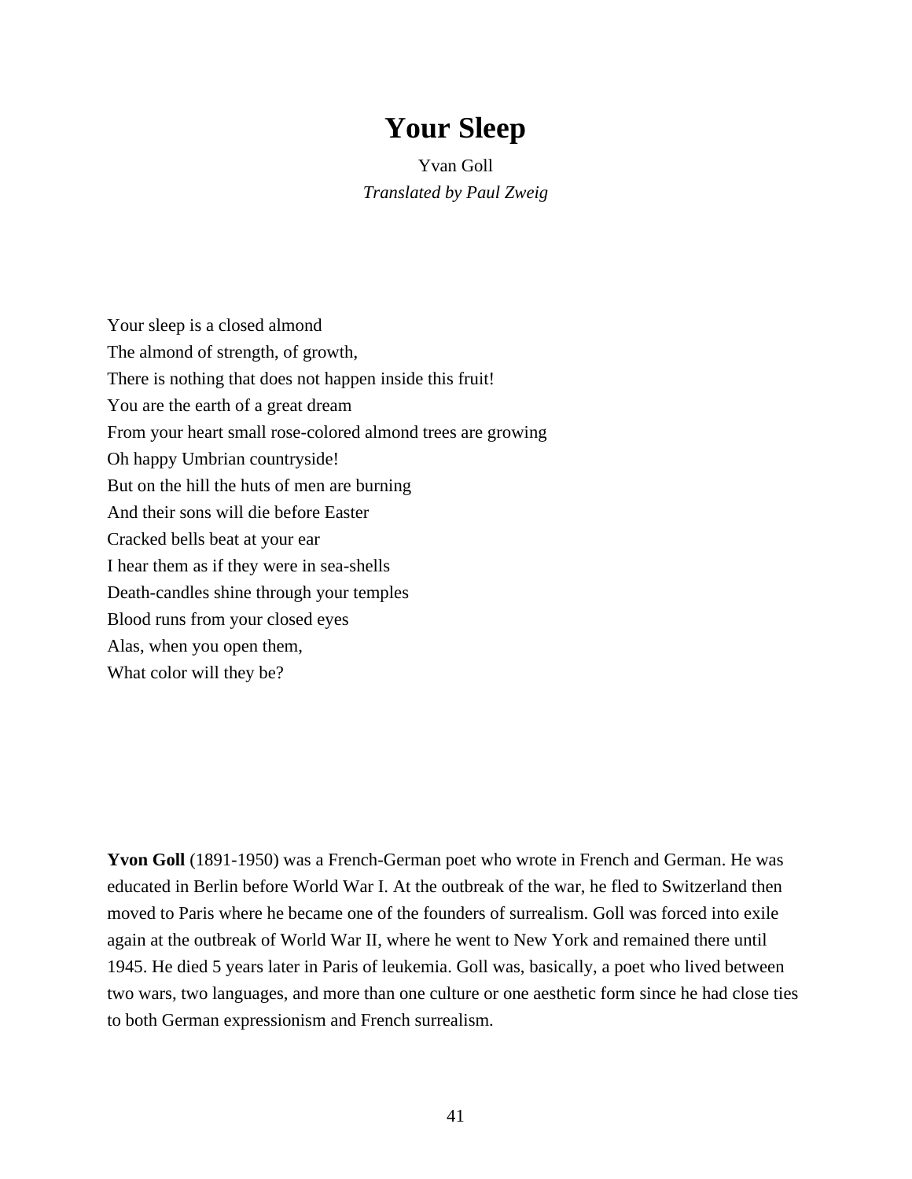# Your Sleep

Yvan Goll
*Translated by Paul Zweig*

Your sleep is a closed almond
The almond of strength, of growth,
There is nothing that does not happen inside this fruit!
You are the earth of a great dream
From your heart small rose-colored almond trees are growing
Oh happy Umbrian countryside!
But on the hill the huts of men are burning
And their sons will die before Easter
Cracked bells beat at your ear
I hear them as if they were in sea-shells
Death-candles shine through your temples
Blood runs from your closed eyes
Alas, when you open them,
What color will they be?

**Yvon Goll** (1891-1950) was a French-German poet who wrote in French and German. He was educated in Berlin before World War I. At the outbreak of the war, he fled to Switzerland then moved to Paris where he became one of the founders of surrealism. Goll was forced into exile again at the outbreak of World War II, where he went to New York and remained there until 1945. He died 5 years later in Paris of leukemia. Goll was, basically, a poet who lived between two wars, two languages, and more than one culture or one aesthetic form since he had close ties to both German expressionism and French surrealism.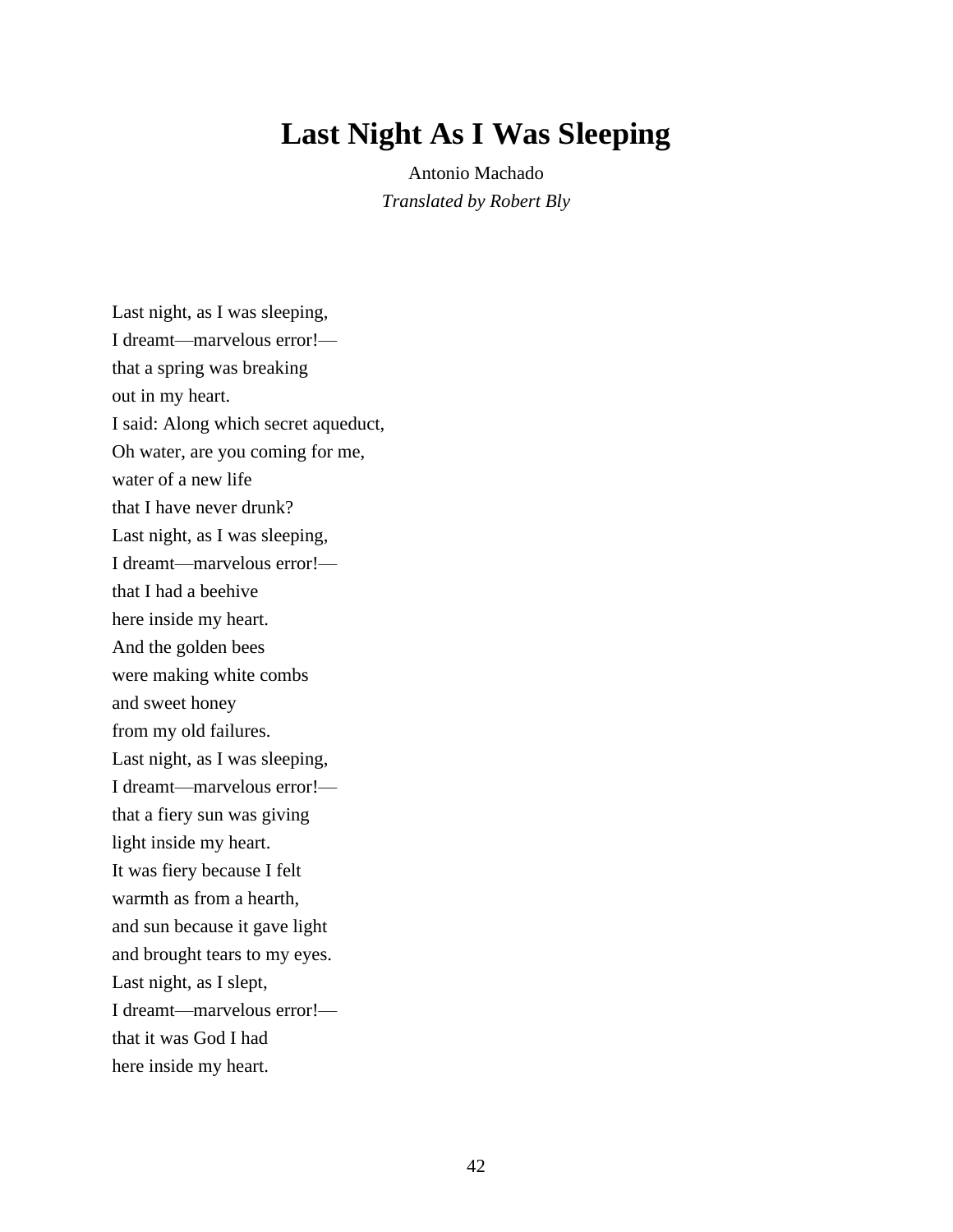# Last Night As I Was Sleeping

Antonio Machado

*Translated by Robert Bly*

Last night, as I was sleeping,
I dreamt—marvelous error!—
that a spring was breaking
out in my heart.
I said: Along which secret aqueduct,
Oh water, are you coming for me,
water of a new life
that I have never drunk?
Last night, as I was sleeping,
I dreamt—marvelous error!—
that I had a beehive
here inside my heart.
And the golden bees
were making white combs
and sweet honey
from my old failures.
Last night, as I was sleeping,
I dreamt—marvelous error!—
that a fiery sun was giving
light inside my heart.
It was fiery because I felt
warmth as from a hearth,
and sun because it gave light
and brought tears to my eyes.
Last night, as I slept,
I dreamt—marvelous error!—
that it was God I had
here inside my heart.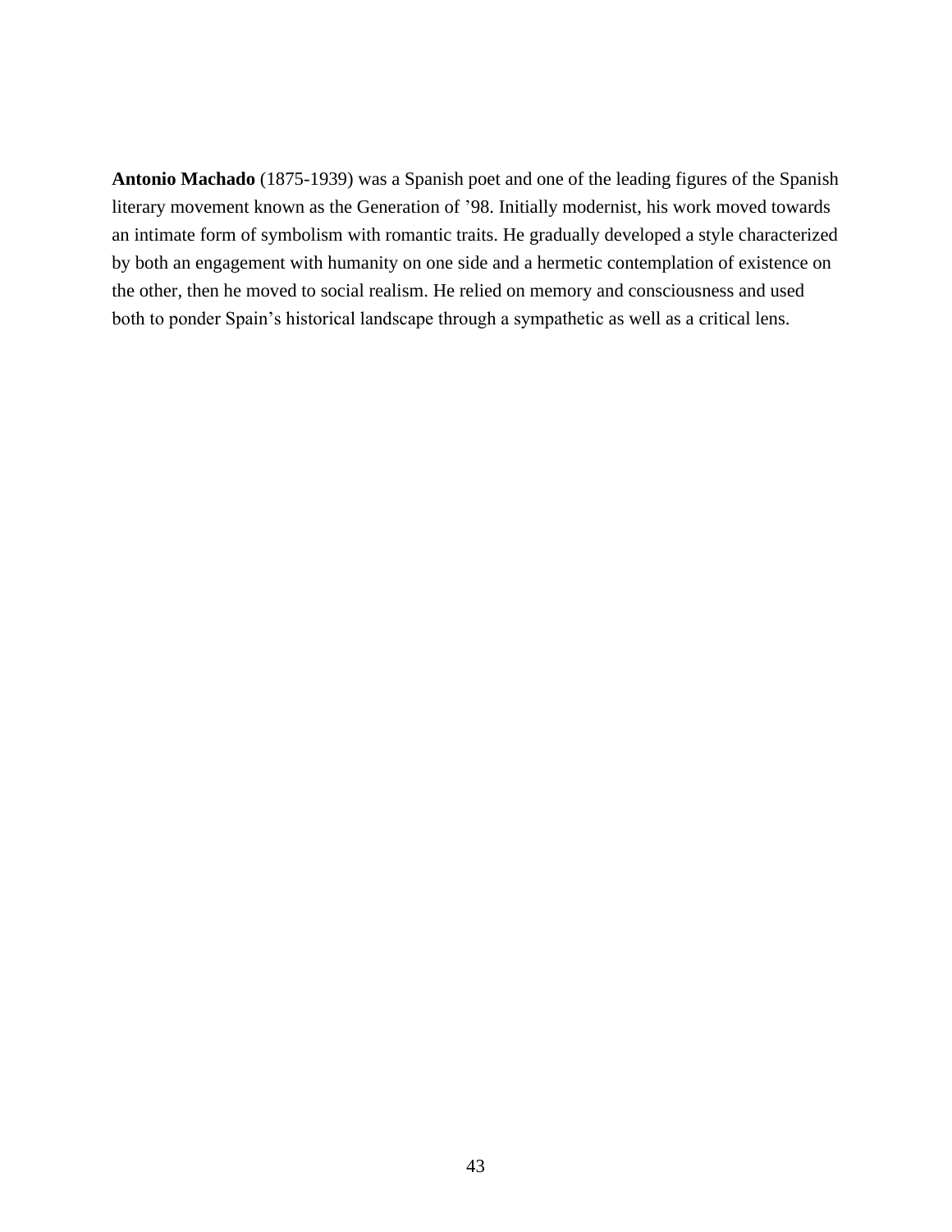**Antonio Machado** (1875-1939) was a Spanish poet and one of the leading figures of the Spanish literary movement known as the Generation of ’98. Initially modernist, his work moved towards an intimate form of symbolism with romantic traits. He gradually developed a style characterized by both an engagement with humanity on one side and a hermetic contemplation of existence on the other, then he moved to social realism. He relied on memory and consciousness and used both to ponder Spain’s historical landscape through a sympathetic as well as a critical lens.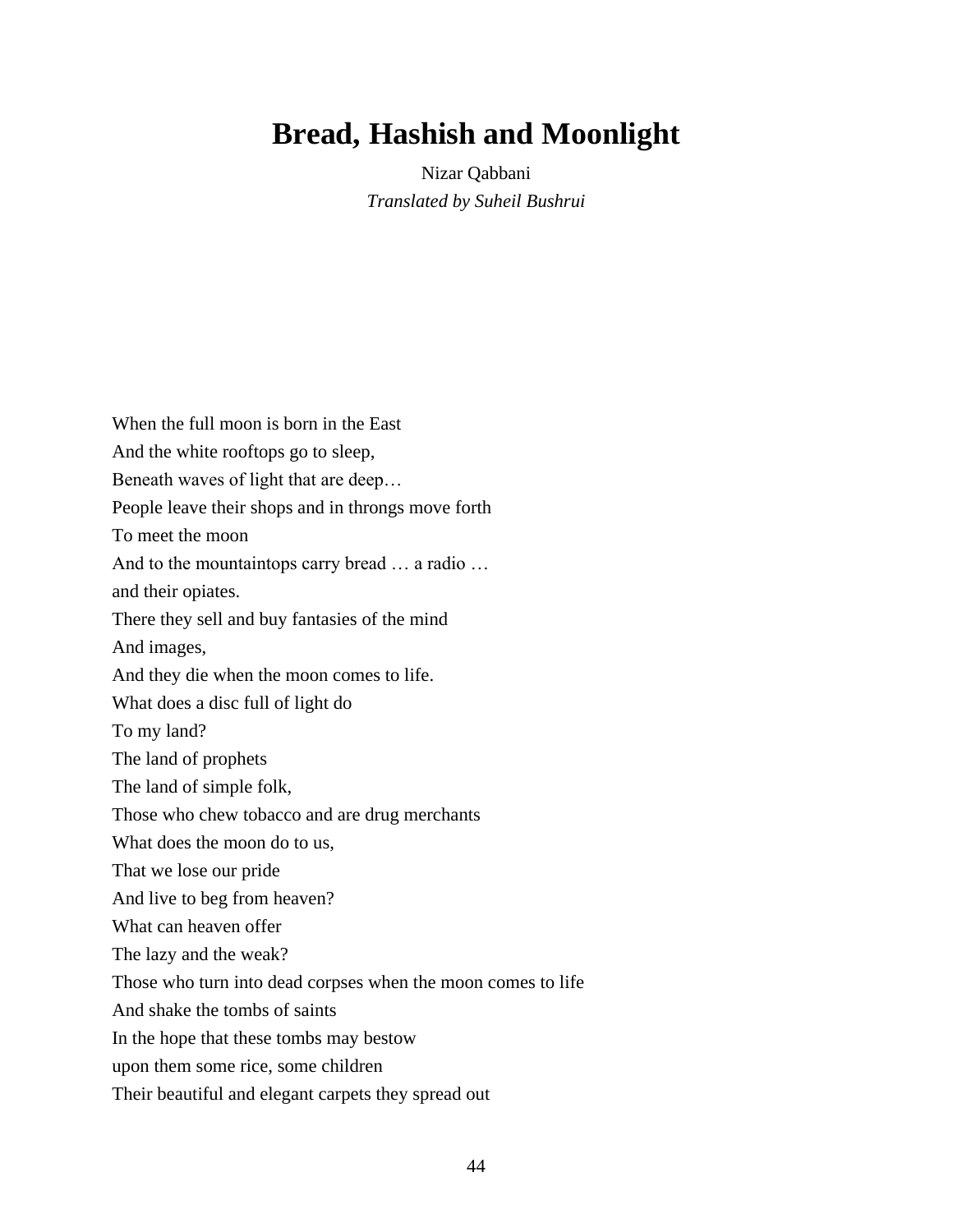# Bread, Hashish and Moonlight

Nizar Qabbani

*Translated by Suheil Bushrui*

When the full moon is born in the East  
And the white rooftops go to sleep,  
Beneath waves of light that are deep…  
People leave their shops and in throngs move forth  
To meet the moon  
And to the mountaintops carry bread … a radio …  
and their opiates.  
There they sell and buy fantasies of the mind  
And images,  
And they die when the moon comes to life.  
What does a disc full of light do  
To my land?  
The land of prophets  
The land of simple folk,  
Those who chew tobacco and are drug merchants  
What does the moon do to us,  
That we lose our pride  
And live to beg from heaven?  
What can heaven offer  
The lazy and the weak?  
Those who turn into dead corpses when the moon comes to life  
And shake the tombs of saints  
In the hope that these tombs may bestow  
upon them some rice, some children  
Their beautiful and elegant carpets they spread out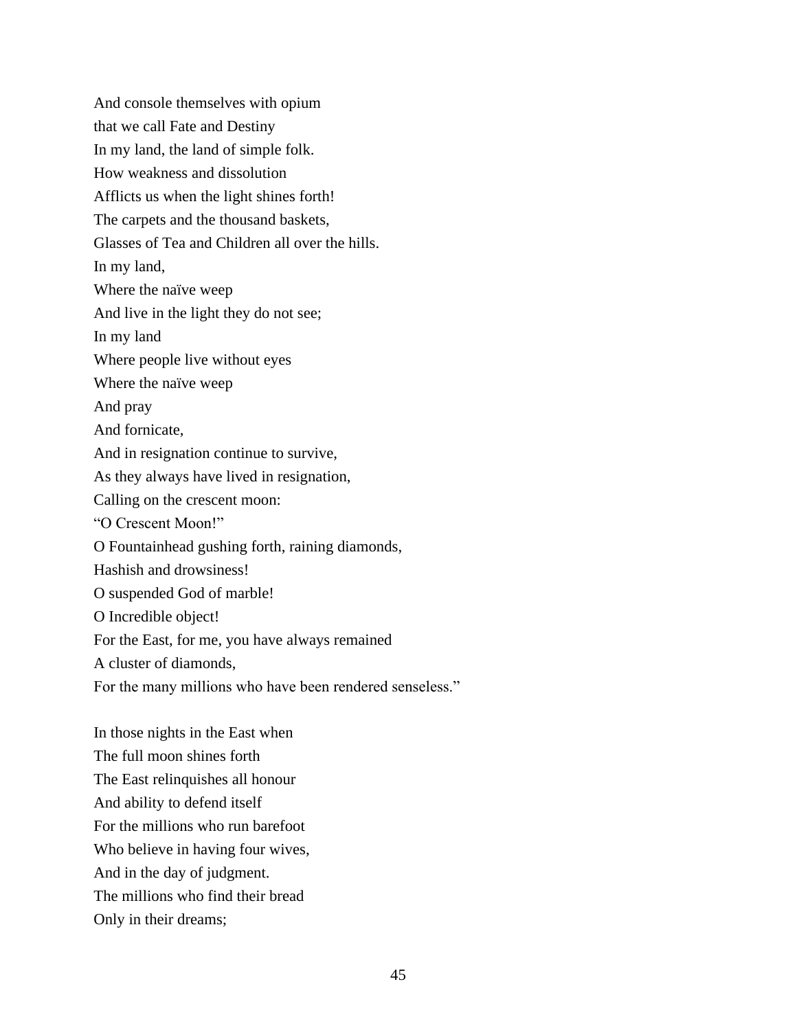And console themselves with opium  
that we call Fate and Destiny  
In my land, the land of simple folk.  
How weakness and dissolution  
Afflicts us when the light shines forth!  
The carpets and the thousand baskets,  
Glasses of Tea and Children all over the hills.  
In my land,  
Where the naïve weep  
And live in the light they do not see;  
In my land  
Where people live without eyes  
Where the naïve weep  
And pray  
And fornicate,  
And in resignation continue to survive,  
As they always have lived in resignation,  
Calling on the crescent moon:  
"O Crescent Moon!"  
O Fountainhead gushing forth, raining diamonds,  
Hashish and drowsiness!  
O suspended God of marble!  
O Incredible object!  
For the East, for me, you have always remained  
A cluster of diamonds,  
For the many millions who have been rendered senseless."

In those nights in the East when  
The full moon shines forth  
The East relinquishes all honour  
And ability to defend itself  
For the millions who run barefoot  
Who believe in having four wives,  
And in the day of judgment.  
The millions who find their bread  
Only in their dreams;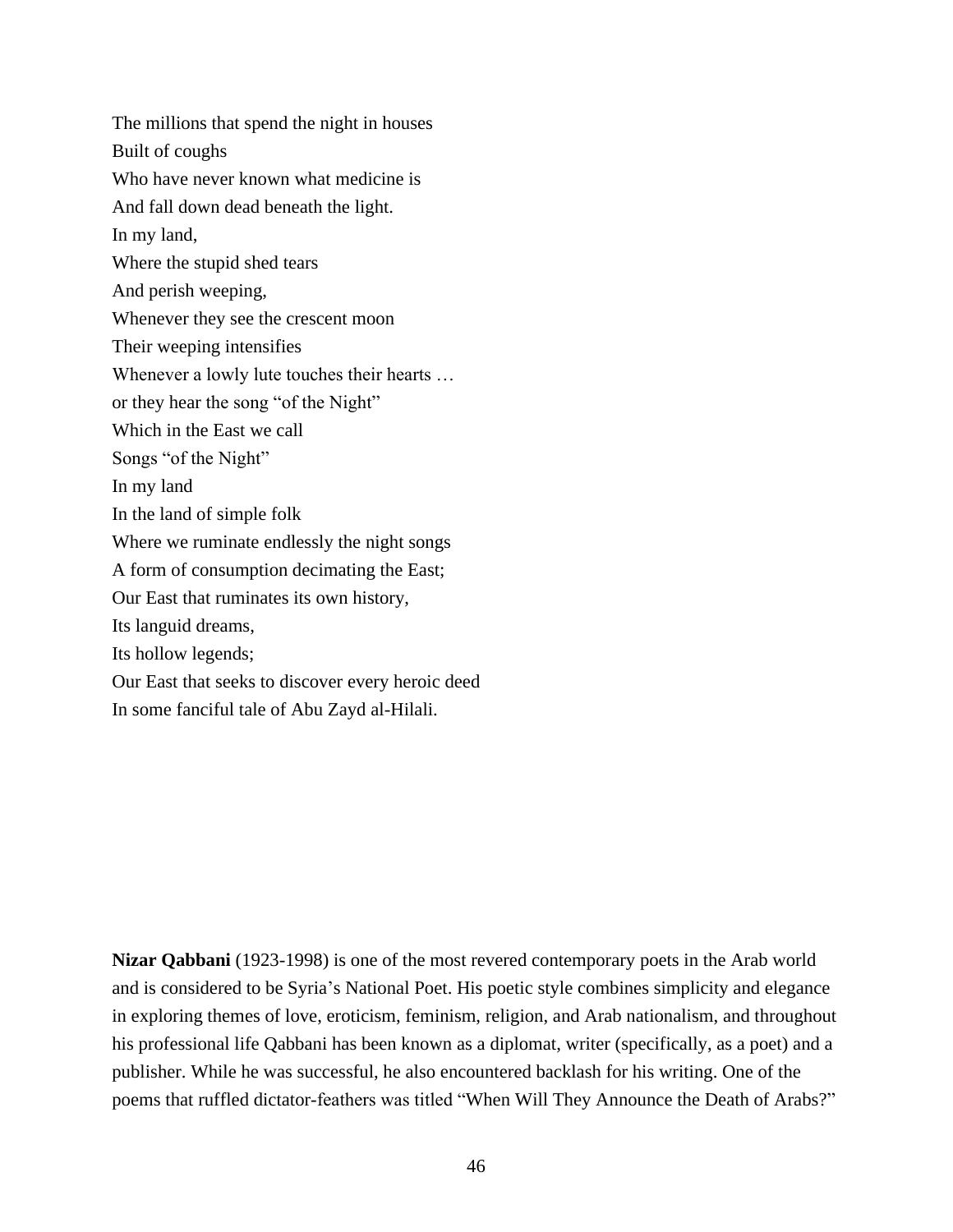The millions that spend the night in houses  
Built of coughs  
Who have never known what medicine is  
And fall down dead beneath the light.  
In my land,  
Where the stupid shed tears  
And perish weeping,  
Whenever they see the crescent moon  
Their weeping intensifies  
Whenever a lowly lute touches their hearts …  
or they hear the song "of the Night"  
Which in the East we call  
Songs "of the Night"  
In my land  
In the land of simple folk  
Where we ruminate endlessly the night songs  
A form of consumption decimating the East;  
Our East that ruminates its own history,  
Its languid dreams,  
Its hollow legends;  
Our East that seeks to discover every heroic deed  
In some fanciful tale of Abu Zayd al-Hilali.

**Nizar Qabbani** (1923-1998) is one of the most revered contemporary poets in the Arab world and is considered to be Syria's National Poet. His poetic style combines simplicity and elegance in exploring themes of love, eroticism, feminism, religion, and Arab nationalism, and throughout his professional life Qabbani has been known as a diplomat, writer (specifically, as a poet) and a publisher. While he was successful, he also encountered backlash for his writing. One of the poems that ruffled dictator-feathers was titled "When Will They Announce the Death of Arabs?"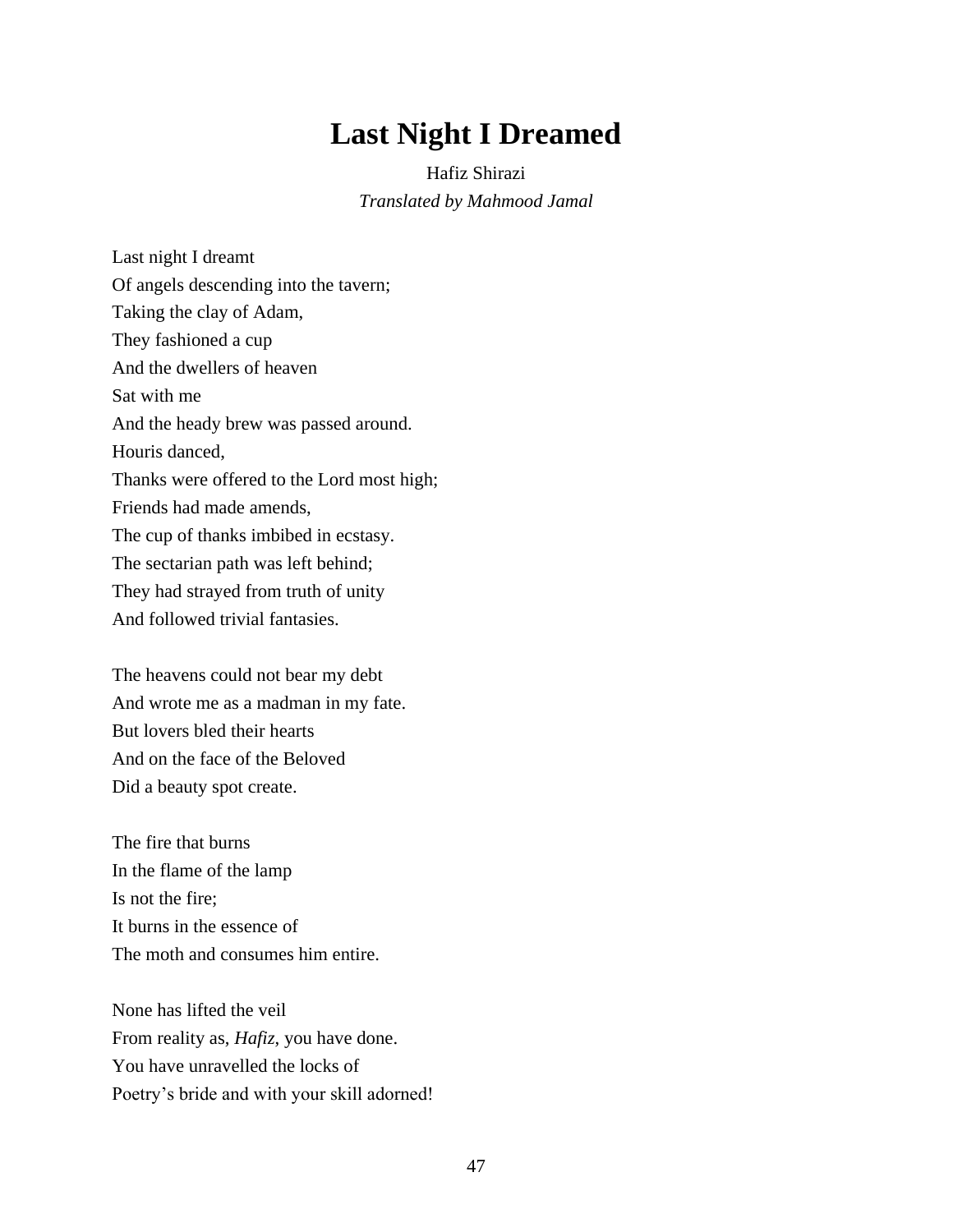# Last Night I Dreamed

Hafiz Shirazi

*Translated by Mahmood Jamal*

Last night I dreamt  
Of angels descending into the tavern;  
Taking the clay of Adam,  
They fashioned a cup  
And the dwellers of heaven  
Sat with me  
And the heady brew was passed around.  
Houris danced,  
Thanks were offered to the Lord most high;  
Friends had made amends,  
The cup of thanks imbibed in ecstasy.  
The sectarian path was left behind;  
They had strayed from truth of unity  
And followed trivial fantasies.

The heavens could not bear my debt  
And wrote me as a madman in my fate.  
But lovers bled their hearts  
And on the face of the Beloved  
Did a beauty spot create.

The fire that burns  
In the flame of the lamp  
Is not the fire;  
It burns in the essence of  
The moth and consumes him entire.

None has lifted the veil  
From reality as, *Hafiz*, you have done.  
You have unravelled the locks of  
Poetry's bride and with your skill adorned!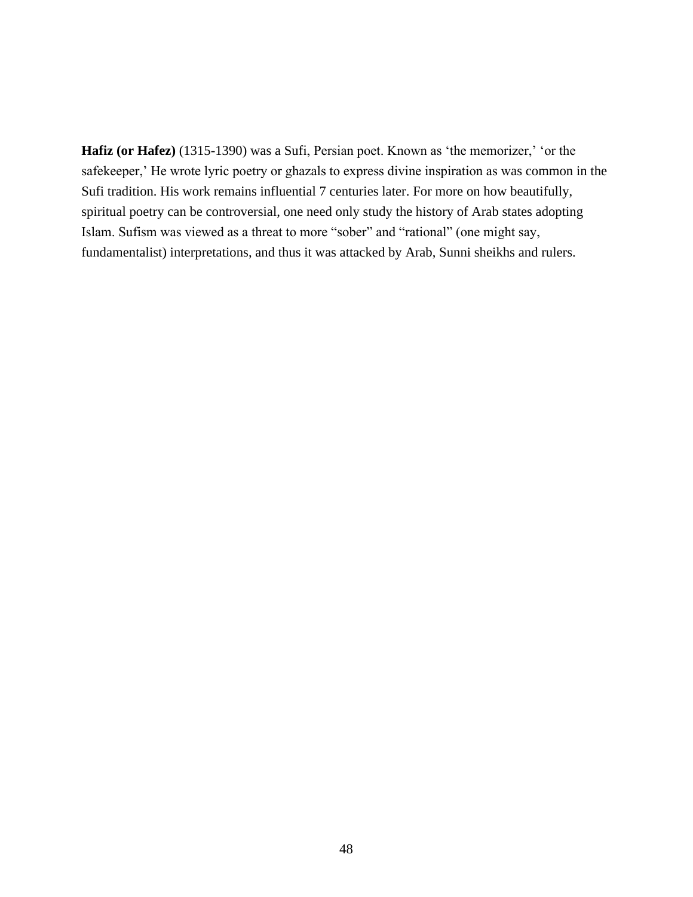**Hafiz (or Hafez)** (1315-1390) was a Sufi, Persian poet. Known as 'the memorizer,' 'or the safekeeper,' He wrote lyric poetry or ghazals to express divine inspiration as was common in the Sufi tradition. His work remains influential 7 centuries later. For more on how beautifully, spiritual poetry can be controversial, one need only study the history of Arab states adopting Islam. Sufism was viewed as a threat to more "sober" and "rational" (one might say, fundamentalist) interpretations, and thus it was attacked by Arab, Sunni sheikhs and rulers.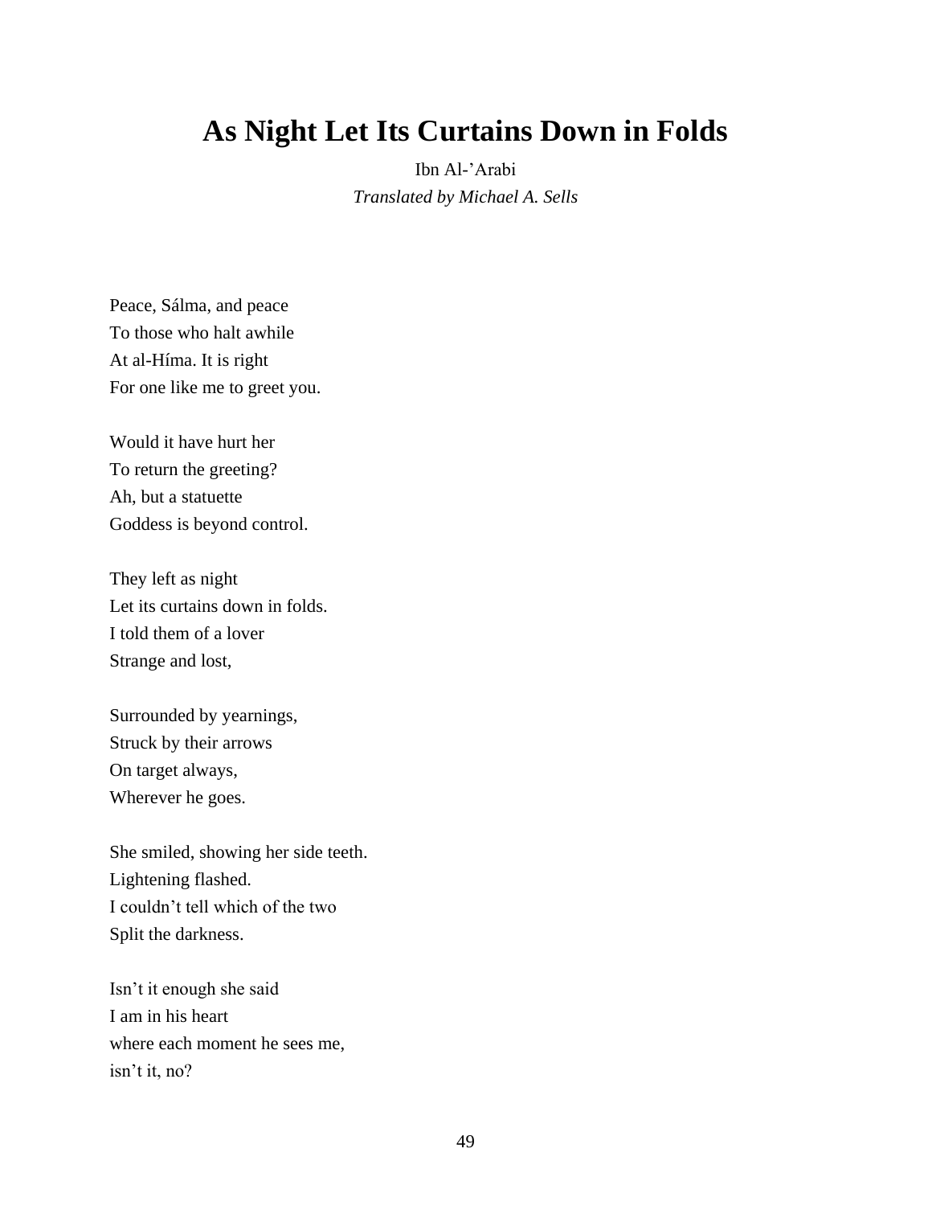# As Night Let Its Curtains Down in Folds

Ibn Al-’Arabi

*Translated by Michael A. Sells*

Peace, Sálma, and peace  
To those who halt awhile  
At al-Híma. It is right  
For one like me to greet you.

Would it have hurt her  
To return the greeting?  
Ah, but a statuette  
Goddess is beyond control.

They left as night  
Let its curtains down in folds.  
I told them of a lover  
Strange and lost,

Surrounded by yearnings,  
Struck by their arrows  
On target always,  
Wherever he goes.

She smiled, showing her side teeth.  
Lightening flashed.  
I couldn’t tell which of the two  
Split the darkness.

Isn’t it enough she said  
I am in his heart  
where each moment he sees me,  
isn’t it, no?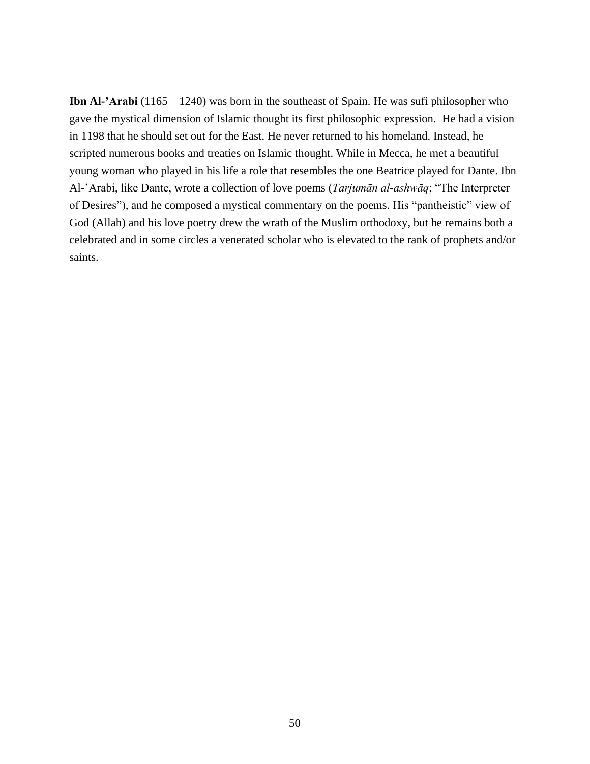**Ibn Al-'Arabi** (1165 – 1240) was born in the southeast of Spain. He was sufi philosopher who gave the mystical dimension of Islamic thought its first philosophic expression.  He had a vision in 1198 that he should set out for the East. He never returned to his homeland. Instead, he scripted numerous books and treaties on Islamic thought. While in Mecca, he met a beautiful young woman who played in his life a role that resembles the one Beatrice played for Dante. Ibn Al-'Arabi, like Dante, wrote a collection of love poems (*Tarjumān al-ashwāq*; "The Interpreter of Desires"), and he composed a mystical commentary on the poems. His "pantheistic" view of God (Allah) and his love poetry drew the wrath of the Muslim orthodoxy, but he remains both a celebrated and in some circles a venerated scholar who is elevated to the rank of prophets and/or saints.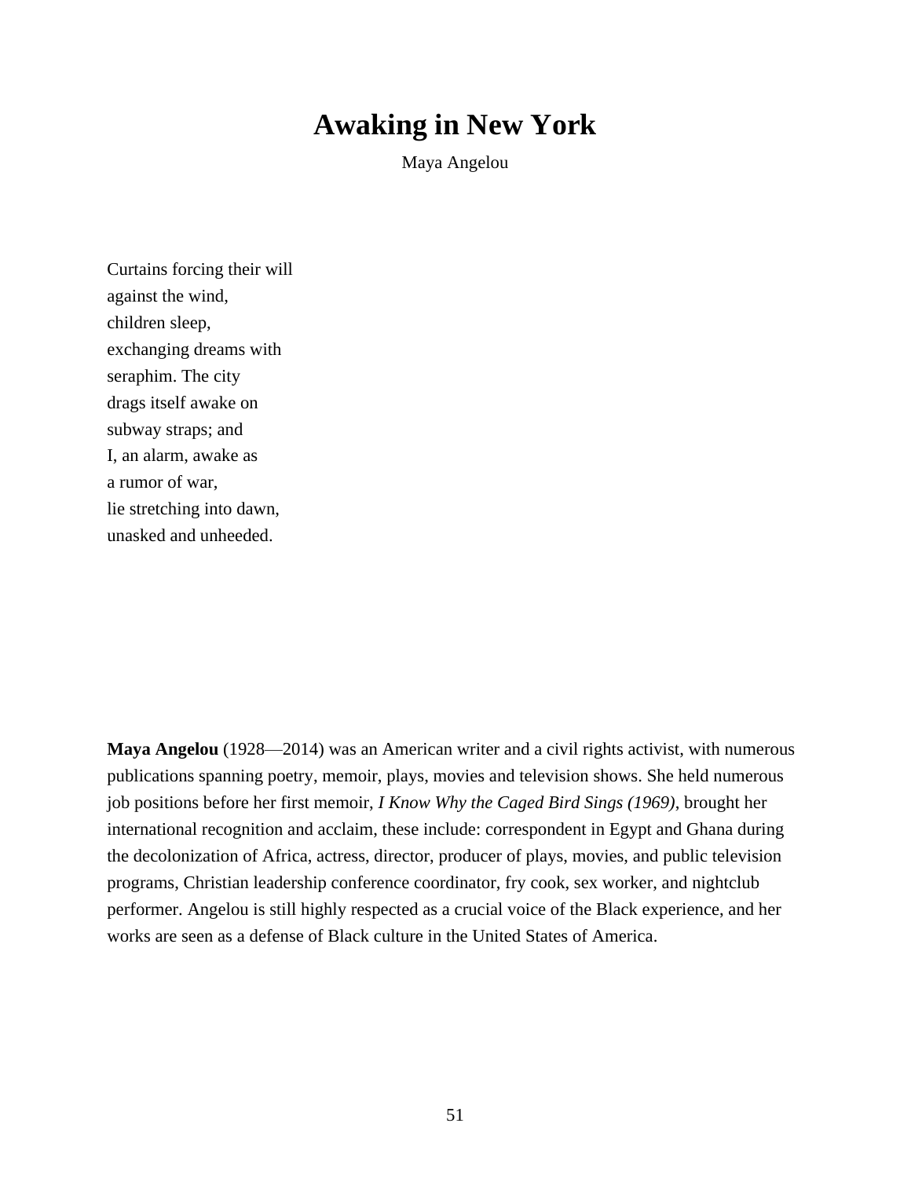# Awaking in New York

Maya Angelou

Curtains forcing their will  
against the wind,  
children sleep,  
exchanging dreams with  
seraphim. The city  
drags itself awake on  
subway straps; and  
I, an alarm, awake as  
a rumor of war,  
lie stretching into dawn,  
unasked and unheeded.

**Maya Angelou** (1928—2014) was an American writer and a civil rights activist, with numerous publications spanning poetry, memoir, plays, movies and television shows. She held numerous job positions before her first memoir, *I Know Why the Caged Bird Sings (1969)*, brought her international recognition and acclaim, these include: correspondent in Egypt and Ghana during the decolonization of Africa, actress, director, producer of plays, movies, and public television programs, Christian leadership conference coordinator, fry cook, sex worker, and nightclub performer. Angelou is still highly respected as a crucial voice of the Black experience, and her works are seen as a defense of Black culture in the United States of America.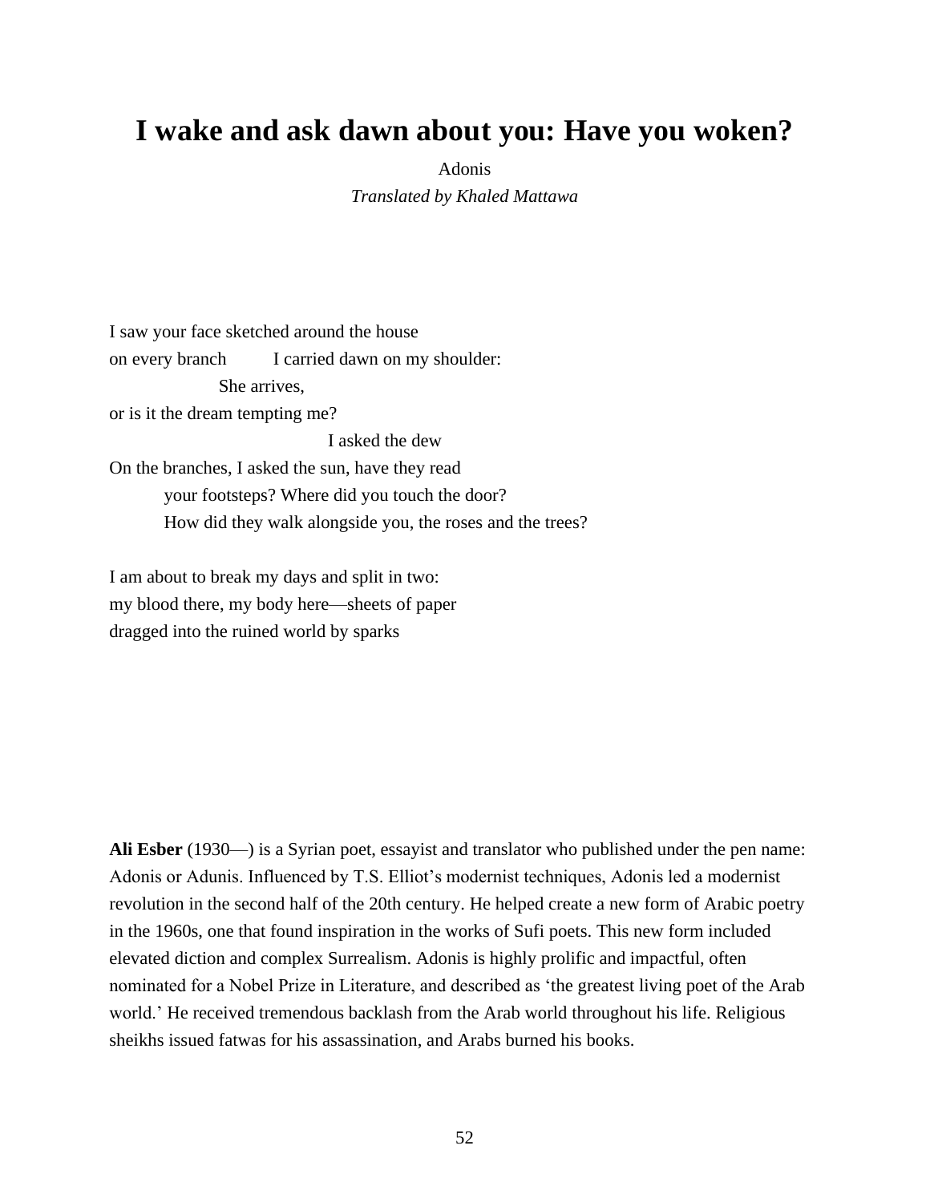# I wake and ask dawn about you: Have you woken?

Adonis

*Translated by Khaled Mattawa*

I saw your face sketched around the house  
on every branch          I carried dawn on my shoulder:  
                    She arrives,  
or is it the dream tempting me?  
                                        I asked the dew  
On the branches, I asked the sun, have they read  
          your footsteps? Where did you touch the door?  
          How did they walk alongside you, the roses and the trees?

I am about to break my days and split in two:  
my blood there, my body here—sheets of paper  
dragged into the ruined world by sparks

**Ali Esber** (1930—) is a Syrian poet, essayist and translator who published under the pen name: Adonis or Adunis. Influenced by T.S. Elliot's modernist techniques, Adonis led a modernist revolution in the second half of the 20th century. He helped create a new form of Arabic poetry in the 1960s, one that found inspiration in the works of Sufi poets. This new form included elevated diction and complex Surrealism. Adonis is highly prolific and impactful, often nominated for a Nobel Prize in Literature, and described as 'the greatest living poet of the Arab world.' He received tremendous backlash from the Arab world throughout his life. Religious sheikhs issued fatwas for his assassination, and Arabs burned his books.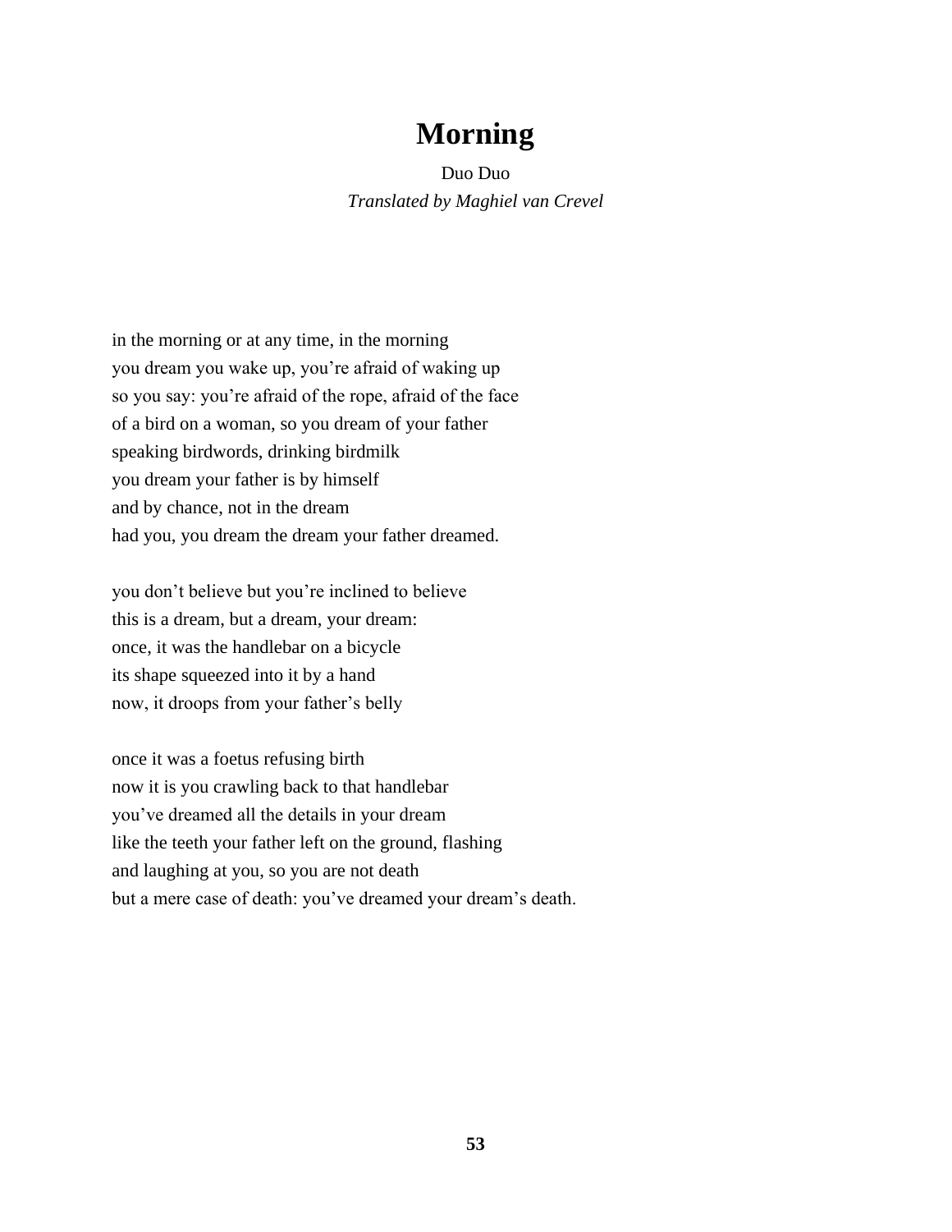# Morning

Duo Duo

*Translated by Maghiel van Crevel*

in the morning or at any time, in the morning
you dream you wake up, you're afraid of waking up
so you say: you're afraid of the rope, afraid of the face
of a bird on a woman, so you dream of your father
speaking birdwords, drinking birdmilk
you dream your father is by himself
and by chance, not in the dream
had you, you dream the dream your father dreamed.

you don't believe but you're inclined to believe
this is a dream, but a dream, your dream:
once, it was the handlebar on a bicycle
its shape squeezed into it by a hand
now, it droops from your father's belly

once it was a foetus refusing birth
now it is you crawling back to that handlebar
you've dreamed all the details in your dream
like the teeth your father left on the ground, flashing
and laughing at you, so you are not death
but a mere case of death: you've dreamed your dream's death.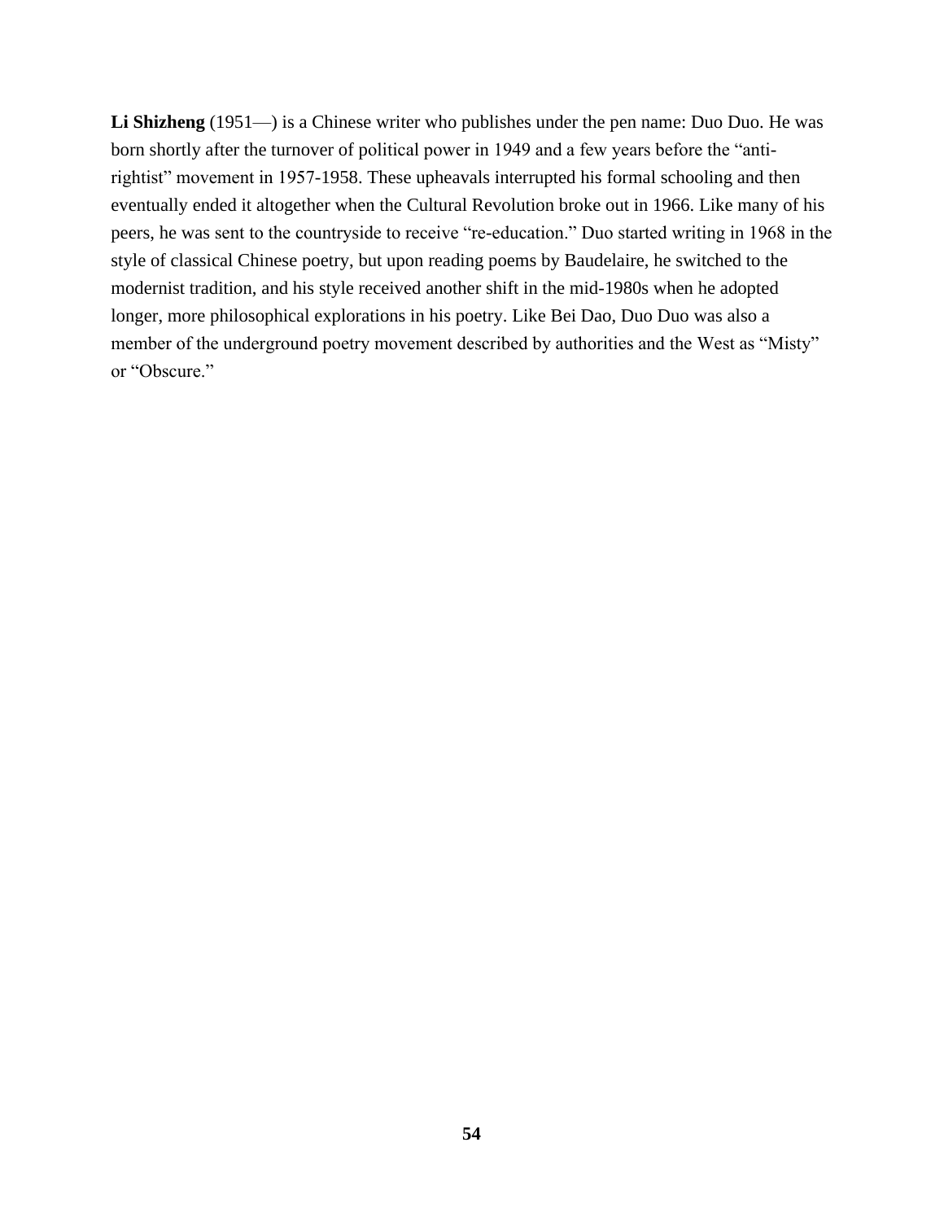**Li Shizheng** (1951—) is a Chinese writer who publishes under the pen name: Duo Duo. He was born shortly after the turnover of political power in 1949 and a few years before the "anti-rightist" movement in 1957-1958. These upheavals interrupted his formal schooling and then eventually ended it altogether when the Cultural Revolution broke out in 1966. Like many of his peers, he was sent to the countryside to receive "re-education." Duo started writing in 1968 in the style of classical Chinese poetry, but upon reading poems by Baudelaire, he switched to the modernist tradition, and his style received another shift in the mid-1980s when he adopted longer, more philosophical explorations in his poetry. Like Bei Dao, Duo Duo was also a member of the underground poetry movement described by authorities and the West as "Misty" or "Obscure."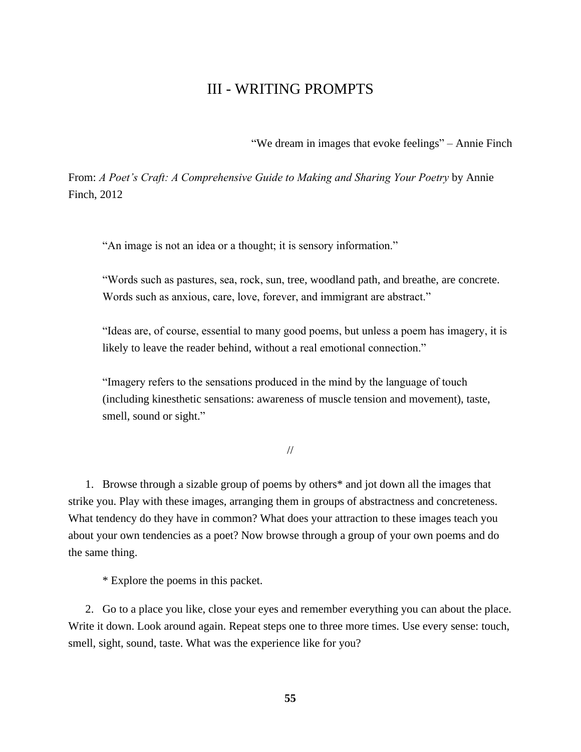# III - WRITING PROMPTS

“We dream in images that evoke feelings” – Annie Finch

From: *A Poet’s Craft: A Comprehensive Guide to Making and Sharing Your Poetry* by Annie Finch, 2012

> “An image is not an idea or a thought; it is sensory information.”
>
> “Words such as pastures, sea, rock, sun, tree, woodland path, and breathe, are concrete. Words such as anxious, care, love, forever, and immigrant are abstract.”
>
> “Ideas are, of course, essential to many good poems, but unless a poem has imagery, it is likely to leave the reader behind, without a real emotional connection.”
>
> “Imagery refers to the sensations produced in the mind by the language of touch (including kinesthetic sensations: awareness of muscle tension and movement), taste, smell, sound or sight.”

//

1. Browse through a sizable group of poems by others* and jot down all the images that strike you. Play with these images, arranging them in groups of abstractness and concreteness. What tendency do they have in common? What does your attraction to these images teach you about your own tendencies as a poet? Now browse through a group of your own poems and do the same thing.

   * Explore the poems in this packet.

2. Go to a place you like, close your eyes and remember everything you can about the place. Write it down. Look around again. Repeat steps one to three more times. Use every sense: touch, smell, sight, sound, taste. What was the experience like for you?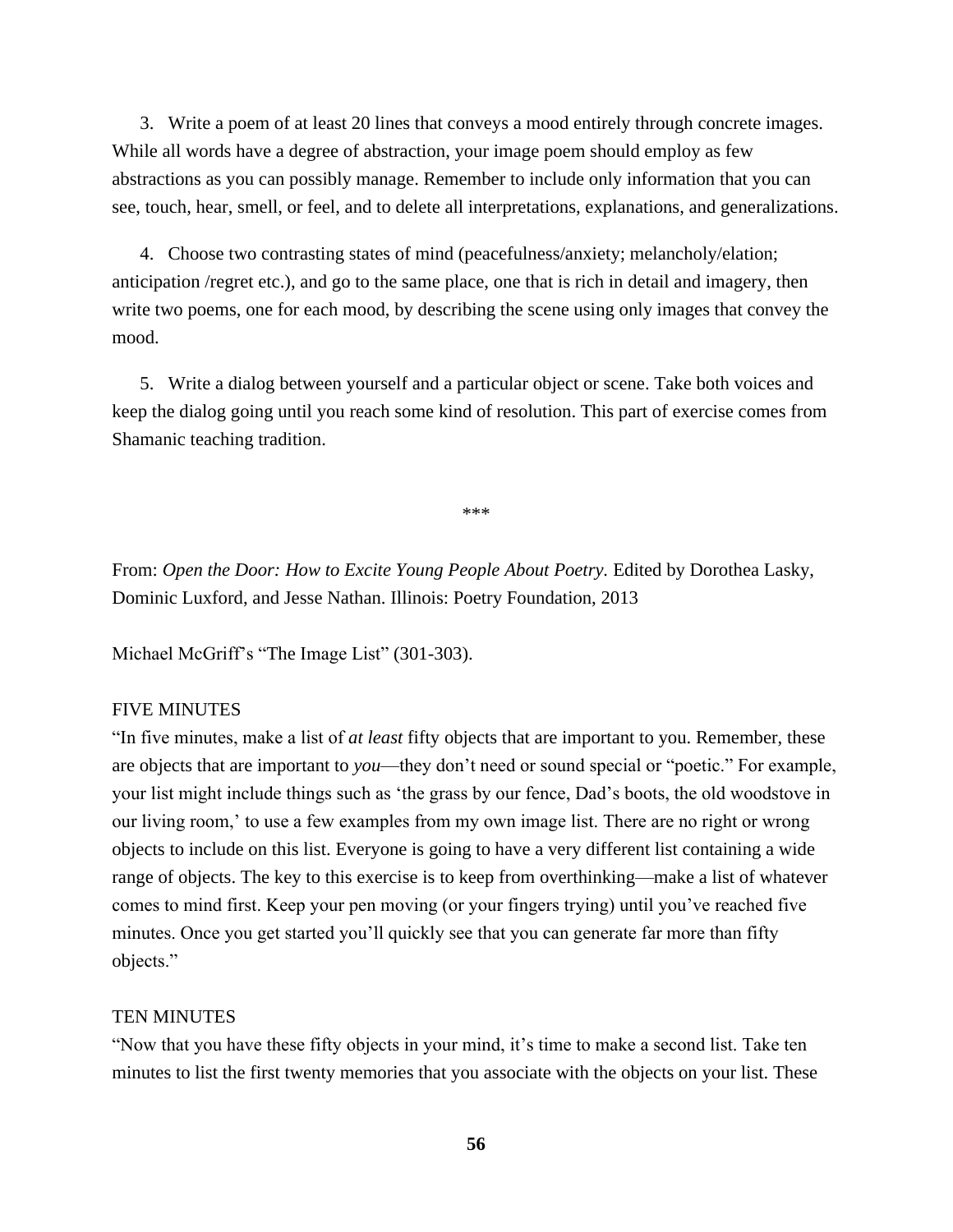3. Write a poem of at least 20 lines that conveys a mood entirely through concrete images. While all words have a degree of abstraction, your image poem should employ as few abstractions as you can possibly manage. Remember to include only information that you can see, touch, hear, smell, or feel, and to delete all interpretations, explanations, and generalizations.

4. Choose two contrasting states of mind (peacefulness/anxiety; melancholy/elation; anticipation /regret etc.), and go to the same place, one that is rich in detail and imagery, then write two poems, one for each mood, by describing the scene using only images that convey the mood.

5. Write a dialog between yourself and a particular object or scene. Take both voices and keep the dialog going until you reach some kind of resolution. This part of exercise comes from Shamanic teaching tradition.

\*\*\*

From: *Open the Door: How to Excite Young People About Poetry.* Edited by Dorothea Lasky, Dominic Luxford, and Jesse Nathan. Illinois: Poetry Foundation, 2013

Michael McGriff's "The Image List" (301-303).

FIVE MINUTES

"In five minutes, make a list of *at least* fifty objects that are important to you. Remember, these are objects that are important to *you*—they don't need or sound special or "poetic." For example, your list might include things such as 'the grass by our fence, Dad's boots, the old woodstove in our living room,' to use a few examples from my own image list. There are no right or wrong objects to include on this list. Everyone is going to have a very different list containing a wide range of objects. The key to this exercise is to keep from overthinking—make a list of whatever comes to mind first. Keep your pen moving (or your fingers trying) until you've reached five minutes. Once you get started you'll quickly see that you can generate far more than fifty objects."

TEN MINUTES

"Now that you have these fifty objects in your mind, it's time to make a second list. Take ten minutes to list the first twenty memories that you associate with the objects on your list. These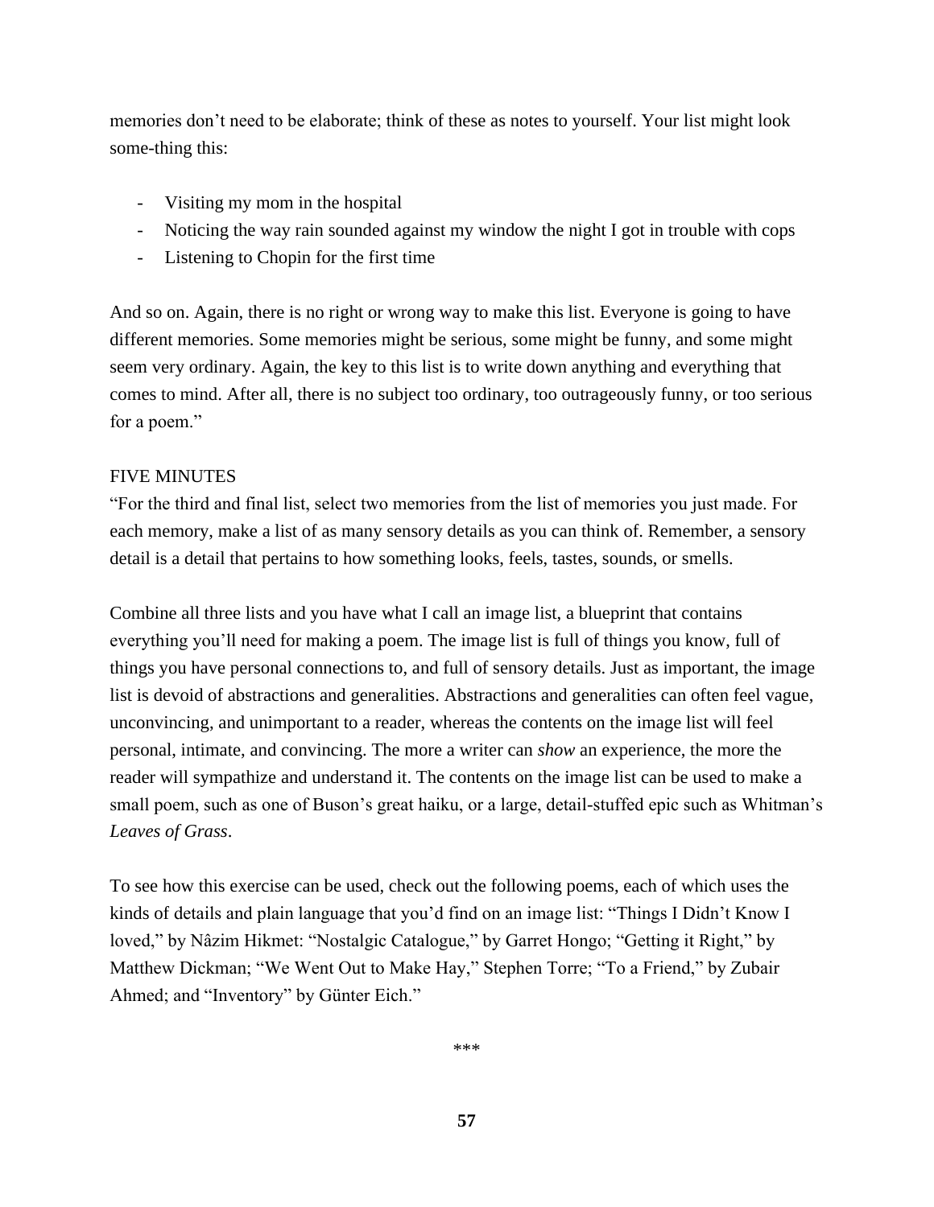memories don't need to be elaborate; think of these as notes to yourself. Your list might look some-thing this:

- Visiting my mom in the hospital
- Noticing the way rain sounded against my window the night I got in trouble with cops
- Listening to Chopin for the first time

And so on. Again, there is no right or wrong way to make this list. Everyone is going to have different memories. Some memories might be serious, some might be funny, and some might seem very ordinary. Again, the key to this list is to write down anything and everything that comes to mind. After all, there is no subject too ordinary, too outrageously funny, or too serious for a poem."

FIVE MINUTES

"For the third and final list, select two memories from the list of memories you just made. For each memory, make a list of as many sensory details as you can think of. Remember, a sensory detail is a detail that pertains to how something looks, feels, tastes, sounds, or smells.

Combine all three lists and you have what I call an image list, a blueprint that contains everything you'll need for making a poem. The image list is full of things you know, full of things you have personal connections to, and full of sensory details. Just as important, the image list is devoid of abstractions and generalities. Abstractions and generalities can often feel vague, unconvincing, and unimportant to a reader, whereas the contents on the image list will feel personal, intimate, and convincing. The more a writer can *show* an experience, the more the reader will sympathize and understand it. The contents on the image list can be used to make a small poem, such as one of Buson's great haiku, or a large, detail-stuffed epic such as Whitman's *Leaves of Grass*.

To see how this exercise can be used, check out the following poems, each of which uses the kinds of details and plain language that you'd find on an image list: "Things I Didn't Know I loved," by Nâzim Hikmet: "Nostalgic Catalogue," by Garret Hongo; "Getting it Right," by Matthew Dickman; "We Went Out to Make Hay," Stephen Torre; "To a Friend," by Zubair Ahmed; and "Inventory" by Günter Eich."

***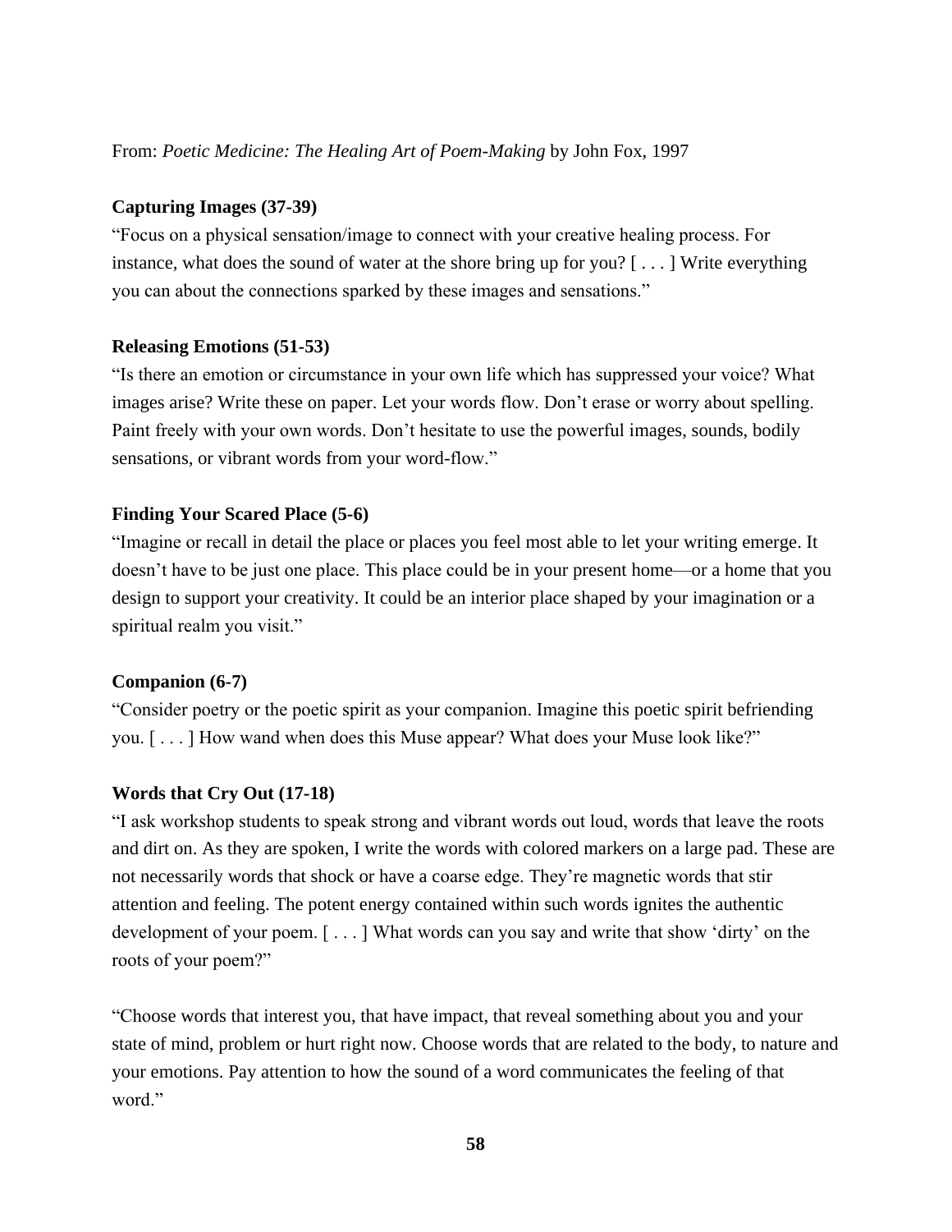From: *Poetic Medicine: The Healing Art of Poem-Making* by John Fox, 1997

**Capturing Images (37-39)**

"Focus on a physical sensation/image to connect with your creative healing process. For instance, what does the sound of water at the shore bring up for you? [ . . . ] Write everything you can about the connections sparked by these images and sensations."

**Releasing Emotions (51-53)**

"Is there an emotion or circumstance in your own life which has suppressed your voice? What images arise? Write these on paper. Let your words flow. Don't erase or worry about spelling. Paint freely with your own words. Don't hesitate to use the powerful images, sounds, bodily sensations, or vibrant words from your word-flow."

**Finding Your Scared Place (5-6)**

"Imagine or recall in detail the place or places you feel most able to let your writing emerge. It doesn't have to be just one place. This place could be in your present home—or a home that you design to support your creativity. It could be an interior place shaped by your imagination or a spiritual realm you visit."

**Companion (6-7)**

"Consider poetry or the poetic spirit as your companion. Imagine this poetic spirit befriending you. [ . . . ] How wand when does this Muse appear? What does your Muse look like?"

**Words that Cry Out (17-18)**

"I ask workshop students to speak strong and vibrant words out loud, words that leave the roots and dirt on. As they are spoken, I write the words with colored markers on a large pad. These are not necessarily words that shock or have a coarse edge. They're magnetic words that stir attention and feeling. The potent energy contained within such words ignites the authentic development of your poem. [ . . . ] What words can you say and write that show 'dirty' on the roots of your poem?"

"Choose words that interest you, that have impact, that reveal something about you and your state of mind, problem or hurt right now. Choose words that are related to the body, to nature and your emotions. Pay attention to how the sound of a word communicates the feeling of that word."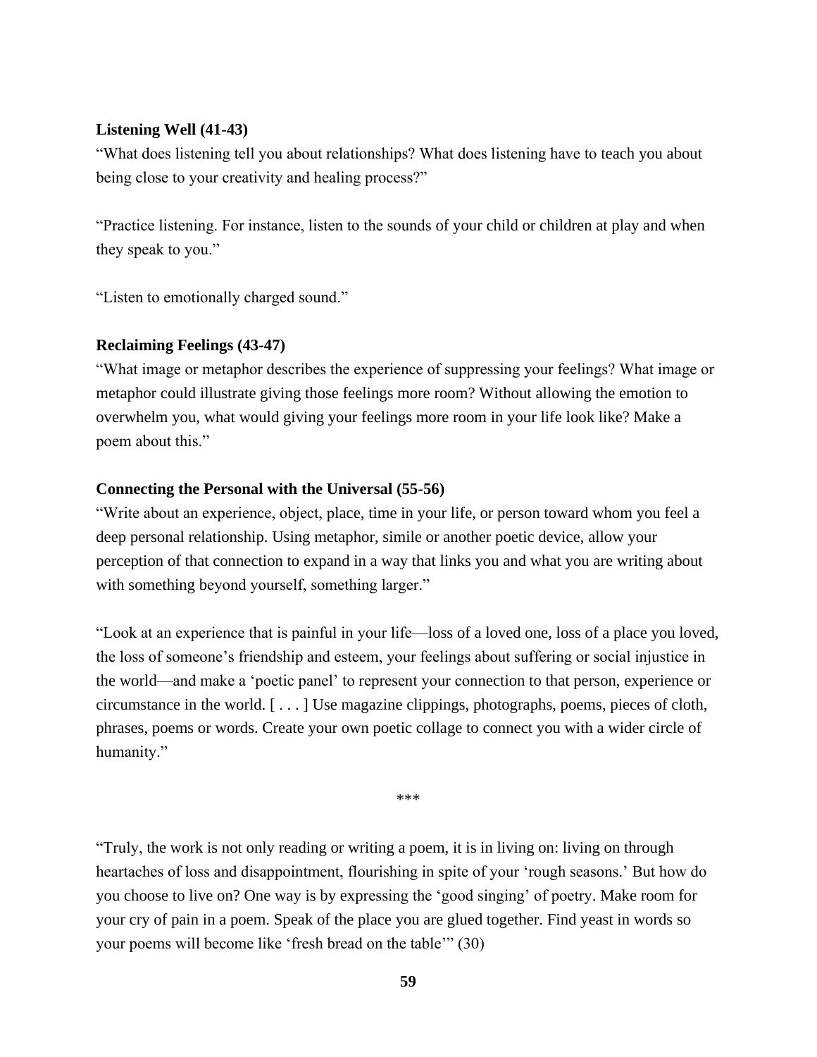**Listening Well (41-43)**

"What does listening tell you about relationships? What does listening have to teach you about being close to your creativity and healing process?"

"Practice listening. For instance, listen to the sounds of your child or children at play and when they speak to you."

"Listen to emotionally charged sound."

**Reclaiming Feelings (43-47)**

"What image or metaphor describes the experience of suppressing your feelings? What image or metaphor could illustrate giving those feelings more room? Without allowing the emotion to overwhelm you, what would giving your feelings more room in your life look like? Make a poem about this."

**Connecting the Personal with the Universal (55-56)**

"Write about an experience, object, place, time in your life, or person toward whom you feel a deep personal relationship. Using metaphor, simile or another poetic device, allow your perception of that connection to expand in a way that links you and what you are writing about with something beyond yourself, something larger."

"Look at an experience that is painful in your life—loss of a loved one, loss of a place you loved, the loss of someone's friendship and esteem, your feelings about suffering or social injustice in the world—and make a 'poetic panel' to represent your connection to that person, experience or circumstance in the world. [ . . . ] Use magazine clippings, photographs, poems, pieces of cloth, phrases, poems or words. Create your own poetic collage to connect you with a wider circle of humanity."

\*\*\*

"Truly, the work is not only reading or writing a poem, it is in living on: living on through heartaches of loss and disappointment, flourishing in spite of your 'rough seasons.' But how do you choose to live on? One way is by expressing the 'good singing' of poetry. Make room for your cry of pain in a poem. Speak of the place you are glued together. Find yeast in words so your poems will become like 'fresh bread on the table'" (30)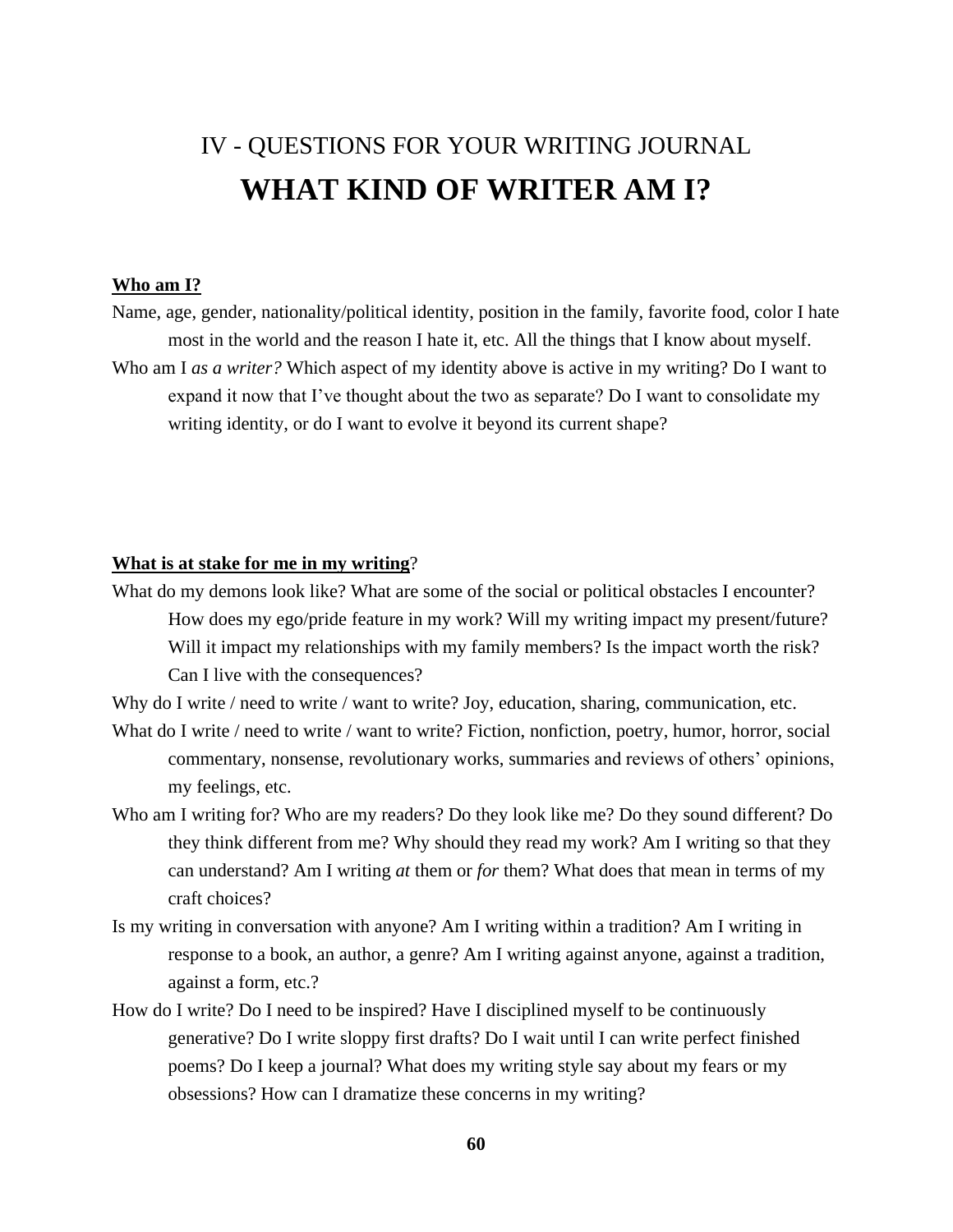## IV - QUESTIONS FOR YOUR WRITING JOURNAL

# WHAT KIND OF WRITER AM I?

**Who am I?**

Name, age, gender, nationality/political identity, position in the family, favorite food, color I hate most in the world and the reason I hate it, etc. All the things that I know about myself.

Who am I *as a writer?* Which aspect of my identity above is active in my writing? Do I want to expand it now that I've thought about the two as separate? Do I want to consolidate my writing identity, or do I want to evolve it beyond its current shape?

**What is at stake for me in my writing**?

What do my demons look like? What are some of the social or political obstacles I encounter? How does my ego/pride feature in my work? Will my writing impact my present/future? Will it impact my relationships with my family members? Is the impact worth the risk? Can I live with the consequences?

Why do I write / need to write / want to write? Joy, education, sharing, communication, etc.

What do I write / need to write / want to write? Fiction, nonfiction, poetry, humor, horror, social commentary, nonsense, revolutionary works, summaries and reviews of others' opinions, my feelings, etc.

Who am I writing for? Who are my readers? Do they look like me? Do they sound different? Do they think different from me? Why should they read my work? Am I writing so that they can understand? Am I writing *at* them or *for* them? What does that mean in terms of my craft choices?

Is my writing in conversation with anyone? Am I writing within a tradition? Am I writing in response to a book, an author, a genre? Am I writing against anyone, against a tradition, against a form, etc.?

How do I write? Do I need to be inspired? Have I disciplined myself to be continuously generative? Do I write sloppy first drafts? Do I wait until I can write perfect finished poems? Do I keep a journal? What does my writing style say about my fears or my obsessions? How can I dramatize these concerns in my writing?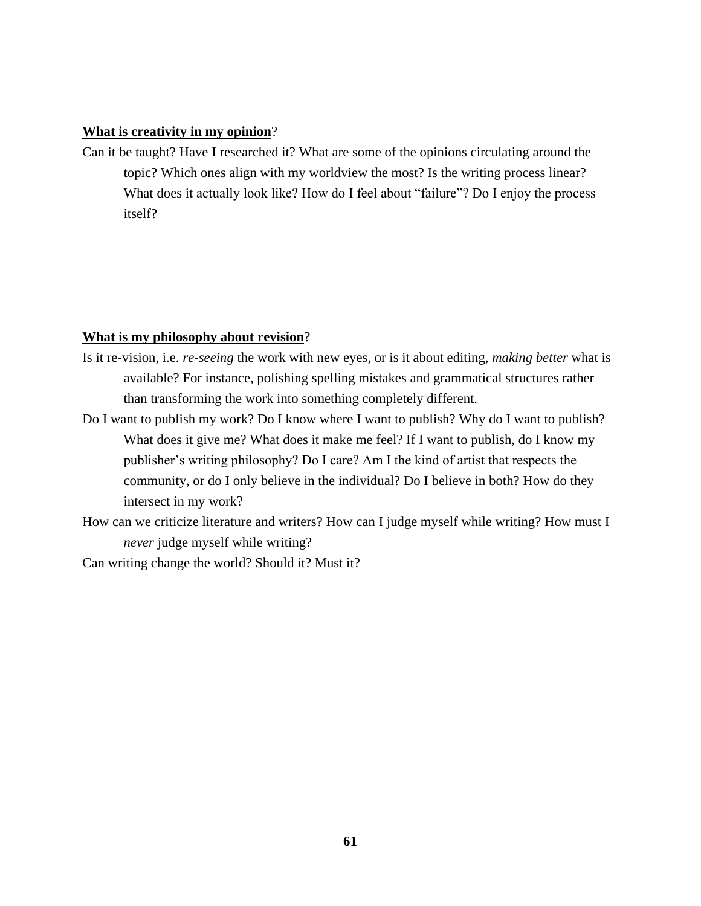**<u>What is creativity in my opinion</u>**?

Can it be taught? Have I researched it? What are some of the opinions circulating around the topic? Which ones align with my worldview the most? Is the writing process linear? What does it actually look like? How do I feel about "failure"? Do I enjoy the process itself?

**<u>What is my philosophy about revision</u>**?

Is it re-vision, i.e. *re-seeing* the work with new eyes, or is it about editing, *making better* what is available? For instance, polishing spelling mistakes and grammatical structures rather than transforming the work into something completely different.

Do I want to publish my work? Do I know where I want to publish? Why do I want to publish? What does it give me? What does it make me feel? If I want to publish, do I know my publisher's writing philosophy? Do I care? Am I the kind of artist that respects the community, or do I only believe in the individual? Do I believe in both? How do they intersect in my work?

How can we criticize literature and writers? How can I judge myself while writing? How must I *never* judge myself while writing?

Can writing change the world? Should it? Must it?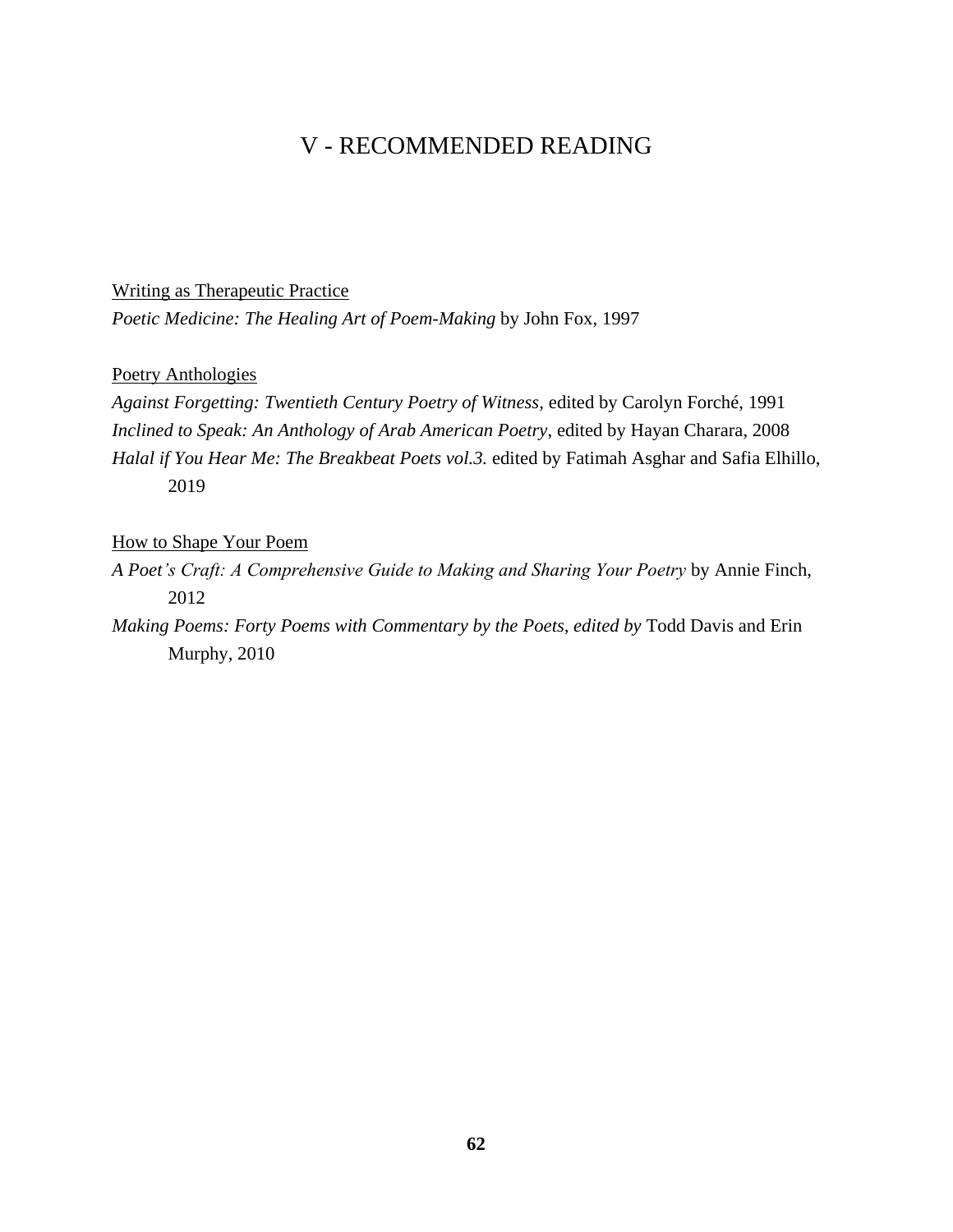# V - RECOMMENDED READING

Writing as Therapeutic Practice

*Poetic Medicine: The Healing Art of Poem-Making* by John Fox, 1997

Poetry Anthologies

*Against Forgetting: Twentieth Century Poetry of Witness,* edited by Carolyn Forché, 1991

*Inclined to Speak: An Anthology of Arab American Poetry*, edited by Hayan Charara, 2008

*Halal if You Hear Me: The Breakbeat Poets vol.3.* edited by Fatimah Asghar and Safia Elhillo, 2019

How to Shape Your Poem

*A Poet's Craft: A Comprehensive Guide to Making and Sharing Your Poetry* by Annie Finch, 2012

*Making Poems: Forty Poems with Commentary by the Poets, edited by* Todd Davis and Erin Murphy, 2010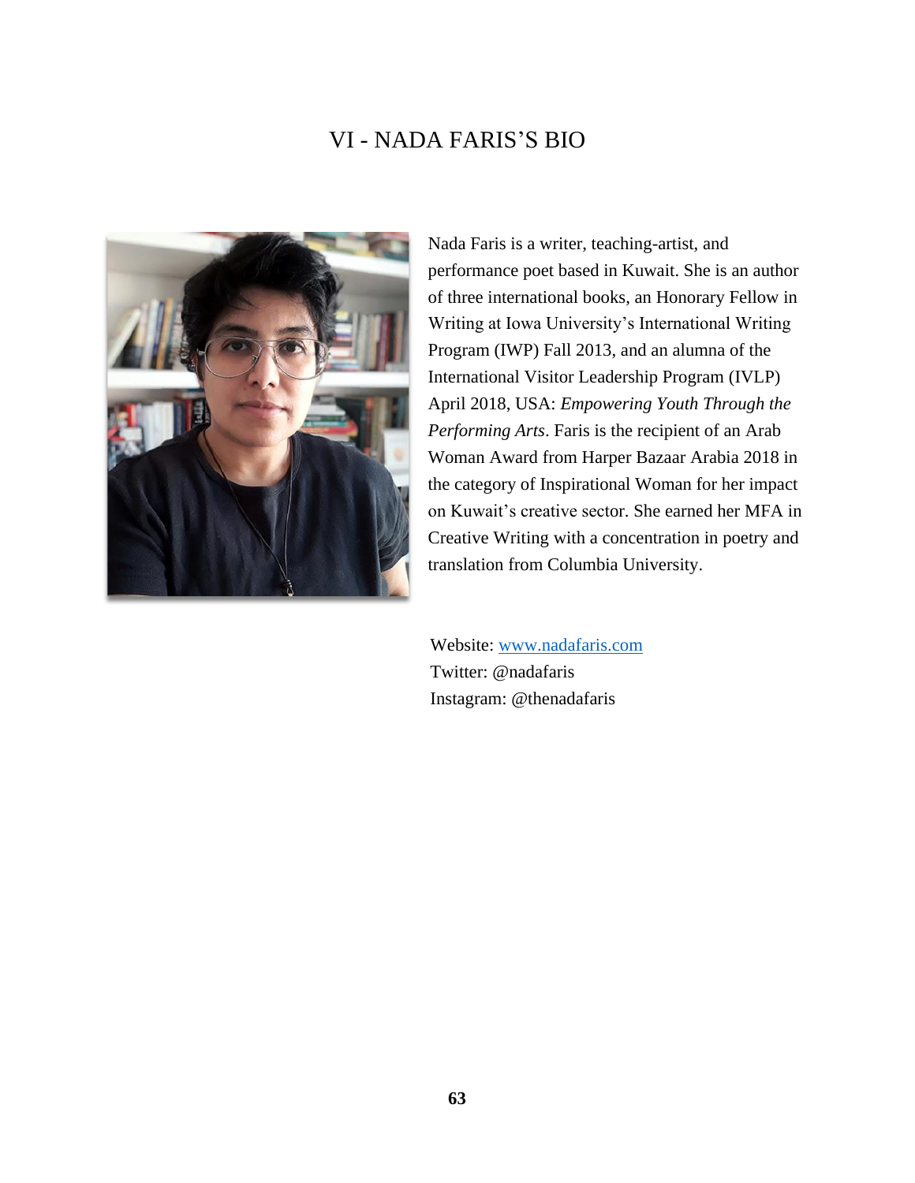# VI - NADA FARIS'S BIO

Nada Faris is a writer, teaching-artist, and performance poet based in Kuwait. She is an author of three international books, an Honorary Fellow in Writing at Iowa University's International Writing Program (IWP) Fall 2013, and an alumna of the International Visitor Leadership Program (IVLP) April 2018, USA: *Empowering Youth Through the Performing Arts*. Faris is the recipient of an Arab Woman Award from Harper Bazaar Arabia 2018 in the category of Inspirational Woman for her impact on Kuwait's creative sector. She earned her MFA in Creative Writing with a concentration in poetry and translation from Columbia University.

Website: [www.nadafaris.com](http://www.nadafaris.com)
Twitter: @nadafaris
Instagram: @thenadafaris